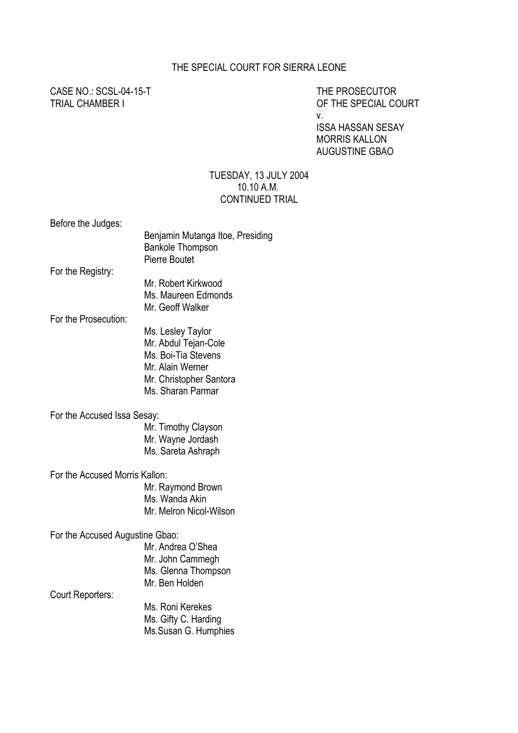THE SPECIAL COURT FOR SIERRA LEONE

CASE NO.: SCSL-04-15-T
TRIAL CHAMBER I

THE PROSECUTOR
OF THE SPECIAL COURT
v.
ISSA HASSAN SESAY
MORRIS KALLON
AUGUSTINE GBAO

TUESDAY, 13 JULY 2004
10.10 A.M.
CONTINUED TRIAL

Before the Judges:
Benjamin Mutanga Itoe, Presiding
Bankole Thompson
Pierre Boutet

For the Registry:
Mr. Robert Kirkwood
Ms. Maureen Edmonds
Mr. Geoff Walker

For the Prosecution:
Ms. Lesley Taylor
Mr. Abdul Tejan-Cole
Ms. Boi-Tia Stevens
Mr. Alain Werner
Mr. Christopher Santora
Ms. Sharan Parmar

For the Accused Issa Sesay:
Mr. Timothy Clayson
Mr. Wayne Jordash
Ms. Sareta Ashraph

For the Accused Morris Kallon:
Mr. Raymond Brown
Ms. Wanda Akin
Mr. Melron Nicol-Wilson

For the Accused Augustine Gbao:
Mr. Andrea O'Shea
Mr. John Cammegh
Ms. Glenna Thompson
Mr. Ben Holden

Court Reporters:
Ms. Roni Kerekes
Ms. Gifty C. Harding
Ms.Susan G. Humphies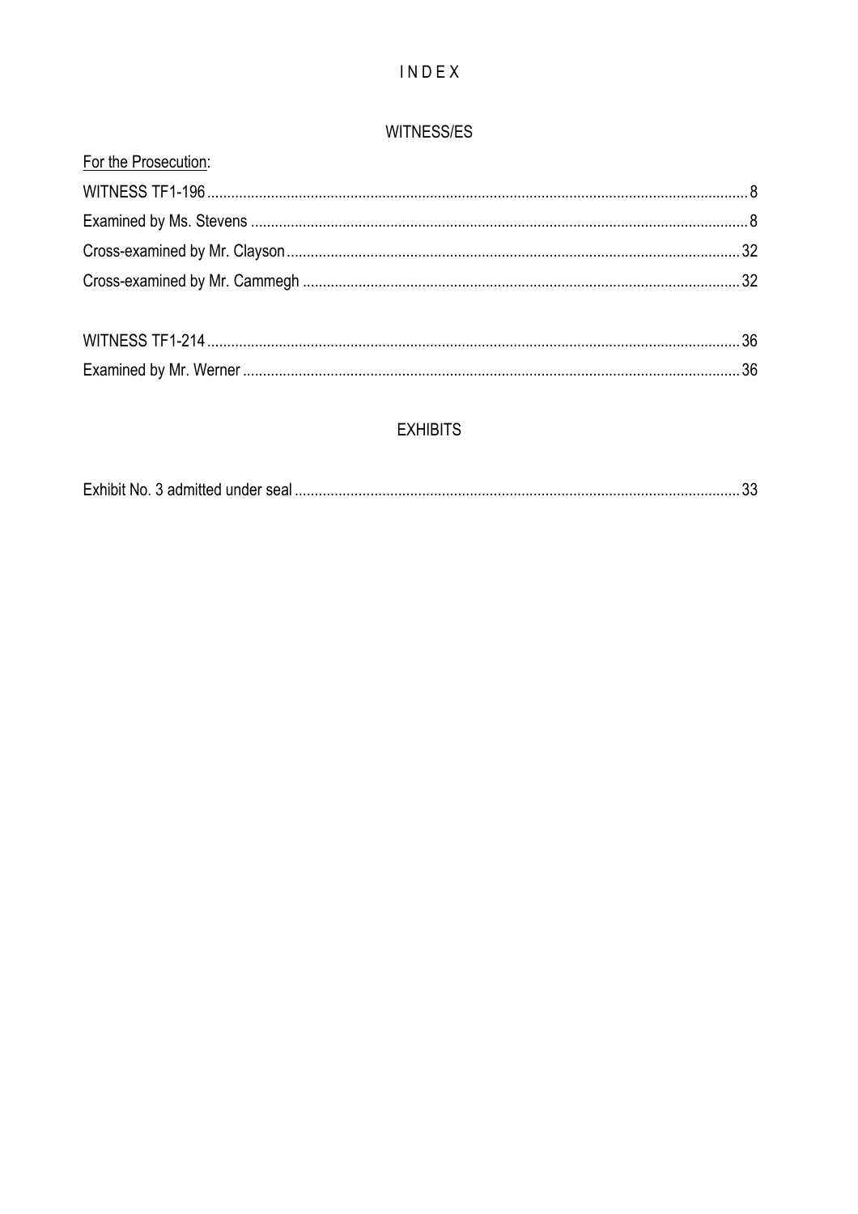# I N D E X

## WITNESS/ES

For the Prosecution:

WITNESS TF1-196 .................................................................... 8

Examined by Ms. Stevens .................................................................... 8

Cross-examined by Mr. Clayson .................................................................... 32

Cross-examined by Mr. Cammegh .................................................................... 32

WITNESS TF1-214 .................................................................... 36

Examined by Mr. Werner .................................................................... 36

## EXHIBITS

Exhibit No. 3 admitted under seal .................................................................... 33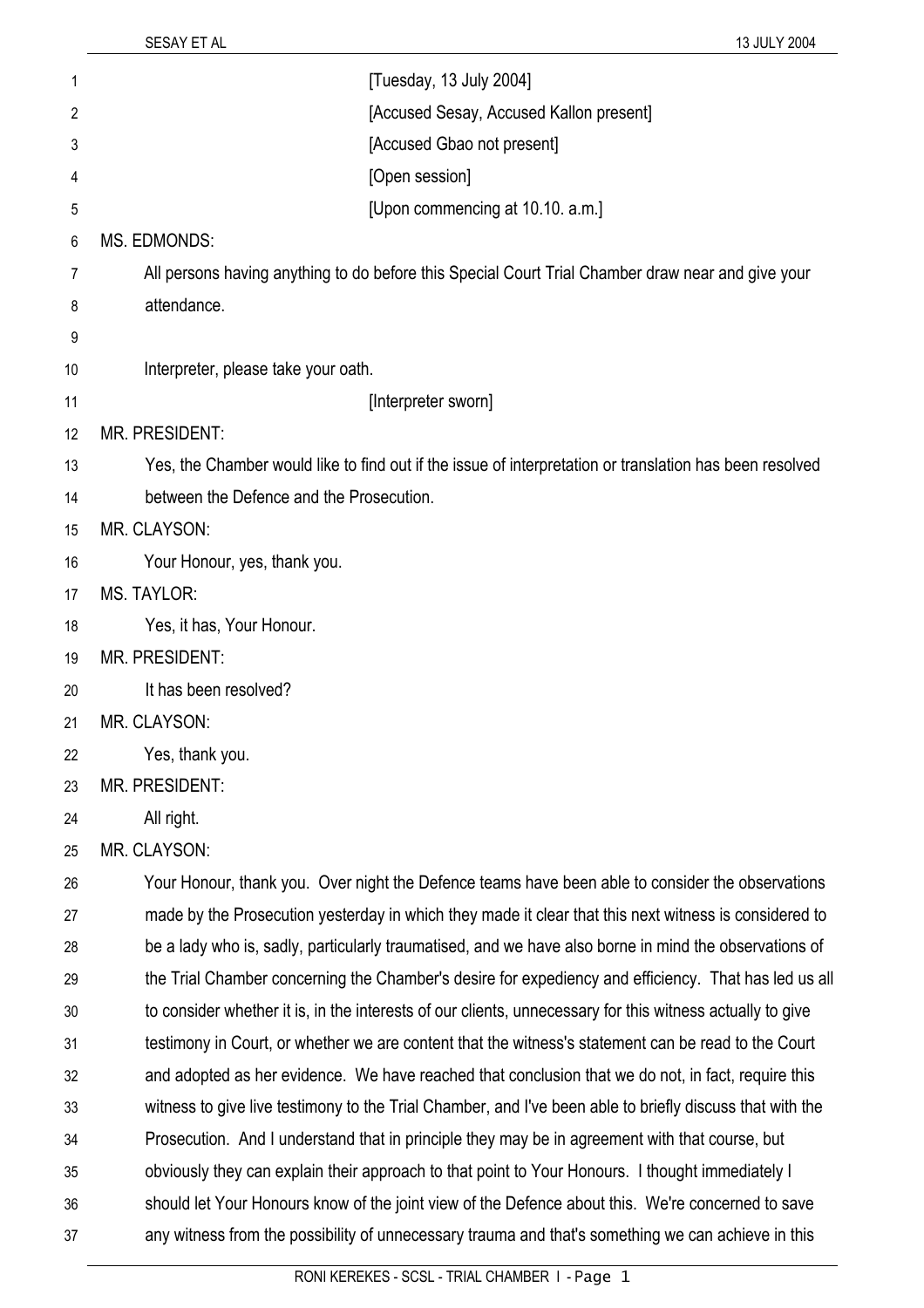[Tuesday, 13 July 2004]

[Accused Sesay, Accused Kallon present]

[Accused Gbao not present]

[Open session]

[Upon commencing at 10.10. a.m.]

MS. EDMONDS:

All persons having anything to do before this Special Court Trial Chamber draw near and give your attendance.

Interpreter, please take your oath.

[Interpreter sworn]

MR. PRESIDENT:

Yes, the Chamber would like to find out if the issue of interpretation or translation has been resolved between the Defence and the Prosecution.

MR. CLAYSON:

Your Honour, yes, thank you.

MS. TAYLOR:

Yes, it has, Your Honour.

MR. PRESIDENT:

It has been resolved?

MR. CLAYSON:

Yes, thank you.

MR. PRESIDENT:

All right.

MR. CLAYSON:

Your Honour, thank you. Over night the Defence teams have been able to consider the observations made by the Prosecution yesterday in which they made it clear that this next witness is considered to be a lady who is, sadly, particularly traumatised, and we have also borne in mind the observations of the Trial Chamber concerning the Chamber's desire for expediency and efficiency. That has led us all to consider whether it is, in the interests of our clients, unnecessary for this witness actually to give testimony in Court, or whether we are content that the witness's statement can be read to the Court and adopted as her evidence. We have reached that conclusion that we do not, in fact, require this witness to give live testimony to the Trial Chamber, and I've been able to briefly discuss that with the Prosecution. And I understand that in principle they may be in agreement with that course, but obviously they can explain their approach to that point to Your Honours. I thought immediately I should let Your Honours know of the joint view of the Defence about this. We're concerned to save any witness from the possibility of unnecessary trauma and that's something we can achieve in this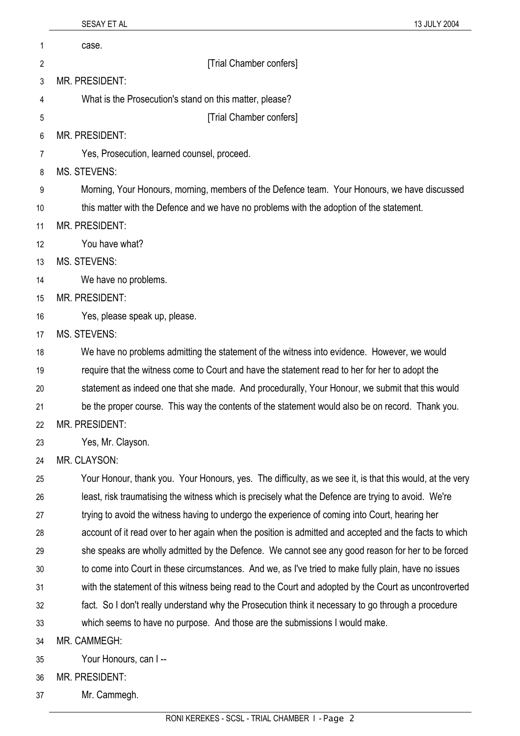case.

[Trial Chamber confers]

MR. PRESIDENT:

What is the Prosecution's stand on this matter, please?

[Trial Chamber confers]

MR. PRESIDENT:

Yes, Prosecution, learned counsel, proceed.

MS. STEVENS:

Morning, Your Honours, morning, members of the Defence team. Your Honours, we have discussed this matter with the Defence and we have no problems with the adoption of the statement.

MR. PRESIDENT:

You have what?

MS. STEVENS:

We have no problems.

MR. PRESIDENT:

Yes, please speak up, please.

MS. STEVENS:

We have no problems admitting the statement of the witness into evidence. However, we would require that the witness come to Court and have the statement read to her for her to adopt the statement as indeed one that she made. And procedurally, Your Honour, we submit that this would be the proper course. This way the contents of the statement would also be on record. Thank you.

MR. PRESIDENT:

Yes, Mr. Clayson.

MR. CLAYSON:

Your Honour, thank you. Your Honours, yes. The difficulty, as we see it, is that this would, at the very least, risk traumatising the witness which is precisely what the Defence are trying to avoid. We're trying to avoid the witness having to undergo the experience of coming into Court, hearing her account of it read over to her again when the position is admitted and accepted and the facts to which she speaks are wholly admitted by the Defence. We cannot see any good reason for her to be forced to come into Court in these circumstances. And we, as I've tried to make fully plain, have no issues with the statement of this witness being read to the Court and adopted by the Court as uncontroverted fact. So I don't really understand why the Prosecution think it necessary to go through a procedure which seems to have no purpose. And those are the submissions I would make.

MR. CAMMEGH:

Your Honours, can I --

MR. PRESIDENT:

Mr. Cammegh.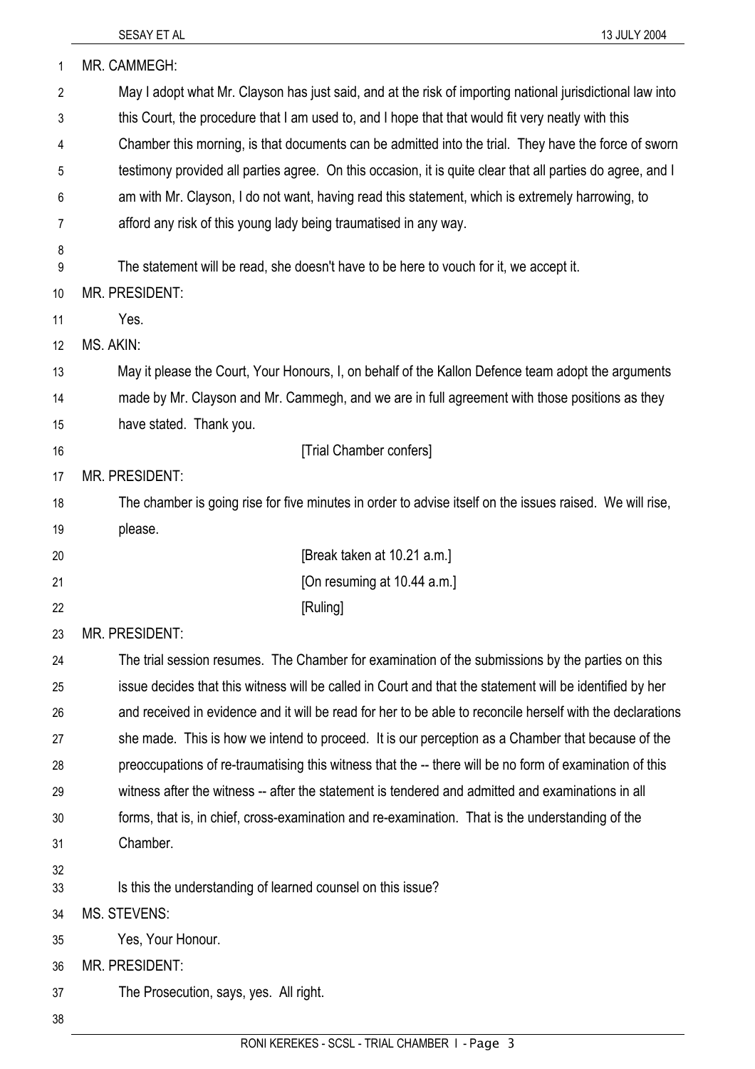MR. CAMMEGH:

May I adopt what Mr. Clayson has just said, and at the risk of importing national jurisdictional law into this Court, the procedure that I am used to, and I hope that that would fit very neatly with this Chamber this morning, is that documents can be admitted into the trial. They have the force of sworn testimony provided all parties agree. On this occasion, it is quite clear that all parties do agree, and I am with Mr. Clayson, I do not want, having read this statement, which is extremely harrowing, to afford any risk of this young lady being traumatised in any way.

The statement will be read, she doesn't have to be here to vouch for it, we accept it.

MR. PRESIDENT:

Yes.

MS. AKIN:

May it please the Court, Your Honours, I, on behalf of the Kallon Defence team adopt the arguments made by Mr. Clayson and Mr. Cammegh, and we are in full agreement with those positions as they have stated. Thank you.

[Trial Chamber confers]

MR. PRESIDENT:

The chamber is going rise for five minutes in order to advise itself on the issues raised. We will rise, please.

[Break taken at 10.21 a.m.]

[On resuming at 10.44 a.m.]

[Ruling]

MR. PRESIDENT:

The trial session resumes. The Chamber for examination of the submissions by the parties on this issue decides that this witness will be called in Court and that the statement will be identified by her and received in evidence and it will be read for her to be able to reconcile herself with the declarations she made. This is how we intend to proceed. It is our perception as a Chamber that because of the preoccupations of re-traumatising this witness that the -- there will be no form of examination of this witness after the witness -- after the statement is tendered and admitted and examinations in all forms, that is, in chief, cross-examination and re-examination. That is the understanding of the Chamber.

Is this the understanding of learned counsel on this issue?

MS. STEVENS:

Yes, Your Honour.

MR. PRESIDENT:

The Prosecution, says, yes. All right.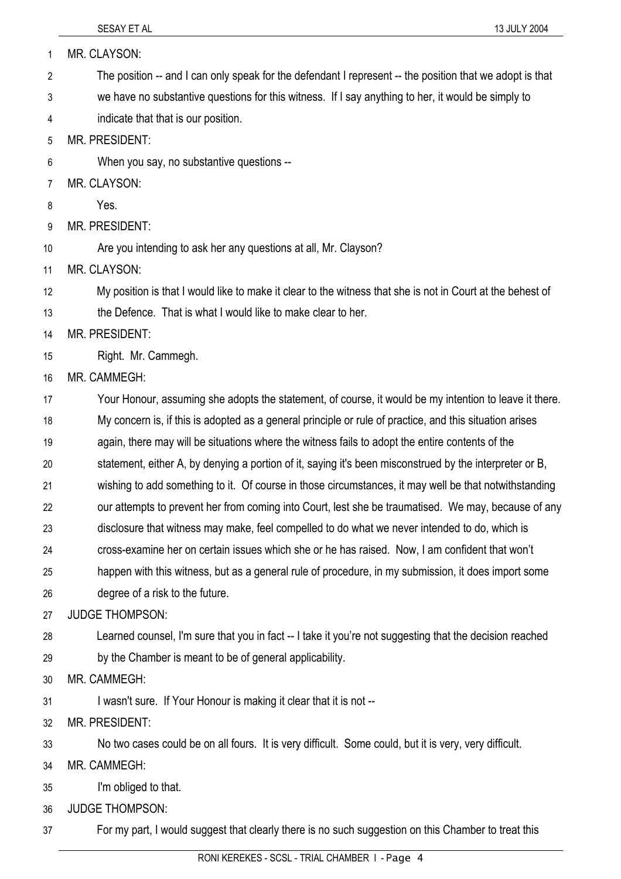MR. CLAYSON:

The position -- and I can only speak for the defendant I represent -- the position that we adopt is that we have no substantive questions for this witness. If I say anything to her, it would be simply to indicate that that is our position.

MR. PRESIDENT:

When you say, no substantive questions --

MR. CLAYSON:

Yes.

MR. PRESIDENT:

Are you intending to ask her any questions at all, Mr. Clayson?

MR. CLAYSON:

My position is that I would like to make it clear to the witness that she is not in Court at the behest of the Defence. That is what I would like to make clear to her.

MR. PRESIDENT:

Right. Mr. Cammegh.

MR. CAMMEGH:

Your Honour, assuming she adopts the statement, of course, it would be my intention to leave it there. My concern is, if this is adopted as a general principle or rule of practice, and this situation arises again, there may will be situations where the witness fails to adopt the entire contents of the statement, either A, by denying a portion of it, saying it's been misconstrued by the interpreter or B, wishing to add something to it. Of course in those circumstances, it may well be that notwithstanding our attempts to prevent her from coming into Court, lest she be traumatised. We may, because of any disclosure that witness may make, feel compelled to do what we never intended to do, which is cross-examine her on certain issues which she or he has raised. Now, I am confident that won't happen with this witness, but as a general rule of procedure, in my submission, it does import some degree of a risk to the future.

JUDGE THOMPSON:

Learned counsel, I'm sure that you in fact -- I take it you're not suggesting that the decision reached by the Chamber is meant to be of general applicability.

MR. CAMMEGH:

I wasn't sure. If Your Honour is making it clear that it is not --

MR. PRESIDENT:

No two cases could be on all fours. It is very difficult. Some could, but it is very, very difficult.

MR. CAMMEGH:

I'm obliged to that.

JUDGE THOMPSON:

For my part, I would suggest that clearly there is no such suggestion on this Chamber to treat this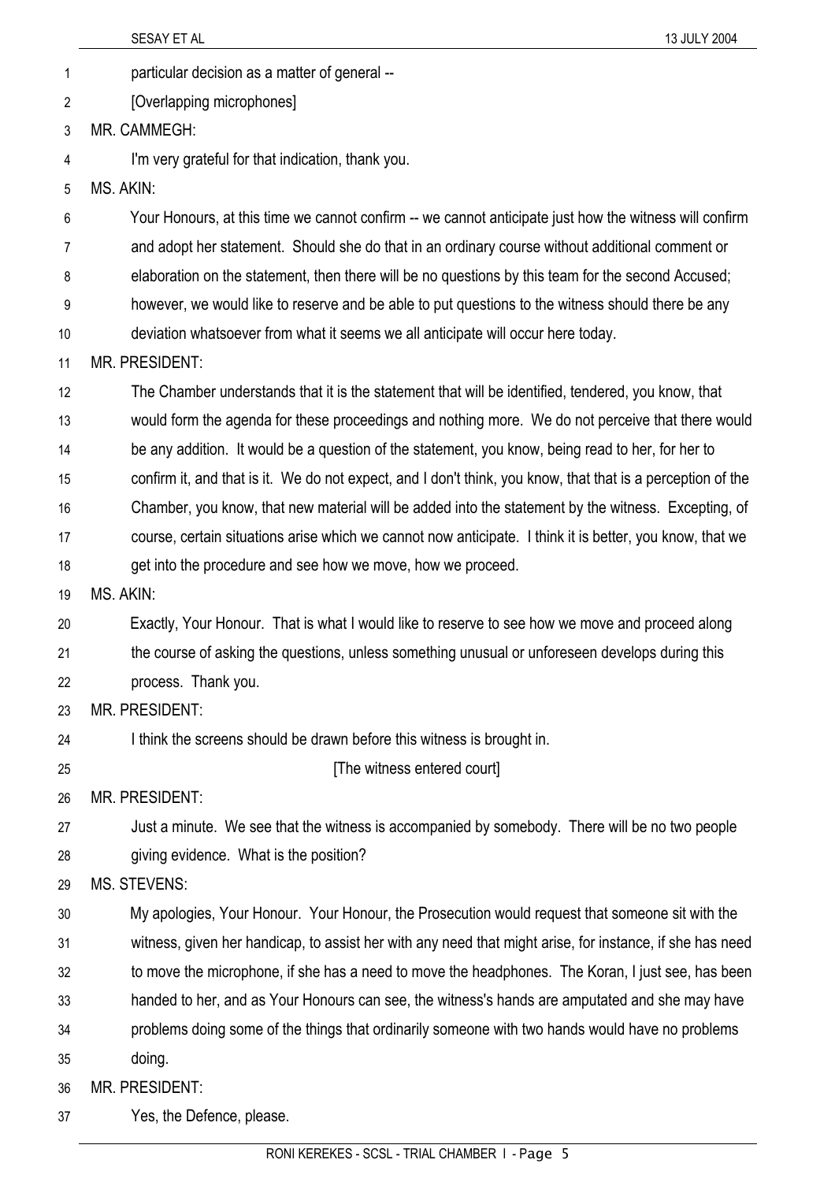particular decision as a matter of general --

[Overlapping microphones]

MR. CAMMEGH:

I'm very grateful for that indication, thank you.

MS. AKIN:

Your Honours, at this time we cannot confirm -- we cannot anticipate just how the witness will confirm and adopt her statement. Should she do that in an ordinary course without additional comment or elaboration on the statement, then there will be no questions by this team for the second Accused; however, we would like to reserve and be able to put questions to the witness should there be any deviation whatsoever from what it seems we all anticipate will occur here today.

MR. PRESIDENT:

The Chamber understands that it is the statement that will be identified, tendered, you know, that would form the agenda for these proceedings and nothing more. We do not perceive that there would be any addition. It would be a question of the statement, you know, being read to her, for her to confirm it, and that is it. We do not expect, and I don't think, you know, that that is a perception of the Chamber, you know, that new material will be added into the statement by the witness. Excepting, of course, certain situations arise which we cannot now anticipate. I think it is better, you know, that we get into the procedure and see how we move, how we proceed.

MS. AKIN:

Exactly, Your Honour. That is what I would like to reserve to see how we move and proceed along the course of asking the questions, unless something unusual or unforeseen develops during this process. Thank you.

MR. PRESIDENT:

I think the screens should be drawn before this witness is brought in.

[The witness entered court]

MR. PRESIDENT:

Just a minute. We see that the witness is accompanied by somebody. There will be no two people giving evidence. What is the position?

MS. STEVENS:

My apologies, Your Honour. Your Honour, the Prosecution would request that someone sit with the witness, given her handicap, to assist her with any need that might arise, for instance, if she has need to move the microphone, if she has a need to move the headphones. The Koran, I just see, has been handed to her, and as Your Honours can see, the witness's hands are amputated and she may have problems doing some of the things that ordinarily someone with two hands would have no problems doing.

MR. PRESIDENT:

Yes, the Defence, please.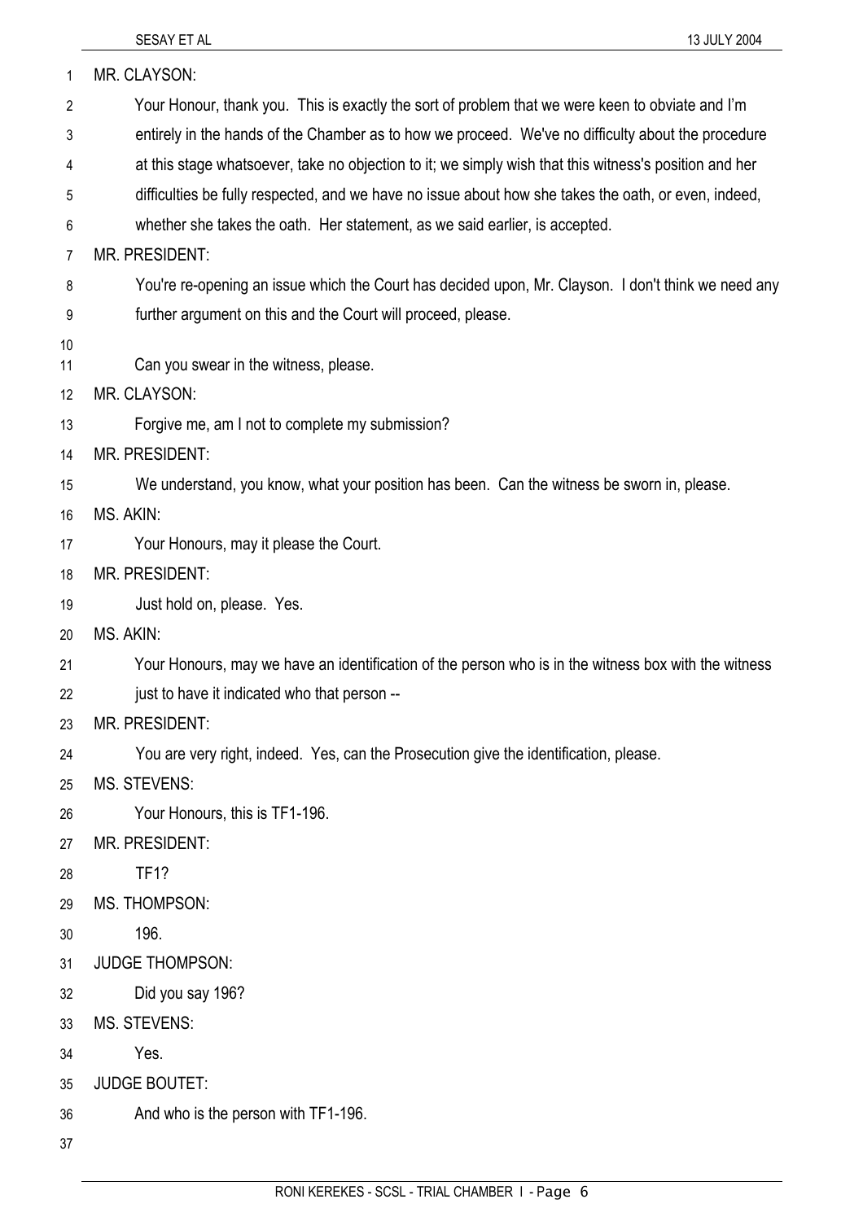MR. CLAYSON:

Your Honour, thank you. This is exactly the sort of problem that we were keen to obviate and I'm entirely in the hands of the Chamber as to how we proceed. We've no difficulty about the procedure at this stage whatsoever, take no objection to it; we simply wish that this witness's position and her difficulties be fully respected, and we have no issue about how she takes the oath, or even, indeed, whether she takes the oath. Her statement, as we said earlier, is accepted.

MR. PRESIDENT:

You're re-opening an issue which the Court has decided upon, Mr. Clayson. I don't think we need any further argument on this and the Court will proceed, please.

Can you swear in the witness, please.

MR. CLAYSON:

Forgive me, am I not to complete my submission?

MR. PRESIDENT:

We understand, you know, what your position has been. Can the witness be sworn in, please.

MS. AKIN:

Your Honours, may it please the Court.

MR. PRESIDENT:

Just hold on, please. Yes.

MS. AKIN:

Your Honours, may we have an identification of the person who is in the witness box with the witness just to have it indicated who that person --

MR. PRESIDENT:

You are very right, indeed. Yes, can the Prosecution give the identification, please.

MS. STEVENS:

Your Honours, this is TF1-196.

MR. PRESIDENT:

TF1?

MS. THOMPSON:

196.

JUDGE THOMPSON:

Did you say 196?

MS. STEVENS:

Yes.

JUDGE BOUTET:

And who is the person with TF1-196.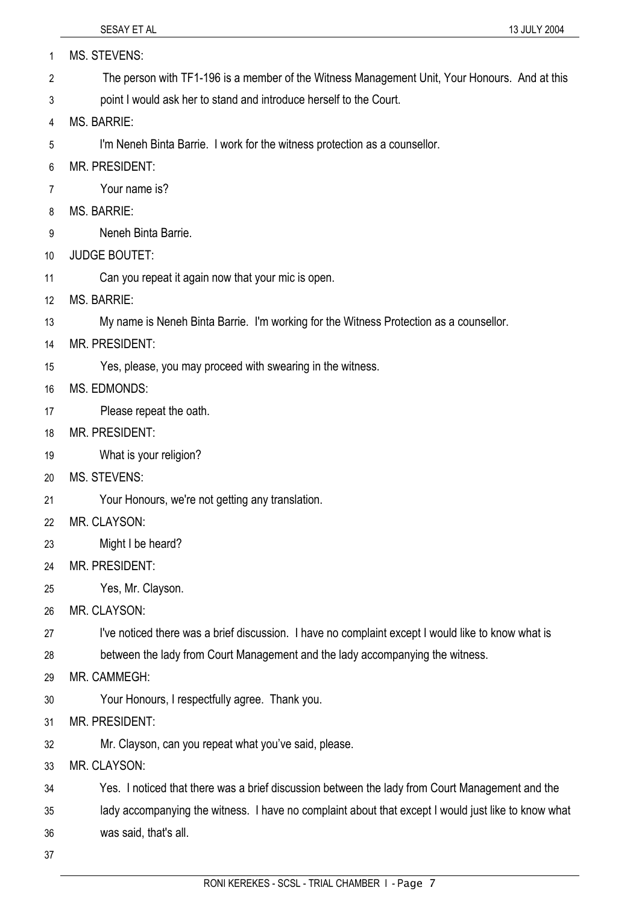MS. STEVENS:

The person with TF1-196 is a member of the Witness Management Unit, Your Honours. And at this point I would ask her to stand and introduce herself to the Court.

MS. BARRIE:

I'm Neneh Binta Barrie. I work for the witness protection as a counsellor.

MR. PRESIDENT:

Your name is?

MS. BARRIE:

Neneh Binta Barrie.

JUDGE BOUTET:

Can you repeat it again now that your mic is open.

MS. BARRIE:

My name is Neneh Binta Barrie. I'm working for the Witness Protection as a counsellor.

MR. PRESIDENT:

Yes, please, you may proceed with swearing in the witness.

MS. EDMONDS:

Please repeat the oath.

MR. PRESIDENT:

What is your religion?

MS. STEVENS:

Your Honours, we're not getting any translation.

MR. CLAYSON:

Might I be heard?

MR. PRESIDENT:

Yes, Mr. Clayson.

MR. CLAYSON:

I've noticed there was a brief discussion. I have no complaint except I would like to know what is between the lady from Court Management and the lady accompanying the witness.

MR. CAMMEGH:

Your Honours, I respectfully agree. Thank you.

MR. PRESIDENT:

Mr. Clayson, can you repeat what you've said, please.

MR. CLAYSON:

Yes. I noticed that there was a brief discussion between the lady from Court Management and the lady accompanying the witness. I have no complaint about that except I would just like to know what was said, that's all.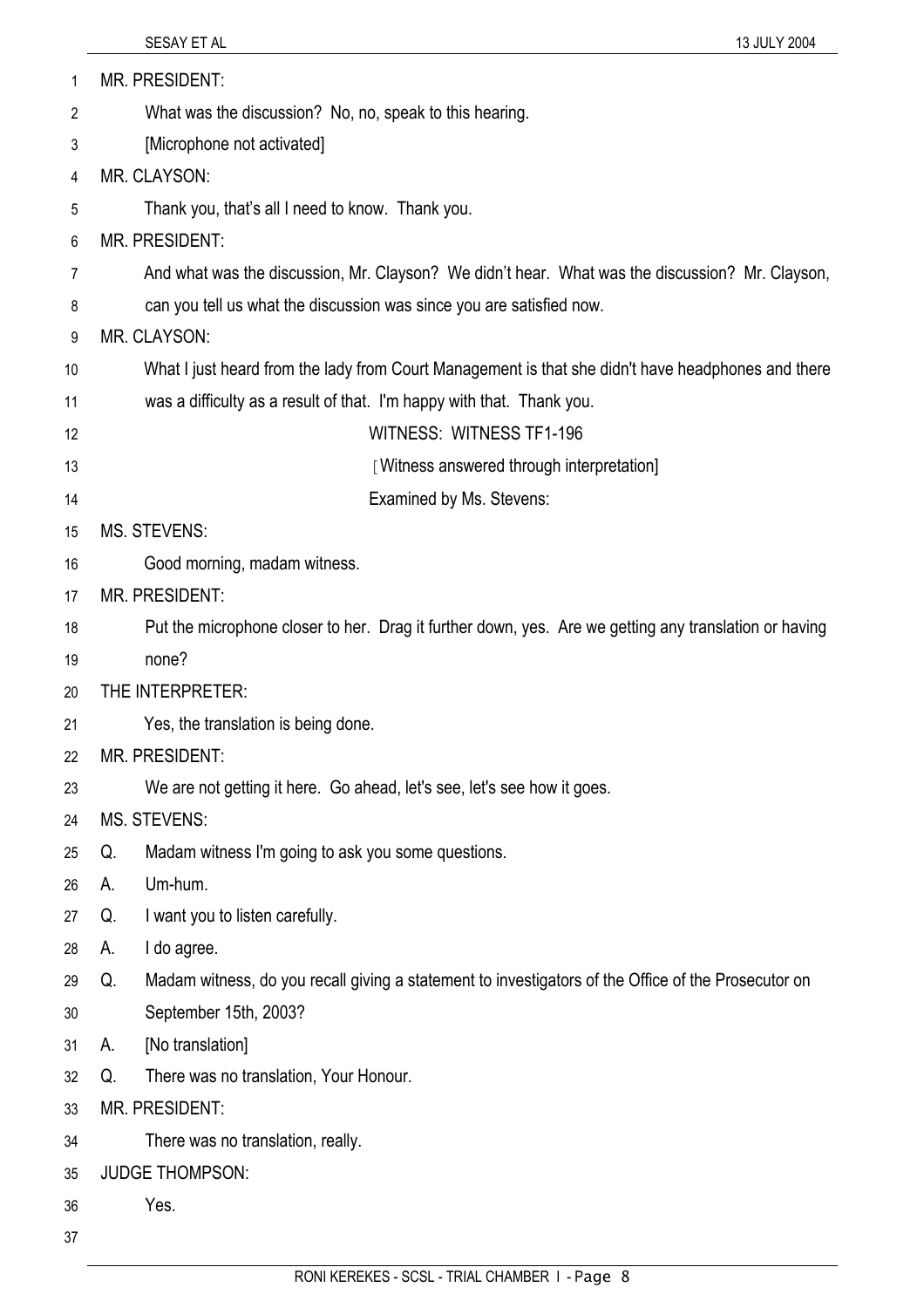MR. PRESIDENT:

What was the discussion? No, no, speak to this hearing.

[Microphone not activated]

MR. CLAYSON:

Thank you, that's all I need to know. Thank you.

MR. PRESIDENT:

And what was the discussion, Mr. Clayson? We didn't hear. What was the discussion? Mr. Clayson, can you tell us what the discussion was since you are satisfied now.

MR. CLAYSON:

What I just heard from the lady from Court Management is that she didn't have headphones and there was a difficulty as a result of that. I'm happy with that. Thank you.

WITNESS: WITNESS TF1-196

[Witness answered through interpretation]

Examined by Ms. Stevens:

MS. STEVENS:

Good morning, madam witness.

MR. PRESIDENT:

Put the microphone closer to her. Drag it further down, yes. Are we getting any translation or having none?

THE INTERPRETER:

Yes, the translation is being done.

MR. PRESIDENT:

We are not getting it here. Go ahead, let's see, let's see how it goes.

MS. STEVENS:

Q. Madam witness I'm going to ask you some questions.

A. Um-hum.

Q. I want you to listen carefully.

A. I do agree.

Q. Madam witness, do you recall giving a statement to investigators of the Office of the Prosecutor on September 15th, 2003?

A. [No translation]

Q. There was no translation, Your Honour.

MR. PRESIDENT:

There was no translation, really.

JUDGE THOMPSON:

Yes.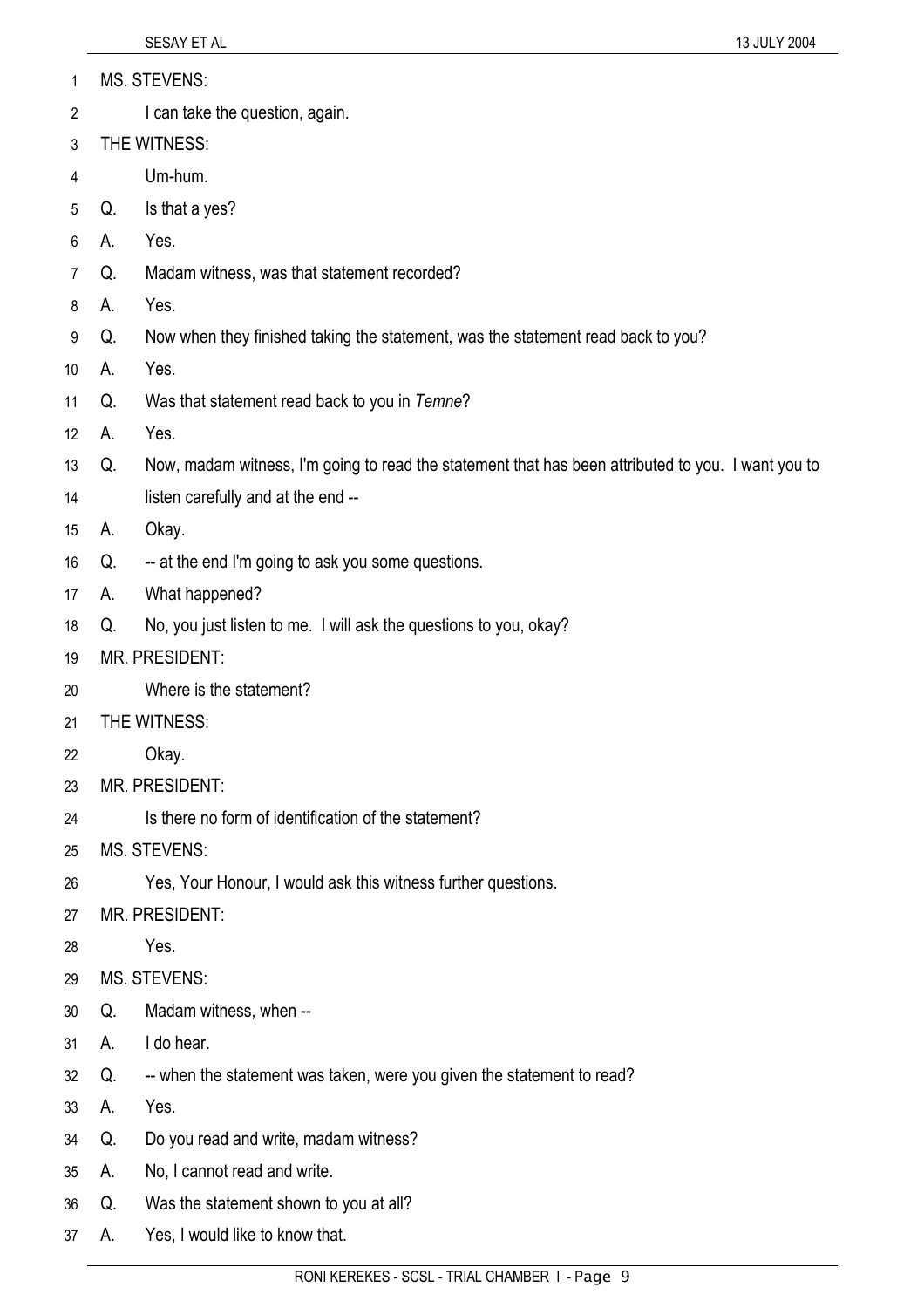MS. STEVENS:

I can take the question, again.

THE WITNESS:

Um-hum.

Q. Is that a yes?

A. Yes.

Q. Madam witness, was that statement recorded?

A. Yes.

Q. Now when they finished taking the statement, was the statement read back to you?

A. Yes.

Q. Was that statement read back to you in *Temne*?

A. Yes.

Q. Now, madam witness, I'm going to read the statement that has been attributed to you. I want you to listen carefully and at the end --

A. Okay.

Q. -- at the end I'm going to ask you some questions.

A. What happened?

Q. No, you just listen to me. I will ask the questions to you, okay?

MR. PRESIDENT:

Where is the statement?

THE WITNESS:

Okay.

MR. PRESIDENT:

Is there no form of identification of the statement?

MS. STEVENS:

Yes, Your Honour, I would ask this witness further questions.

MR. PRESIDENT:

Yes.

MS. STEVENS:

Q. Madam witness, when --

A. I do hear.

Q. -- when the statement was taken, were you given the statement to read?

A. Yes.

Q. Do you read and write, madam witness?

A. No, I cannot read and write.

Q. Was the statement shown to you at all?

A. Yes, I would like to know that.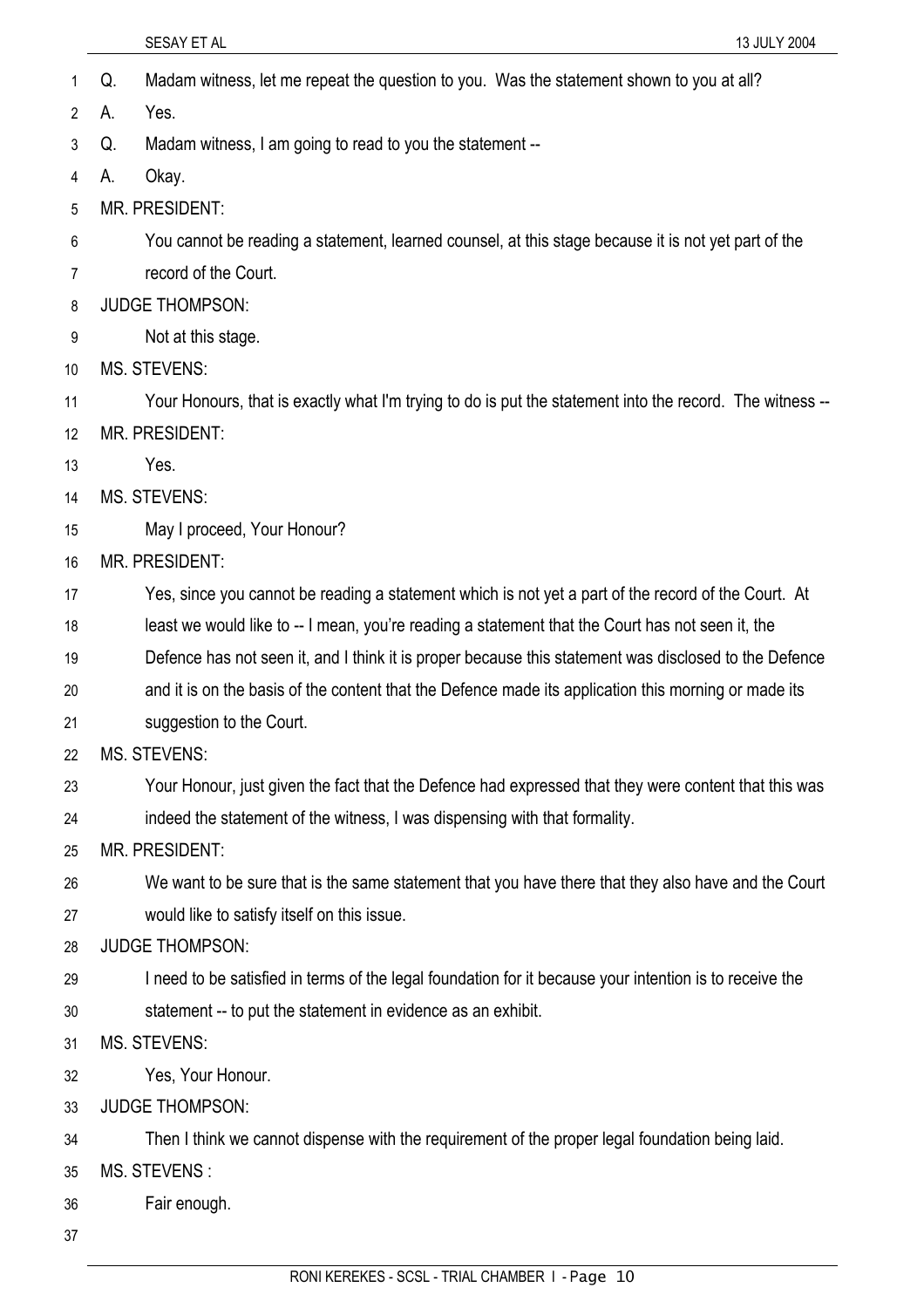Q. Madam witness, let me repeat the question to you. Was the statement shown to you at all?

A. Yes.

Q. Madam witness, I am going to read to you the statement --

A. Okay.

MR. PRESIDENT:

You cannot be reading a statement, learned counsel, at this stage because it is not yet part of the record of the Court.

JUDGE THOMPSON:

Not at this stage.

MS. STEVENS:

Your Honours, that is exactly what I'm trying to do is put the statement into the record. The witness --

MR. PRESIDENT:

Yes.

MS. STEVENS:

May I proceed, Your Honour?

MR. PRESIDENT:

Yes, since you cannot be reading a statement which is not yet a part of the record of the Court. At least we would like to -- I mean, you're reading a statement that the Court has not seen it, the Defence has not seen it, and I think it is proper because this statement was disclosed to the Defence and it is on the basis of the content that the Defence made its application this morning or made its suggestion to the Court.

MS. STEVENS:

Your Honour, just given the fact that the Defence had expressed that they were content that this was indeed the statement of the witness, I was dispensing with that formality.

MR. PRESIDENT:

We want to be sure that is the same statement that you have there that they also have and the Court would like to satisfy itself on this issue.

JUDGE THOMPSON:

I need to be satisfied in terms of the legal foundation for it because your intention is to receive the statement -- to put the statement in evidence as an exhibit.

MS. STEVENS:

Yes, Your Honour.

JUDGE THOMPSON:

Then I think we cannot dispense with the requirement of the proper legal foundation being laid.

MS. STEVENS :

Fair enough.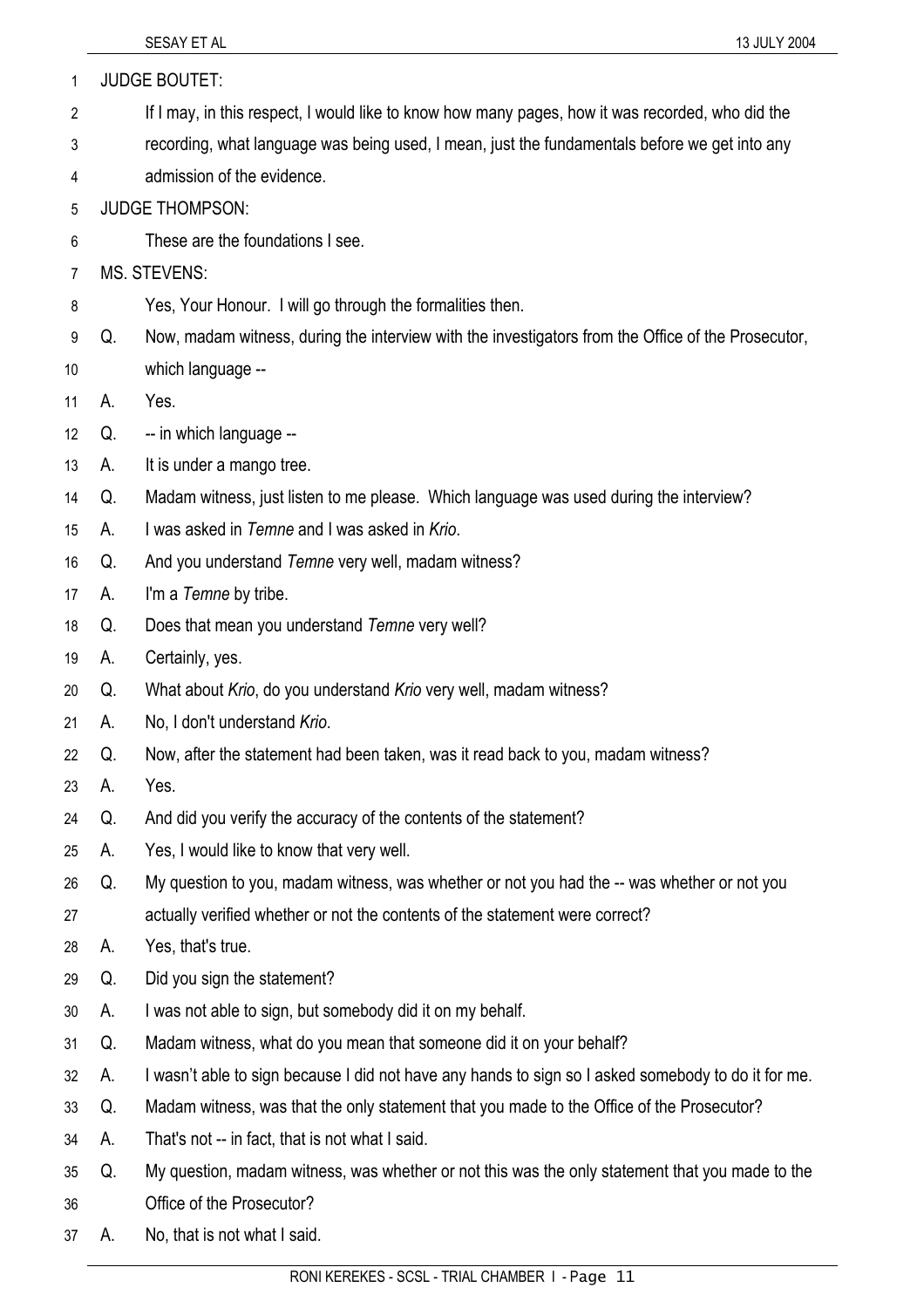JUDGE BOUTET:

If I may, in this respect, I would like to know how many pages, how it was recorded, who did the recording, what language was being used, I mean, just the fundamentals before we get into any admission of the evidence.

JUDGE THOMPSON:

These are the foundations I see.

MS. STEVENS:

Yes, Your Honour. I will go through the formalities then.

Q. Now, madam witness, during the interview with the investigators from the Office of the Prosecutor, which language --

A. Yes.

Q. -- in which language --

A. It is under a mango tree.

Q. Madam witness, just listen to me please. Which language was used during the interview?

A. I was asked in *Temne* and I was asked in *Krio*.

Q. And you understand *Temne* very well, madam witness?

A. I'm a *Temne* by tribe.

Q. Does that mean you understand *Temne* very well?

A. Certainly, yes.

Q. What about *Krio*, do you understand *Krio* very well, madam witness?

A. No, I don't understand *Krio*.

Q. Now, after the statement had been taken, was it read back to you, madam witness?

A. Yes.

Q. And did you verify the accuracy of the contents of the statement?

A. Yes, I would like to know that very well.

Q. My question to you, madam witness, was whether or not you had the -- was whether or not you actually verified whether or not the contents of the statement were correct?

A. Yes, that's true.

Q. Did you sign the statement?

A. I was not able to sign, but somebody did it on my behalf.

Q. Madam witness, what do you mean that someone did it on your behalf?

A. I wasn't able to sign because I did not have any hands to sign so I asked somebody to do it for me.

Q. Madam witness, was that the only statement that you made to the Office of the Prosecutor?

A. That's not -- in fact, that is not what I said.

Q. My question, madam witness, was whether or not this was the only statement that you made to the Office of the Prosecutor?

A. No, that is not what I said.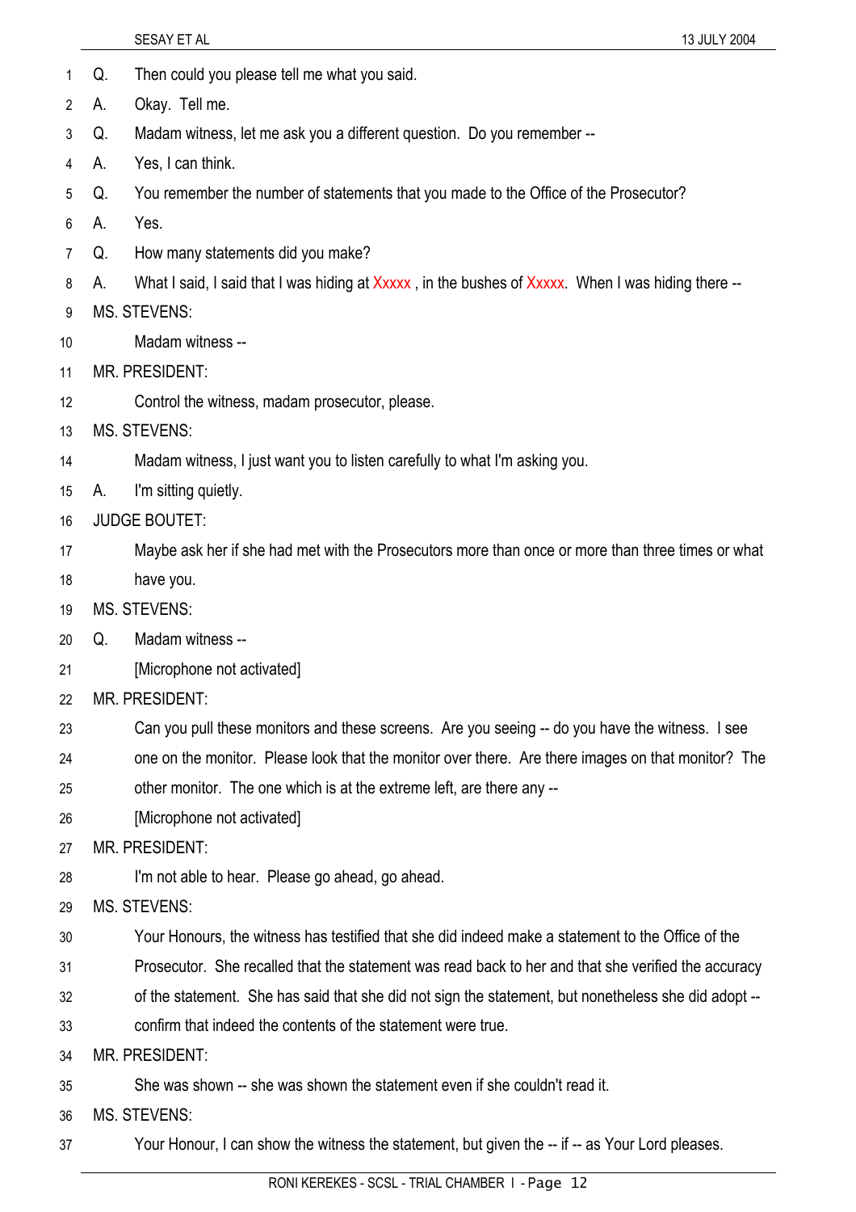Q. Then could you please tell me what you said.

A. Okay. Tell me.

Q. Madam witness, let me ask you a different question. Do you remember --

A. Yes, I can think.

Q. You remember the number of statements that you made to the Office of the Prosecutor?

A. Yes.

Q. How many statements did you make?

A. What I said, I said that I was hiding at Xxxxx , in the bushes of Xxxxx. When I was hiding there --

MS. STEVENS:

Madam witness --

MR. PRESIDENT:

Control the witness, madam prosecutor, please.

MS. STEVENS:

Madam witness, I just want you to listen carefully to what I'm asking you.

A. I'm sitting quietly.

JUDGE BOUTET:

Maybe ask her if she had met with the Prosecutors more than once or more than three times or what have you.

MS. STEVENS:

Q. Madam witness --

[Microphone not activated]

MR. PRESIDENT:

Can you pull these monitors and these screens. Are you seeing -- do you have the witness. I see one on the monitor. Please look that the monitor over there. Are there images on that monitor? The other monitor. The one which is at the extreme left, are there any --

[Microphone not activated]

MR. PRESIDENT:

I'm not able to hear. Please go ahead, go ahead.

MS. STEVENS:

Your Honours, the witness has testified that she did indeed make a statement to the Office of the Prosecutor. She recalled that the statement was read back to her and that she verified the accuracy of the statement. She has said that she did not sign the statement, but nonetheless she did adopt -- confirm that indeed the contents of the statement were true.

MR. PRESIDENT:

She was shown -- she was shown the statement even if she couldn't read it.

MS. STEVENS:

Your Honour, I can show the witness the statement, but given the -- if -- as Your Lord pleases.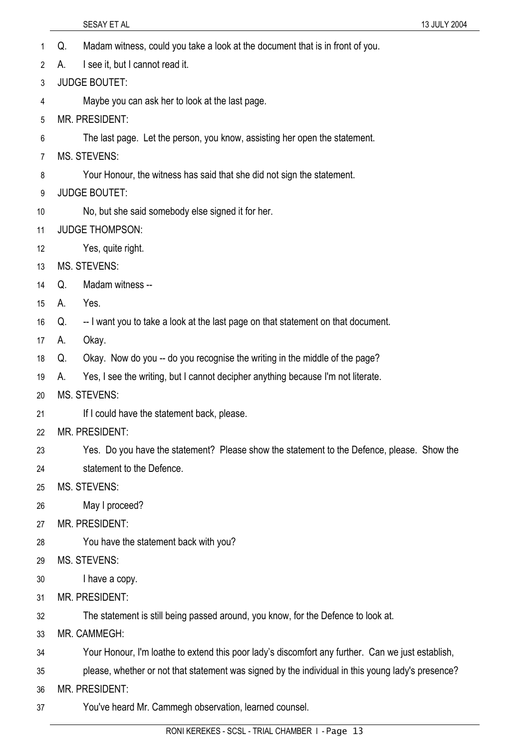Q. Madam witness, could you take a look at the document that is in front of you.

A. I see it, but I cannot read it.

JUDGE BOUTET:

Maybe you can ask her to look at the last page.

MR. PRESIDENT:

The last page. Let the person, you know, assisting her open the statement.

MS. STEVENS:

Your Honour, the witness has said that she did not sign the statement.

JUDGE BOUTET:

No, but she said somebody else signed it for her.

JUDGE THOMPSON:

Yes, quite right.

MS. STEVENS:

Q. Madam witness --

A. Yes.

Q. -- I want you to take a look at the last page on that statement on that document.

A. Okay.

Q. Okay. Now do you -- do you recognise the writing in the middle of the page?

A. Yes, I see the writing, but I cannot decipher anything because I'm not literate.

MS. STEVENS:

If I could have the statement back, please.

MR. PRESIDENT:

Yes. Do you have the statement? Please show the statement to the Defence, please. Show the statement to the Defence.

MS. STEVENS:

May I proceed?

MR. PRESIDENT:

You have the statement back with you?

MS. STEVENS:

I have a copy.

MR. PRESIDENT:

The statement is still being passed around, you know, for the Defence to look at.

MR. CAMMEGH:

Your Honour, I'm loathe to extend this poor lady's discomfort any further. Can we just establish, please, whether or not that statement was signed by the individual in this young lady's presence?

MR. PRESIDENT:

You've heard Mr. Cammegh observation, learned counsel.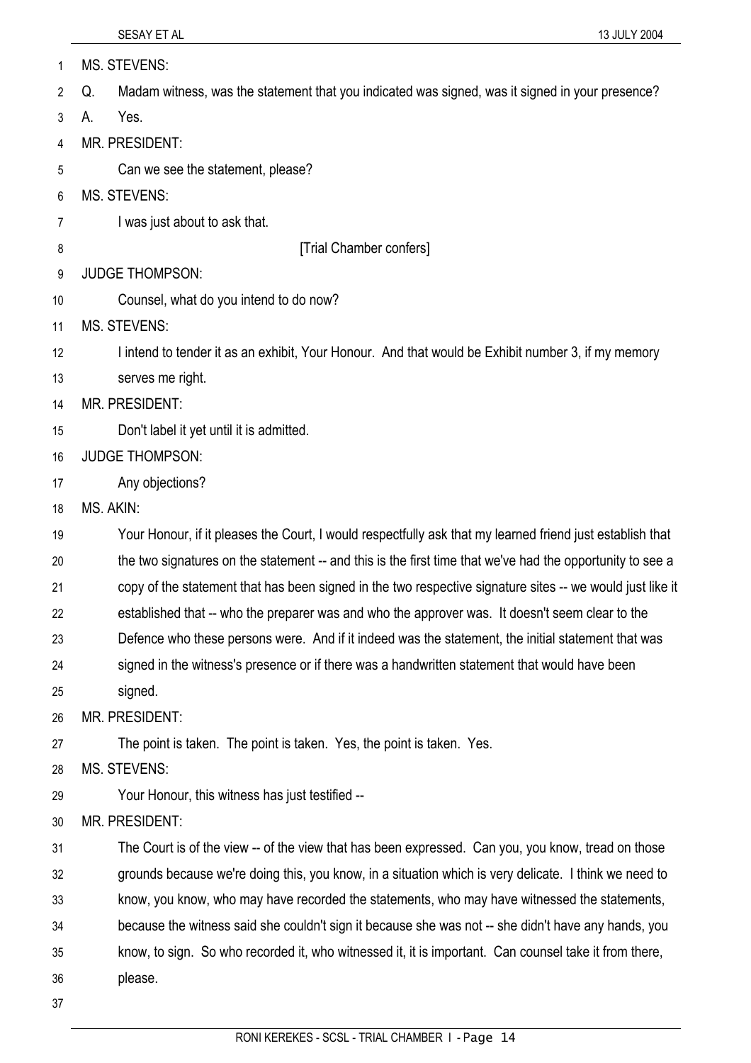MS. STEVENS:

Q. Madam witness, was the statement that you indicated was signed, was it signed in your presence?

A. Yes.

MR. PRESIDENT:

Can we see the statement, please?

MS. STEVENS:

I was just about to ask that.

[Trial Chamber confers]

JUDGE THOMPSON:

Counsel, what do you intend to do now?

MS. STEVENS:

I intend to tender it as an exhibit, Your Honour. And that would be Exhibit number 3, if my memory serves me right.

MR. PRESIDENT:

Don't label it yet until it is admitted.

JUDGE THOMPSON:

Any objections?

MS. AKIN:

Your Honour, if it pleases the Court, I would respectfully ask that my learned friend just establish that the two signatures on the statement -- and this is the first time that we've had the opportunity to see a copy of the statement that has been signed in the two respective signature sites -- we would just like it established that -- who the preparer was and who the approver was. It doesn't seem clear to the Defence who these persons were. And if it indeed was the statement, the initial statement that was signed in the witness's presence or if there was a handwritten statement that would have been signed.

MR. PRESIDENT:

The point is taken. The point is taken. Yes, the point is taken. Yes.

MS. STEVENS:

Your Honour, this witness has just testified --

MR. PRESIDENT:

The Court is of the view -- of the view that has been expressed. Can you, you know, tread on those grounds because we're doing this, you know, in a situation which is very delicate. I think we need to know, you know, who may have recorded the statements, who may have witnessed the statements, because the witness said she couldn't sign it because she was not -- she didn't have any hands, you know, to sign. So who recorded it, who witnessed it, it is important. Can counsel take it from there, please.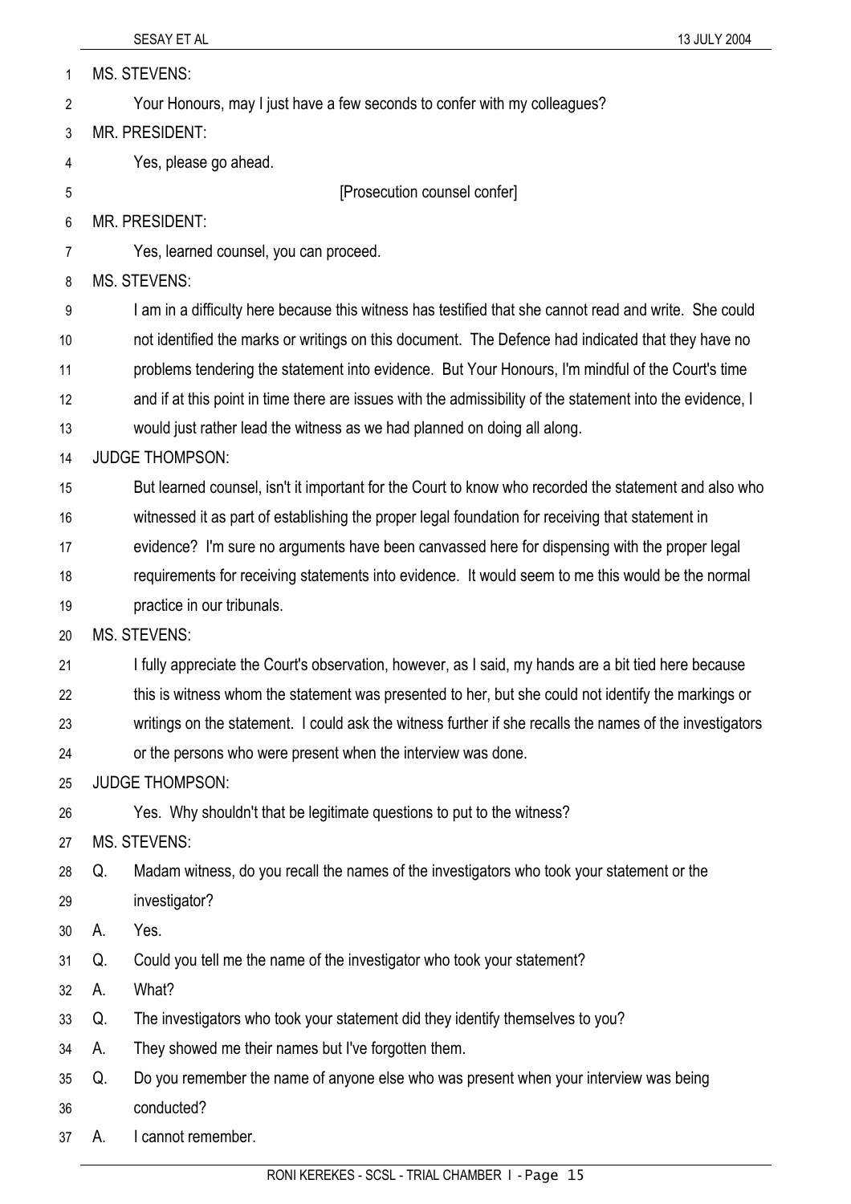MS. STEVENS:

Your Honours, may I just have a few seconds to confer with my colleagues?

MR. PRESIDENT:

Yes, please go ahead.

[Prosecution counsel confer]

MR. PRESIDENT:

Yes, learned counsel, you can proceed.

MS. STEVENS:

I am in a difficulty here because this witness has testified that she cannot read and write. She could not identified the marks or writings on this document. The Defence had indicated that they have no problems tendering the statement into evidence. But Your Honours, I'm mindful of the Court's time and if at this point in time there are issues with the admissibility of the statement into the evidence, I would just rather lead the witness as we had planned on doing all along.

JUDGE THOMPSON:

But learned counsel, isn't it important for the Court to know who recorded the statement and also who witnessed it as part of establishing the proper legal foundation for receiving that statement in evidence? I'm sure no arguments have been canvassed here for dispensing with the proper legal requirements for receiving statements into evidence. It would seem to me this would be the normal practice in our tribunals.

MS. STEVENS:

I fully appreciate the Court's observation, however, as I said, my hands are a bit tied here because this is witness whom the statement was presented to her, but she could not identify the markings or writings on the statement. I could ask the witness further if she recalls the names of the investigators or the persons who were present when the interview was done.

JUDGE THOMPSON:

Yes. Why shouldn't that be legitimate questions to put to the witness?

MS. STEVENS:

Q. Madam witness, do you recall the names of the investigators who took your statement or the investigator?

A. Yes.

Q. Could you tell me the name of the investigator who took your statement?

A. What?

Q. The investigators who took your statement did they identify themselves to you?

A. They showed me their names but I've forgotten them.

Q. Do you remember the name of anyone else who was present when your interview was being conducted?

A. I cannot remember.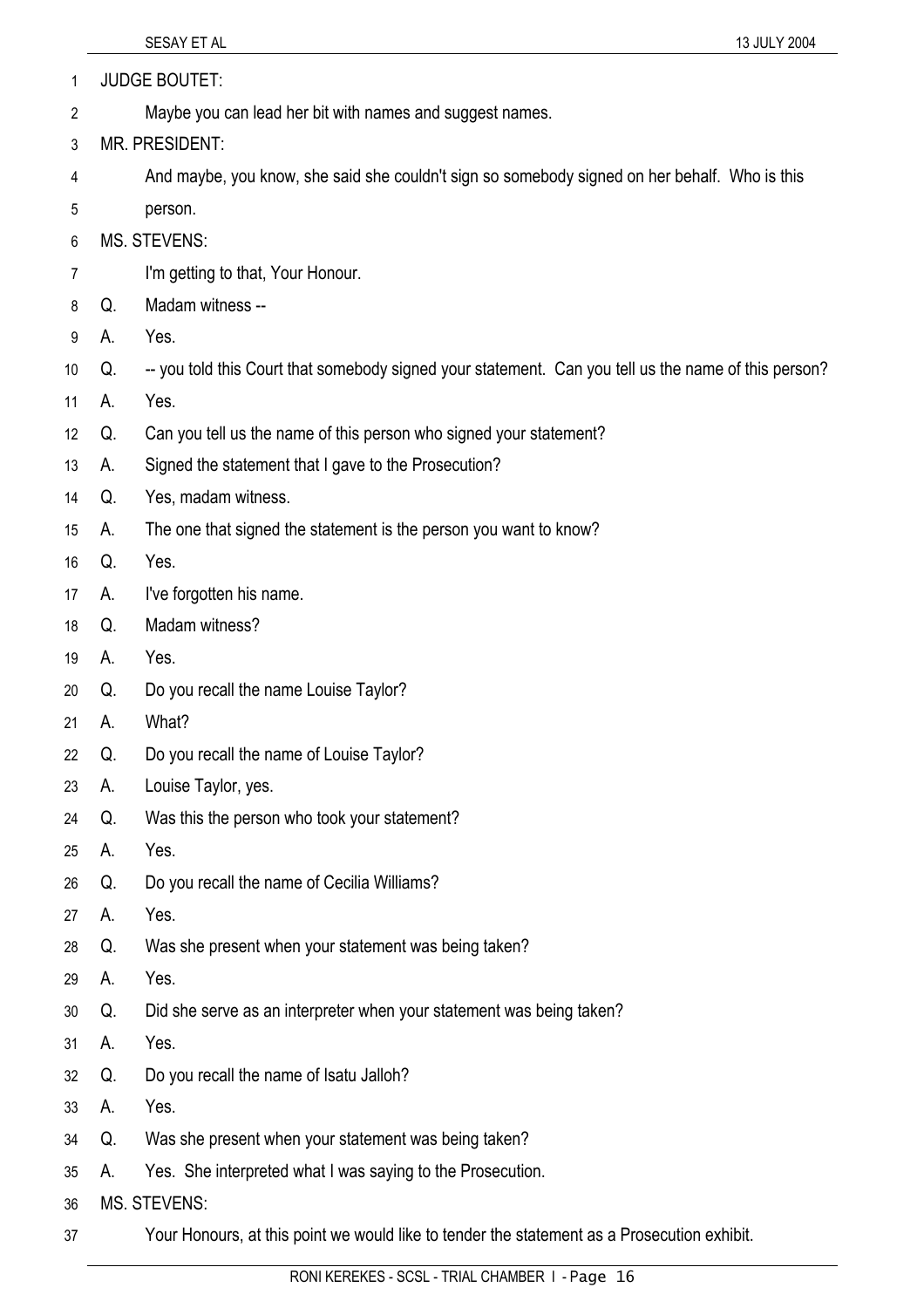JUDGE BOUTET:

Maybe you can lead her bit with names and suggest names.

MR. PRESIDENT:

And maybe, you know, she said she couldn't sign so somebody signed on her behalf. Who is this person.

MS. STEVENS:

I'm getting to that, Your Honour.

Q. Madam witness --

A. Yes.

Q. -- you told this Court that somebody signed your statement. Can you tell us the name of this person?

A. Yes.

Q. Can you tell us the name of this person who signed your statement?

A. Signed the statement that I gave to the Prosecution?

Q. Yes, madam witness.

A. The one that signed the statement is the person you want to know?

Q. Yes.

A. I've forgotten his name.

Q. Madam witness?

A. Yes.

Q. Do you recall the name Louise Taylor?

A. What?

Q. Do you recall the name of Louise Taylor?

A. Louise Taylor, yes.

Q. Was this the person who took your statement?

A. Yes.

Q. Do you recall the name of Cecilia Williams?

A. Yes.

Q. Was she present when your statement was being taken?

A. Yes.

Q. Did she serve as an interpreter when your statement was being taken?

A. Yes.

Q. Do you recall the name of Isatu Jalloh?

A. Yes.

Q. Was she present when your statement was being taken?

A. Yes. She interpreted what I was saying to the Prosecution.

MS. STEVENS:

Your Honours, at this point we would like to tender the statement as a Prosecution exhibit.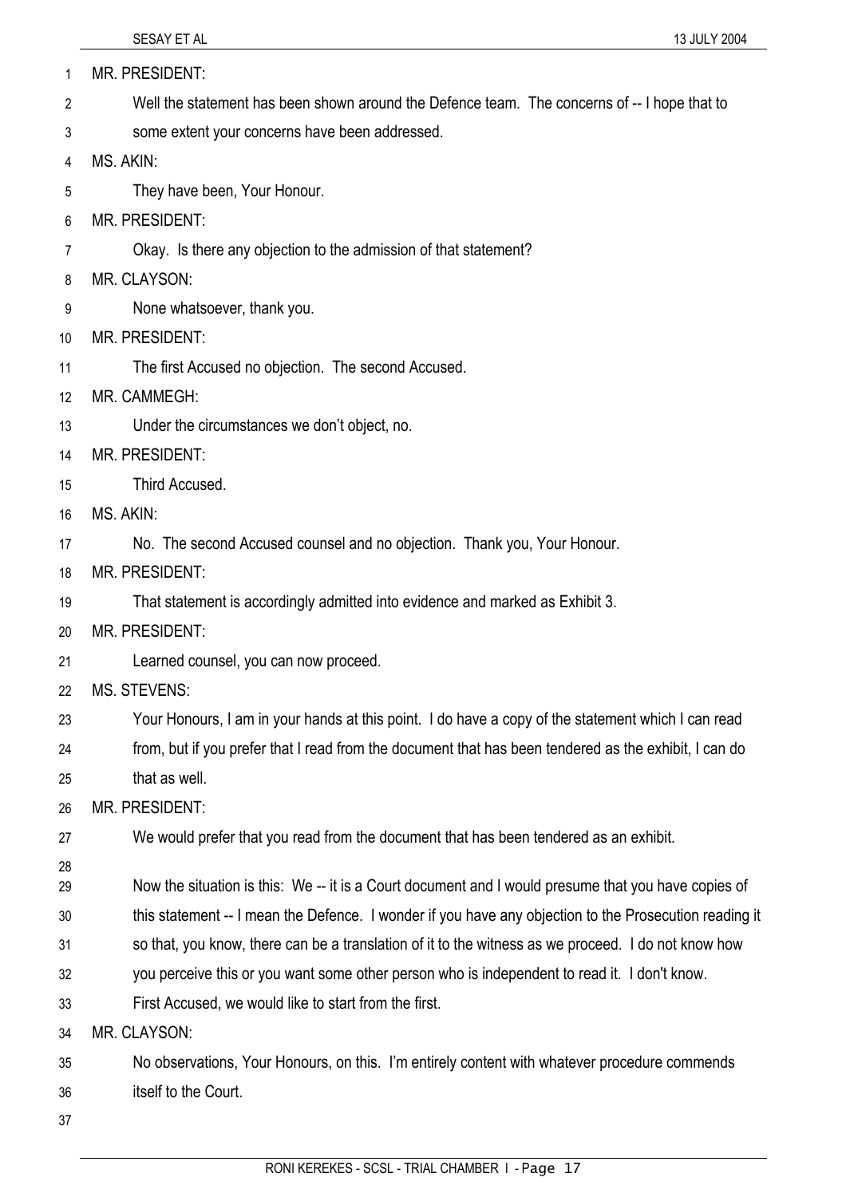MR. PRESIDENT:

Well the statement has been shown around the Defence team. The concerns of -- I hope that to some extent your concerns have been addressed.

MS. AKIN:

They have been, Your Honour.

MR. PRESIDENT:

Okay. Is there any objection to the admission of that statement?

MR. CLAYSON:

None whatsoever, thank you.

MR. PRESIDENT:

The first Accused no objection. The second Accused.

MR. CAMMEGH:

Under the circumstances we don't object, no.

MR. PRESIDENT:

Third Accused.

MS. AKIN:

No. The second Accused counsel and no objection. Thank you, Your Honour.

MR. PRESIDENT:

That statement is accordingly admitted into evidence and marked as Exhibit 3.

MR. PRESIDENT:

Learned counsel, you can now proceed.

MS. STEVENS:

Your Honours, I am in your hands at this point. I do have a copy of the statement which I can read from, but if you prefer that I read from the document that has been tendered as the exhibit, I can do that as well.

MR. PRESIDENT:

We would prefer that you read from the document that has been tendered as an exhibit.

Now the situation is this: We -- it is a Court document and I would presume that you have copies of this statement -- I mean the Defence. I wonder if you have any objection to the Prosecution reading it so that, you know, there can be a translation of it to the witness as we proceed. I do not know how you perceive this or you want some other person who is independent to read it. I don't know. First Accused, we would like to start from the first.

MR. CLAYSON:

No observations, Your Honours, on this. I'm entirely content with whatever procedure commends itself to the Court.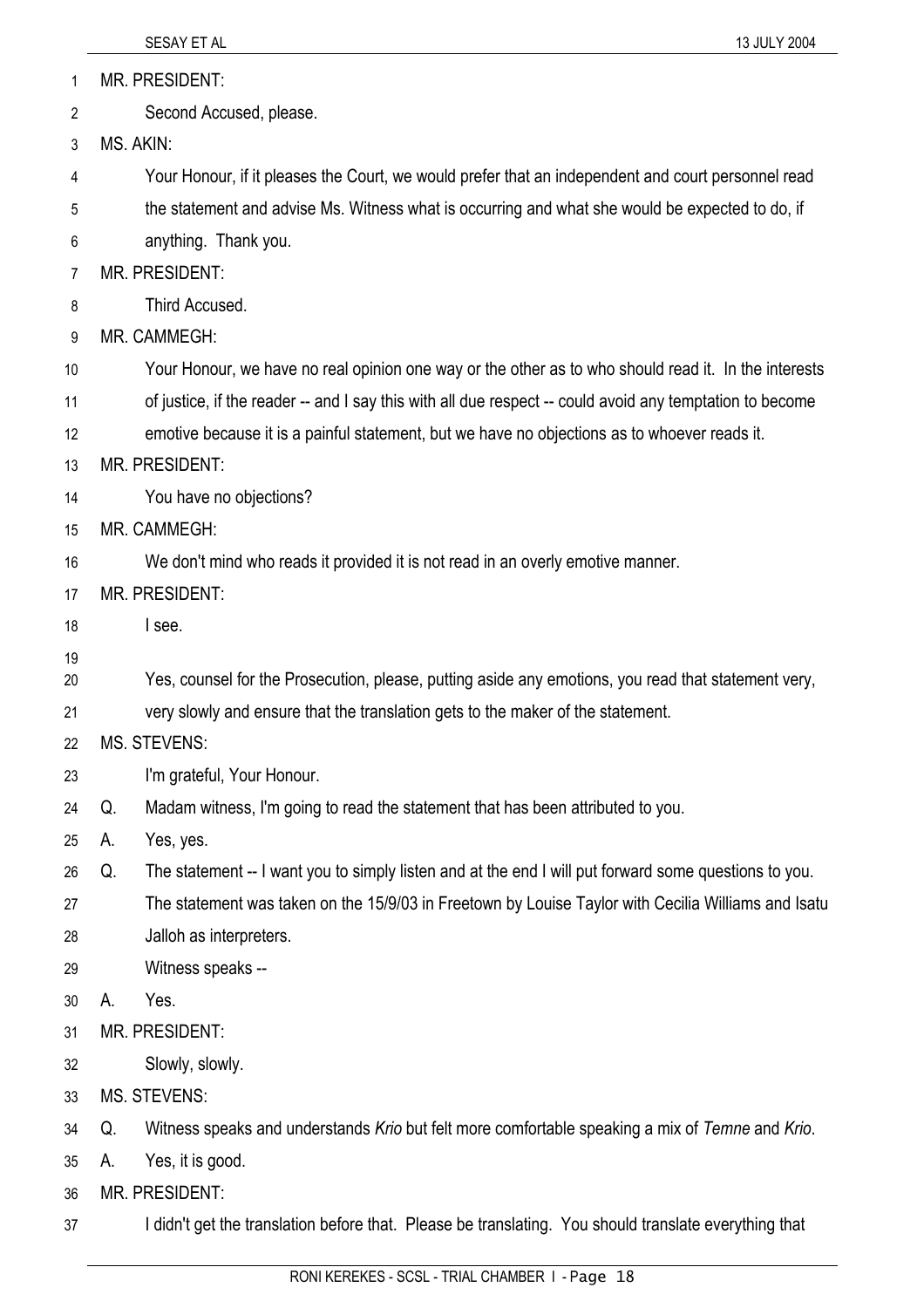MR. PRESIDENT:

Second Accused, please.

MS. AKIN:

Your Honour, if it pleases the Court, we would prefer that an independent and court personnel read the statement and advise Ms. Witness what is occurring and what she would be expected to do, if anything. Thank you.

MR. PRESIDENT:

Third Accused.

MR. CAMMEGH:

Your Honour, we have no real opinion one way or the other as to who should read it. In the interests of justice, if the reader -- and I say this with all due respect -- could avoid any temptation to become emotive because it is a painful statement, but we have no objections as to whoever reads it.

MR. PRESIDENT:

You have no objections?

MR. CAMMEGH:

We don't mind who reads it provided it is not read in an overly emotive manner.

MR. PRESIDENT:

I see.

Yes, counsel for the Prosecution, please, putting aside any emotions, you read that statement very, very slowly and ensure that the translation gets to the maker of the statement.

MS. STEVENS:

I'm grateful, Your Honour.

Q. Madam witness, I'm going to read the statement that has been attributed to you.

A. Yes, yes.

Q. The statement -- I want you to simply listen and at the end I will put forward some questions to you. The statement was taken on the 15/9/03 in Freetown by Louise Taylor with Cecilia Williams and Isatu Jalloh as interpreters.

Witness speaks --

A. Yes.

MR. PRESIDENT:

Slowly, slowly.

MS. STEVENS:

Q. Witness speaks and understands *Krio* but felt more comfortable speaking a mix of *Temne* and *Krio*.

A. Yes, it is good.

MR. PRESIDENT:

I didn't get the translation before that. Please be translating. You should translate everything that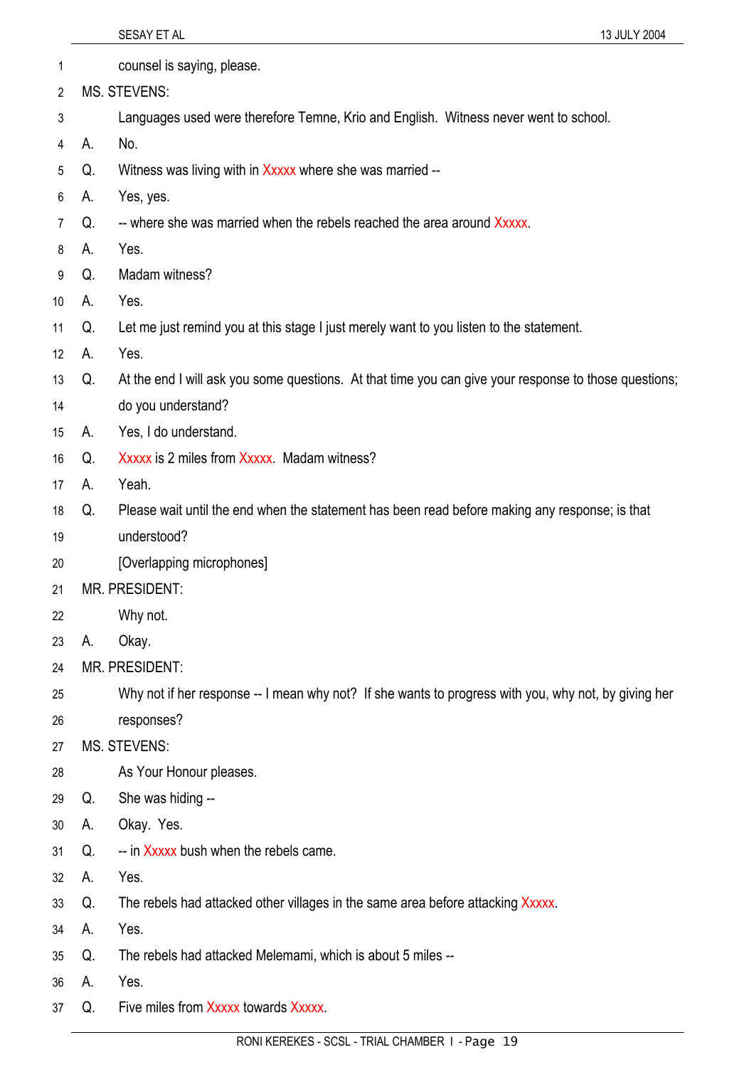counsel is saying, please.

MS. STEVENS:

Languages used were therefore Temne, Krio and English. Witness never went to school.

A. No.

Q. Witness was living with in Xxxxx where she was married --

A. Yes, yes.

Q. -- where she was married when the rebels reached the area around Xxxxx.

A. Yes.

Q. Madam witness?

A. Yes.

Q. Let me just remind you at this stage I just merely want to you listen to the statement.

A. Yes.

Q. At the end I will ask you some questions. At that time you can give your response to those questions; do you understand?

A. Yes, I do understand.

Q. Xxxxx is 2 miles from Xxxxx. Madam witness?

A. Yeah.

Q. Please wait until the end when the statement has been read before making any response; is that understood?

[Overlapping microphones]

MR. PRESIDENT:

Why not.

A. Okay.

MR. PRESIDENT:

Why not if her response -- I mean why not? If she wants to progress with you, why not, by giving her responses?

MS. STEVENS:

As Your Honour pleases.

Q. She was hiding --

A. Okay. Yes.

Q. -- in Xxxxx bush when the rebels came.

A. Yes.

Q. The rebels had attacked other villages in the same area before attacking Xxxxx.

A. Yes.

Q. The rebels had attacked Melemami, which is about 5 miles --

A. Yes.

Q. Five miles from Xxxxx towards Xxxxx.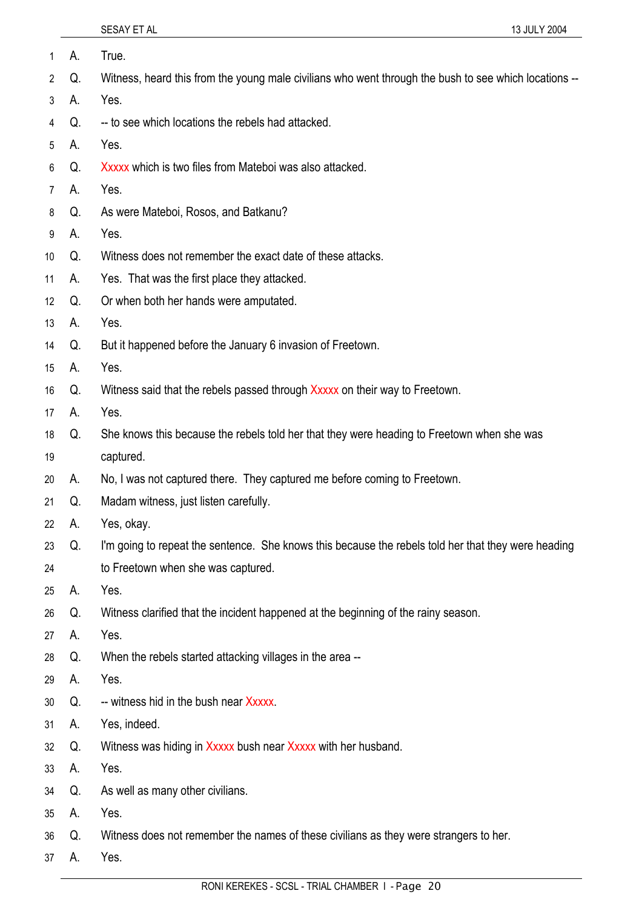1 A. True.

2 Q. Witness, heard this from the young male civilians who went through the bush to see which locations --

3 A. Yes.

4 Q. -- to see which locations the rebels had attacked.

5 A. Yes.

6 Q. Xxxxx which is two files from Mateboi was also attacked.

7 A. Yes.

8 Q. As were Mateboi, Rosos, and Batkanu?

9 A. Yes.

10 Q. Witness does not remember the exact date of these attacks.

11 A. Yes. That was the first place they attacked.

12 Q. Or when both her hands were amputated.

13 A. Yes.

14 Q. But it happened before the January 6 invasion of Freetown.

15 A. Yes.

16 Q. Witness said that the rebels passed through Xxxxx on their way to Freetown.

17 A. Yes.

18 Q. She knows this because the rebels told her that they were heading to Freetown when she was

19 captured.

20 A. No, I was not captured there. They captured me before coming to Freetown.

21 Q. Madam witness, just listen carefully.

22 A. Yes, okay.

23 Q. I'm going to repeat the sentence. She knows this because the rebels told her that they were heading

24 to Freetown when she was captured.

25 A. Yes.

26 Q. Witness clarified that the incident happened at the beginning of the rainy season.

27 A. Yes.

28 Q. When the rebels started attacking villages in the area --

29 A. Yes.

30 Q. -- witness hid in the bush near Xxxxx.

31 A. Yes, indeed.

32 Q. Witness was hiding in Xxxxx bush near Xxxxx with her husband.

33 A. Yes.

34 Q. As well as many other civilians.

35 A. Yes.

36 Q. Witness does not remember the names of these civilians as they were strangers to her.

37 A. Yes.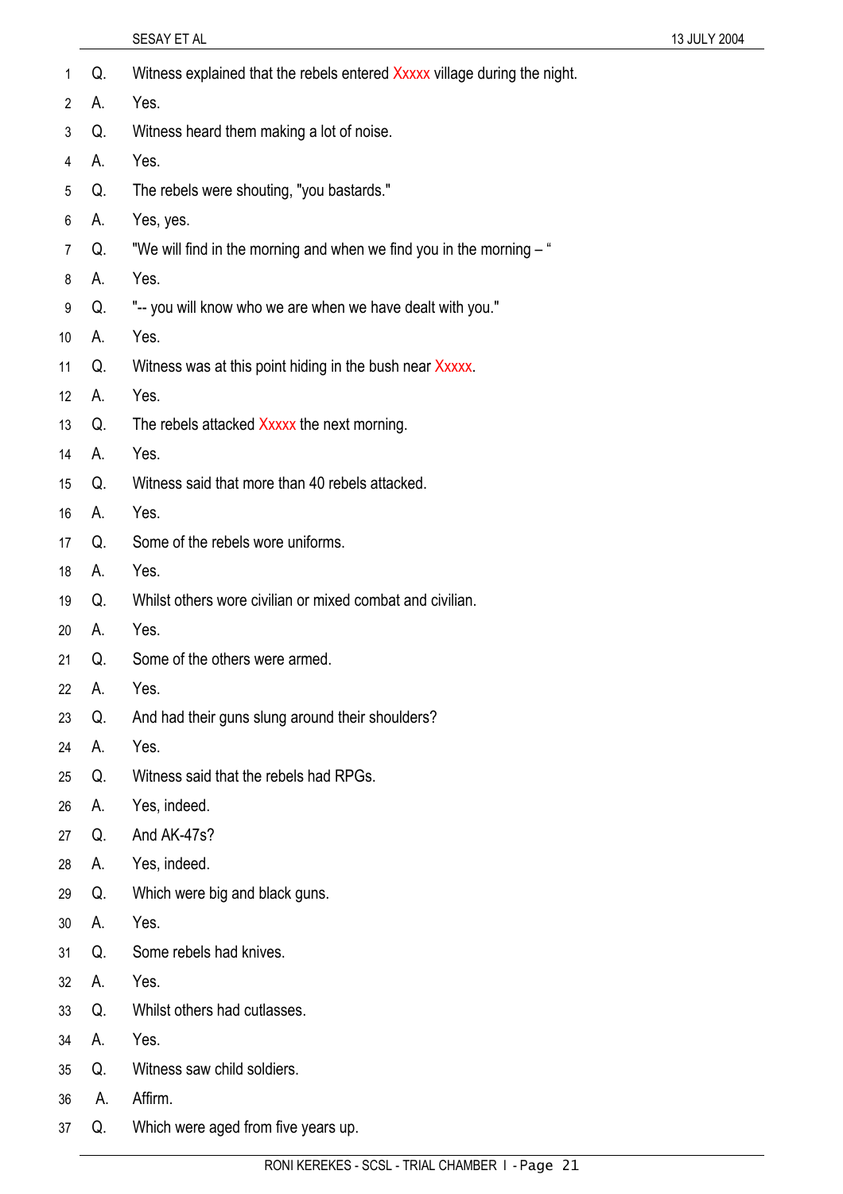Q. Witness explained that the rebels entered Xxxxx village during the night.

A. Yes.

Q. Witness heard them making a lot of noise.

A. Yes.

Q. The rebels were shouting, "you bastards."

A. Yes, yes.

Q. "We will find in the morning and when we find you in the morning – "

A. Yes.

Q. "-- you will know who we are when we have dealt with you."

A. Yes.

Q. Witness was at this point hiding in the bush near Xxxxx.

A. Yes.

Q. The rebels attacked Xxxxx the next morning.

A. Yes.

Q. Witness said that more than 40 rebels attacked.

A. Yes.

Q. Some of the rebels wore uniforms.

A. Yes.

Q. Whilst others wore civilian or mixed combat and civilian.

A. Yes.

Q. Some of the others were armed.

A. Yes.

Q. And had their guns slung around their shoulders?

A. Yes.

Q. Witness said that the rebels had RPGs.

A. Yes, indeed.

Q. And AK-47s?

A. Yes, indeed.

Q. Which were big and black guns.

A. Yes.

Q. Some rebels had knives.

A. Yes.

Q. Whilst others had cutlasses.

A. Yes.

Q. Witness saw child soldiers.

A. Affirm.

Q. Which were aged from five years up.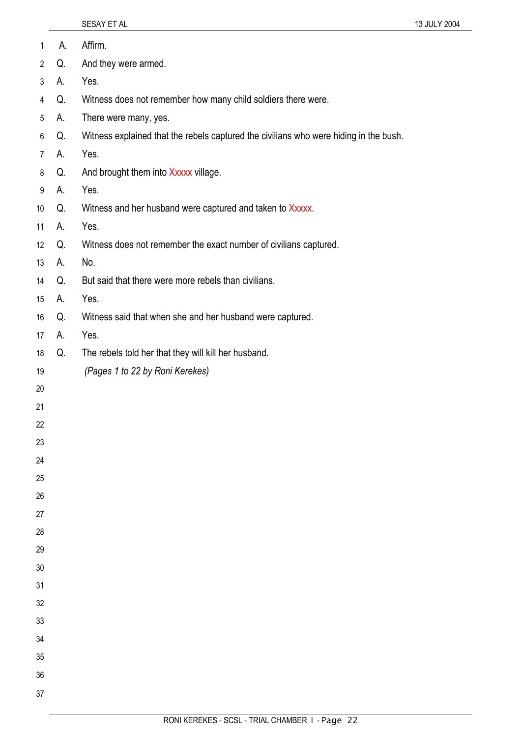A. Affirm.

Q. And they were armed.

A. Yes.

Q. Witness does not remember how many child soldiers there were.

A. There were many, yes.

Q. Witness explained that the rebels captured the civilians who were hiding in the bush.

A. Yes.

Q. And brought them into Xxxxx village.

A. Yes.

Q. Witness and her husband were captured and taken to Xxxxx.

A. Yes.

Q. Witness does not remember the exact number of civilians captured.

A. No.

Q. But said that there were more rebels than civilians.

A. Yes.

Q. Witness said that when she and her husband were captured.

A. Yes.

Q. The rebels told her that they will kill her husband.

*(Pages 1 to 22 by Roni Kerekes)*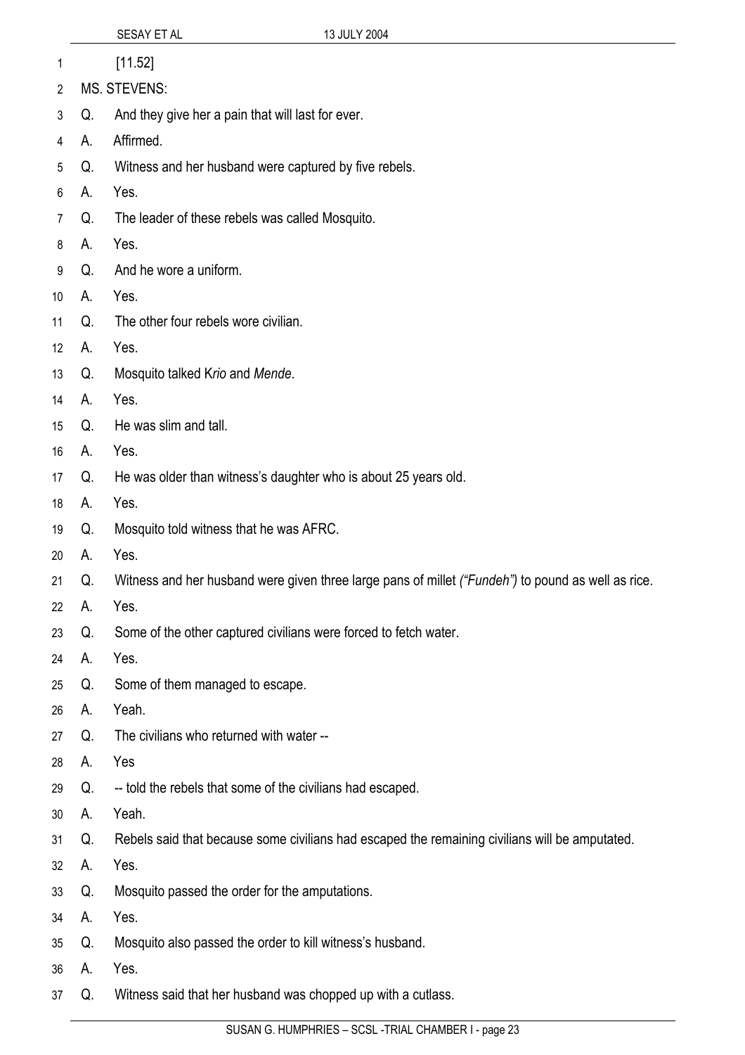[11.52]

MS. STEVENS:

Q. And they give her a pain that will last for ever.

A. Affirmed.

Q. Witness and her husband were captured by five rebels.

A. Yes.

Q. The leader of these rebels was called Mosquito.

A. Yes.

Q. And he wore a uniform.

A. Yes.

Q. The other four rebels wore civilian.

A. Yes.

Q. Mosquito talked K*rio* and *Mende*.

A. Yes.

Q. He was slim and tall.

A. Yes.

Q. He was older than witness's daughter who is about 25 years old.

A. Yes.

Q. Mosquito told witness that he was AFRC.

A. Yes.

Q. Witness and her husband were given three large pans of millet *("Fundeh")* to pound as well as rice.

A. Yes.

Q. Some of the other captured civilians were forced to fetch water.

A. Yes.

Q. Some of them managed to escape.

A. Yeah.

Q. The civilians who returned with water --

A. Yes

Q. -- told the rebels that some of the civilians had escaped.

A. Yeah.

Q. Rebels said that because some civilians had escaped the remaining civilians will be amputated.

A. Yes.

Q. Mosquito passed the order for the amputations.

A. Yes.

Q. Mosquito also passed the order to kill witness's husband.

A. Yes.

Q. Witness said that her husband was chopped up with a cutlass.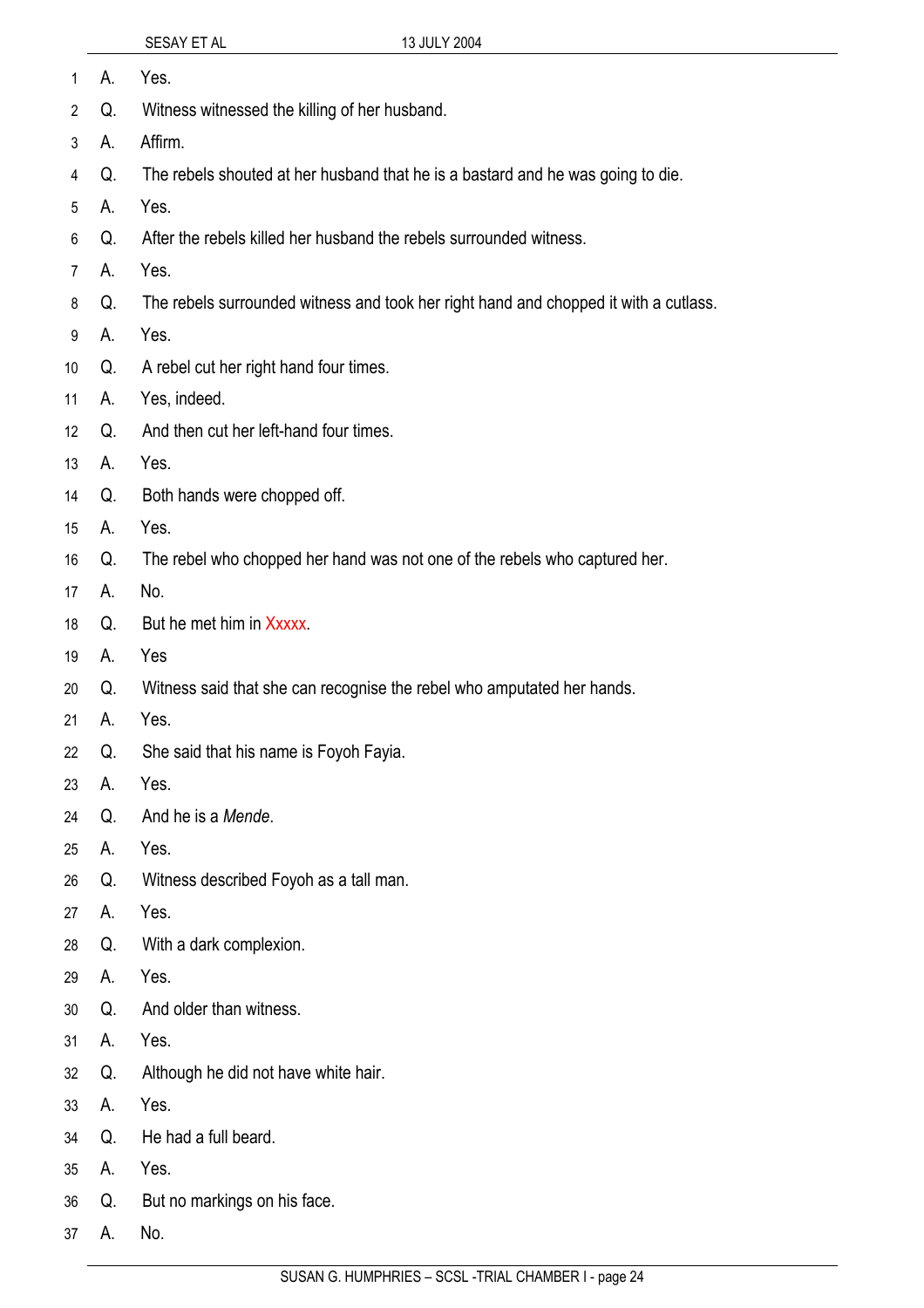A. Yes.

Q. Witness witnessed the killing of her husband.

A. Affirm.

Q. The rebels shouted at her husband that he is a bastard and he was going to die.

A. Yes.

Q. After the rebels killed her husband the rebels surrounded witness.

A. Yes.

Q. The rebels surrounded witness and took her right hand and chopped it with a cutlass.

A. Yes.

Q. A rebel cut her right hand four times.

A. Yes, indeed.

Q. And then cut her left-hand four times.

A. Yes.

Q. Both hands were chopped off.

A. Yes.

Q. The rebel who chopped her hand was not one of the rebels who captured her.

A. No.

Q. But he met him in Xxxxx.

A. Yes

Q. Witness said that she can recognise the rebel who amputated her hands.

A. Yes.

Q. She said that his name is Foyoh Fayia.

A. Yes.

Q. And he is a *Mende*.

A. Yes.

Q. Witness described Foyoh as a tall man.

A. Yes.

Q. With a dark complexion.

A. Yes.

Q. And older than witness.

A. Yes.

Q. Although he did not have white hair.

A. Yes.

Q. He had a full beard.

A. Yes.

Q. But no markings on his face.

A. No.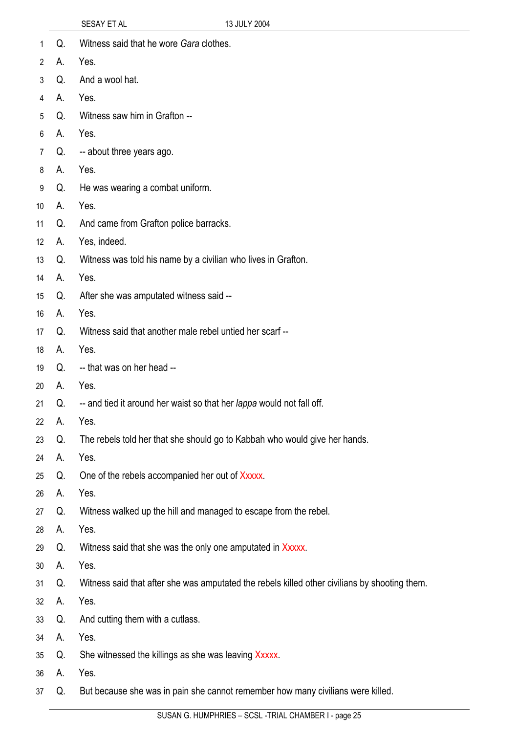Q. Witness said that he wore *Gara* clothes.

A. Yes.

Q. And a wool hat.

A. Yes.

Q. Witness saw him in Grafton --

A. Yes.

Q. -- about three years ago.

A. Yes.

Q. He was wearing a combat uniform.

A. Yes.

Q. And came from Grafton police barracks.

A. Yes, indeed.

Q. Witness was told his name by a civilian who lives in Grafton.

A. Yes.

Q. After she was amputated witness said --

A. Yes.

Q. Witness said that another male rebel untied her scarf --

A. Yes.

Q. -- that was on her head --

A. Yes.

Q. -- and tied it around her waist so that her *lappa* would not fall off.

A. Yes.

Q. The rebels told her that she should go to Kabbah who would give her hands.

A. Yes.

Q. One of the rebels accompanied her out of Xxxxx.

A. Yes.

Q. Witness walked up the hill and managed to escape from the rebel.

A. Yes.

Q. Witness said that she was the only one amputated in Xxxxx.

A. Yes.

Q. Witness said that after she was amputated the rebels killed other civilians by shooting them.

A. Yes.

Q. And cutting them with a cutlass.

A. Yes.

Q. She witnessed the killings as she was leaving Xxxxx.

A. Yes.

Q. But because she was in pain she cannot remember how many civilians were killed.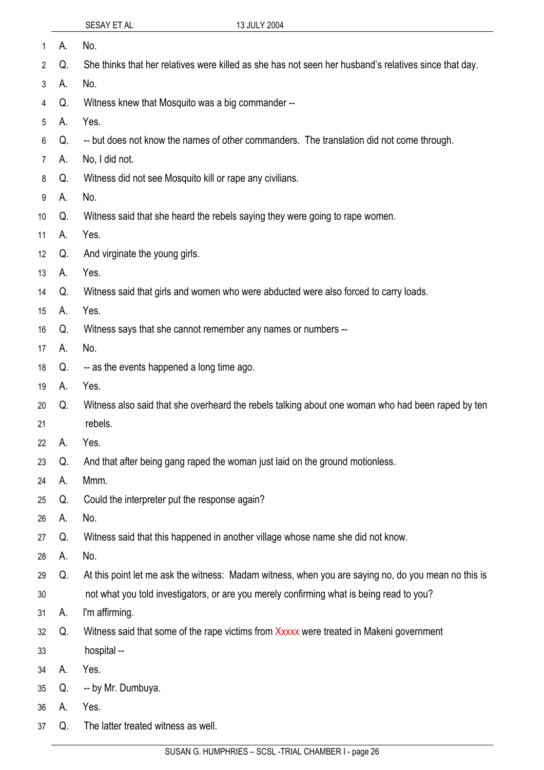A. No.

Q. She thinks that her relatives were killed as she has not seen her husband's relatives since that day.

A. No.

Q. Witness knew that Mosquito was a big commander --

A. Yes.

Q. -- but does not know the names of other commanders. The translation did not come through.

A. No, I did not.

Q. Witness did not see Mosquito kill or rape any civilians.

A. No.

Q. Witness said that she heard the rebels saying they were going to rape women.

A. Yes.

Q. And virginate the young girls.

A. Yes.

Q. Witness said that girls and women who were abducted were also forced to carry loads.

A. Yes.

Q. Witness says that she cannot remember any names or numbers --

A. No.

Q. -- as the events happened a long time ago.

A. Yes.

Q. Witness also said that she overheard the rebels talking about one woman who had been raped by ten rebels.

A. Yes.

Q. And that after being gang raped the woman just laid on the ground motionless.

A. Mmm.

Q. Could the interpreter put the response again?

A. No.

Q. Witness said that this happened in another village whose name she did not know.

A. No.

Q. At this point let me ask the witness: Madam witness, when you are saying no, do you mean no this is not what you told investigators, or are you merely confirming what is being read to you?

A. I'm affirming.

Q. Witness said that some of the rape victims from Xxxxx were treated in Makeni government hospital --

A. Yes.

Q. -- by Mr. Dumbuya.

A. Yes.

Q. The latter treated witness as well.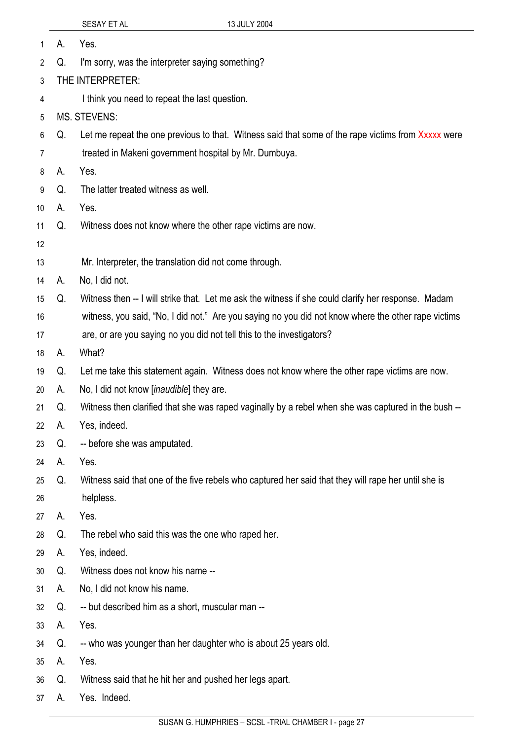A. Yes.

Q. I'm sorry, was the interpreter saying something?

THE INTERPRETER:

I think you need to repeat the last question.

MS. STEVENS:

Q. Let me repeat the one previous to that. Witness said that some of the rape victims from Xxxxx were treated in Makeni government hospital by Mr. Dumbuya.

A. Yes.

Q. The latter treated witness as well.

A. Yes.

Q. Witness does not know where the other rape victims are now.

Mr. Interpreter, the translation did not come through.

A. No, I did not.

Q. Witness then -- I will strike that. Let me ask the witness if she could clarify her response. Madam witness, you said, "No, I did not." Are you saying no you did not know where the other rape victims are, or are you saying no you did not tell this to the investigators?

A. What?

Q. Let me take this statement again. Witness does not know where the other rape victims are now.

A. No, I did not know [*inaudible*] they are.

Q. Witness then clarified that she was raped vaginally by a rebel when she was captured in the bush --

A. Yes, indeed.

Q. -- before she was amputated.

A. Yes.

Q. Witness said that one of the five rebels who captured her said that they will rape her until she is helpless.

A. Yes.

Q. The rebel who said this was the one who raped her.

A. Yes, indeed.

Q. Witness does not know his name --

A. No, I did not know his name.

Q. -- but described him as a short, muscular man --

A. Yes.

Q. -- who was younger than her daughter who is about 25 years old.

A. Yes.

Q. Witness said that he hit her and pushed her legs apart.

A. Yes. Indeed.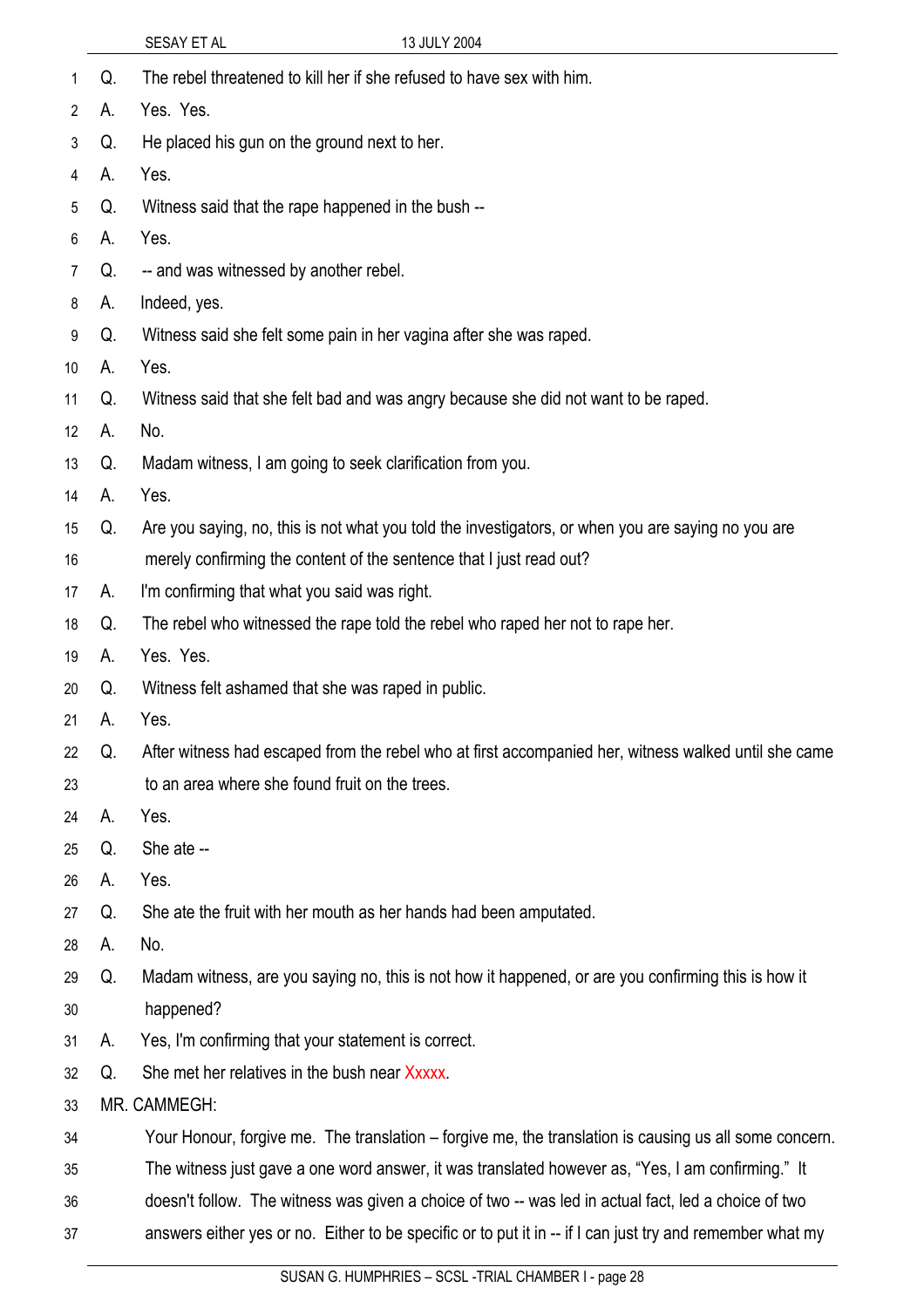Q. The rebel threatened to kill her if she refused to have sex with him.

A. Yes. Yes.

Q. He placed his gun on the ground next to her.

A. Yes.

Q. Witness said that the rape happened in the bush --

A. Yes.

Q. -- and was witnessed by another rebel.

A. Indeed, yes.

Q. Witness said she felt some pain in her vagina after she was raped.

A. Yes.

Q. Witness said that she felt bad and was angry because she did not want to be raped.

A. No.

Q. Madam witness, I am going to seek clarification from you.

A. Yes.

Q. Are you saying, no, this is not what you told the investigators, or when you are saying no you are merely confirming the content of the sentence that I just read out?

A. I'm confirming that what you said was right.

Q. The rebel who witnessed the rape told the rebel who raped her not to rape her.

A. Yes. Yes.

Q. Witness felt ashamed that she was raped in public.

A. Yes.

Q. After witness had escaped from the rebel who at first accompanied her, witness walked until she came to an area where she found fruit on the trees.

A. Yes.

Q. She ate --

A. Yes.

Q. She ate the fruit with her mouth as her hands had been amputated.

A. No.

Q. Madam witness, are you saying no, this is not how it happened, or are you confirming this is how it happened?

A. Yes, I'm confirming that your statement is correct.

Q. She met her relatives in the bush near Xxxxx.

MR. CAMMEGH:

Your Honour, forgive me. The translation – forgive me, the translation is causing us all some concern. The witness just gave a one word answer, it was translated however as, "Yes, I am confirming." It doesn't follow. The witness was given a choice of two -- was led in actual fact, led a choice of two answers either yes or no. Either to be specific or to put it in -- if I can just try and remember what my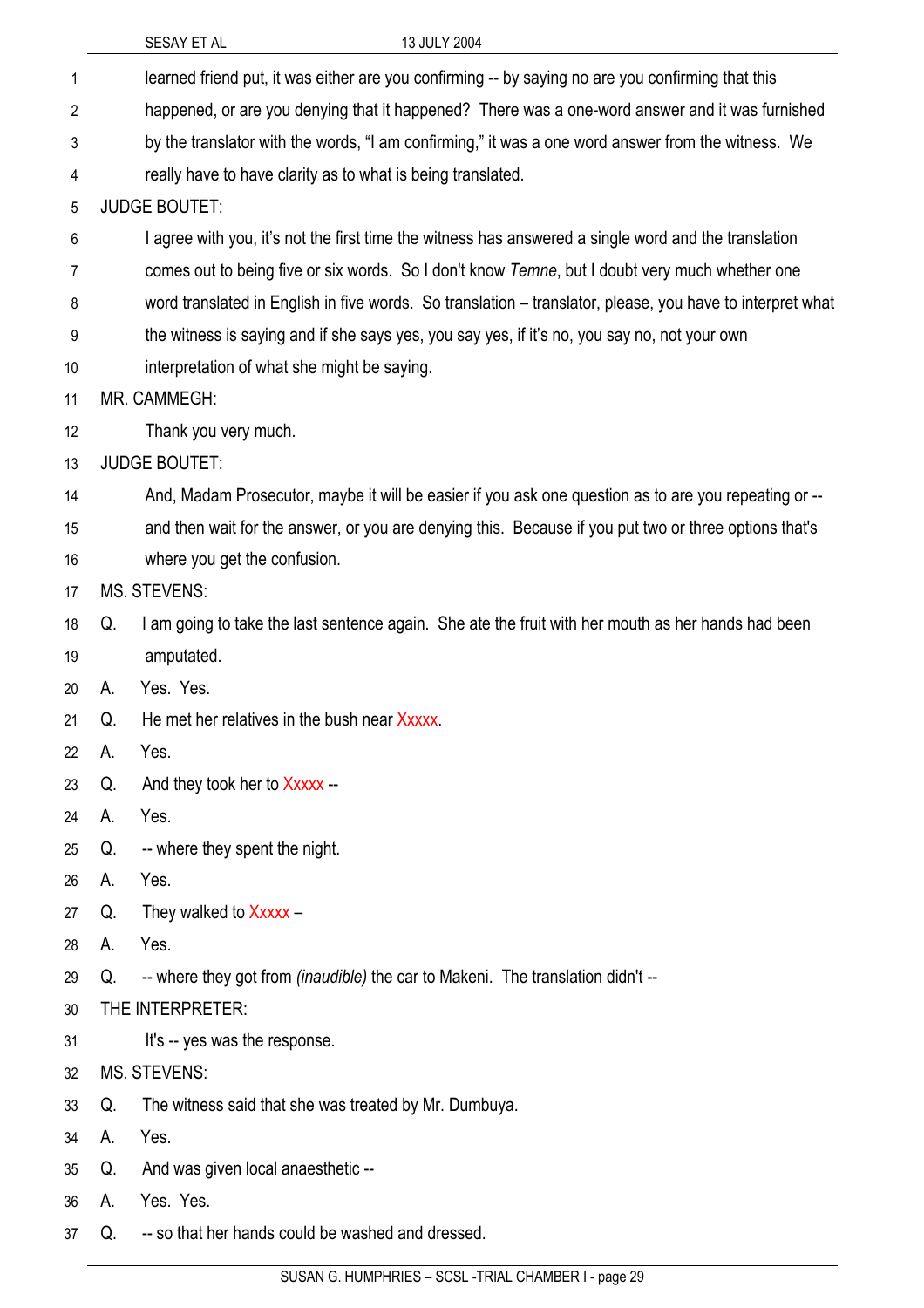learned friend put, it was either are you confirming -- by saying no are you confirming that this happened, or are you denying that it happened? There was a one-word answer and it was furnished by the translator with the words, "I am confirming," it was a one word answer from the witness. We really have to have clarity as to what is being translated.

JUDGE BOUTET:

I agree with you, it's not the first time the witness has answered a single word and the translation comes out to being five or six words. So I don't know *Temne*, but I doubt very much whether one word translated in English in five words. So translation – translator, please, you have to interpret what the witness is saying and if she says yes, you say yes, if it's no, you say no, not your own interpretation of what she might be saying.

MR. CAMMEGH:

Thank you very much.

JUDGE BOUTET:

And, Madam Prosecutor, maybe it will be easier if you ask one question as to are you repeating or -- and then wait for the answer, or you are denying this. Because if you put two or three options that's where you get the confusion.

MS. STEVENS:

Q. I am going to take the last sentence again. She ate the fruit with her mouth as her hands had been amputated.

A. Yes. Yes.

Q. He met her relatives in the bush near Xxxxx.

A. Yes.

Q. And they took her to Xxxxx --

A. Yes.

Q. -- where they spent the night.

A. Yes.

Q. They walked to Xxxxx –

A. Yes.

Q. -- where they got from *(inaudible)* the car to Makeni. The translation didn't --

THE INTERPRETER:

It's -- yes was the response.

MS. STEVENS:

Q. The witness said that she was treated by Mr. Dumbuya.

A. Yes.

Q. And was given local anaesthetic --

A. Yes. Yes.

Q. -- so that her hands could be washed and dressed.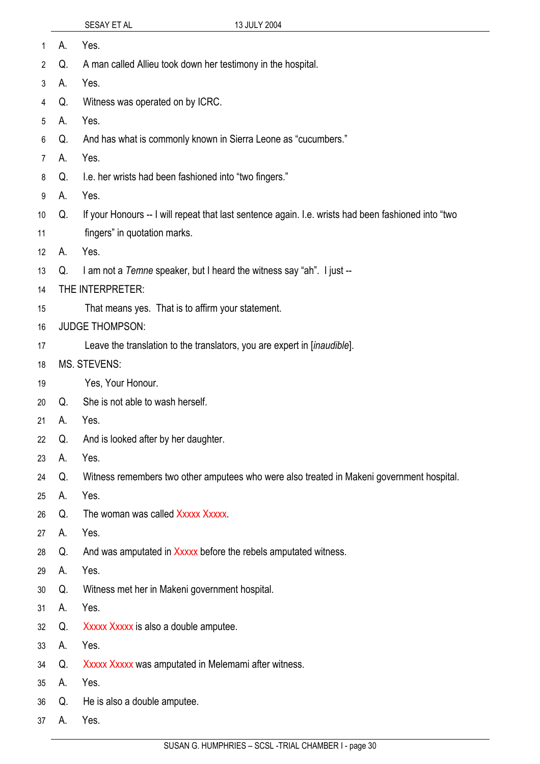A. Yes.

Q. A man called Allieu took down her testimony in the hospital.

A. Yes.

Q. Witness was operated on by ICRC.

A. Yes.

Q. And has what is commonly known in Sierra Leone as "cucumbers."

A. Yes.

Q. I.e. her wrists had been fashioned into "two fingers."

A. Yes.

Q. If your Honours -- I will repeat that last sentence again. I.e. wrists had been fashioned into "two fingers" in quotation marks.

A. Yes.

Q. I am not a *Temne* speaker, but I heard the witness say "ah". I just --

THE INTERPRETER:

That means yes. That is to affirm your statement.

JUDGE THOMPSON:

Leave the translation to the translators, you are expert in [*inaudible*].

MS. STEVENS:

Yes, Your Honour.

Q. She is not able to wash herself.

A. Yes.

Q. And is looked after by her daughter.

A. Yes.

Q. Witness remembers two other amputees who were also treated in Makeni government hospital.

A. Yes.

Q. The woman was called Xxxxx Xxxxx.

A. Yes.

Q. And was amputated in Xxxxx before the rebels amputated witness.

A. Yes.

Q. Witness met her in Makeni government hospital.

A. Yes.

Q. Xxxxx Xxxxx is also a double amputee.

A. Yes.

Q. Xxxxx Xxxxx was amputated in Melemami after witness.

A. Yes.

Q. He is also a double amputee.

A. Yes.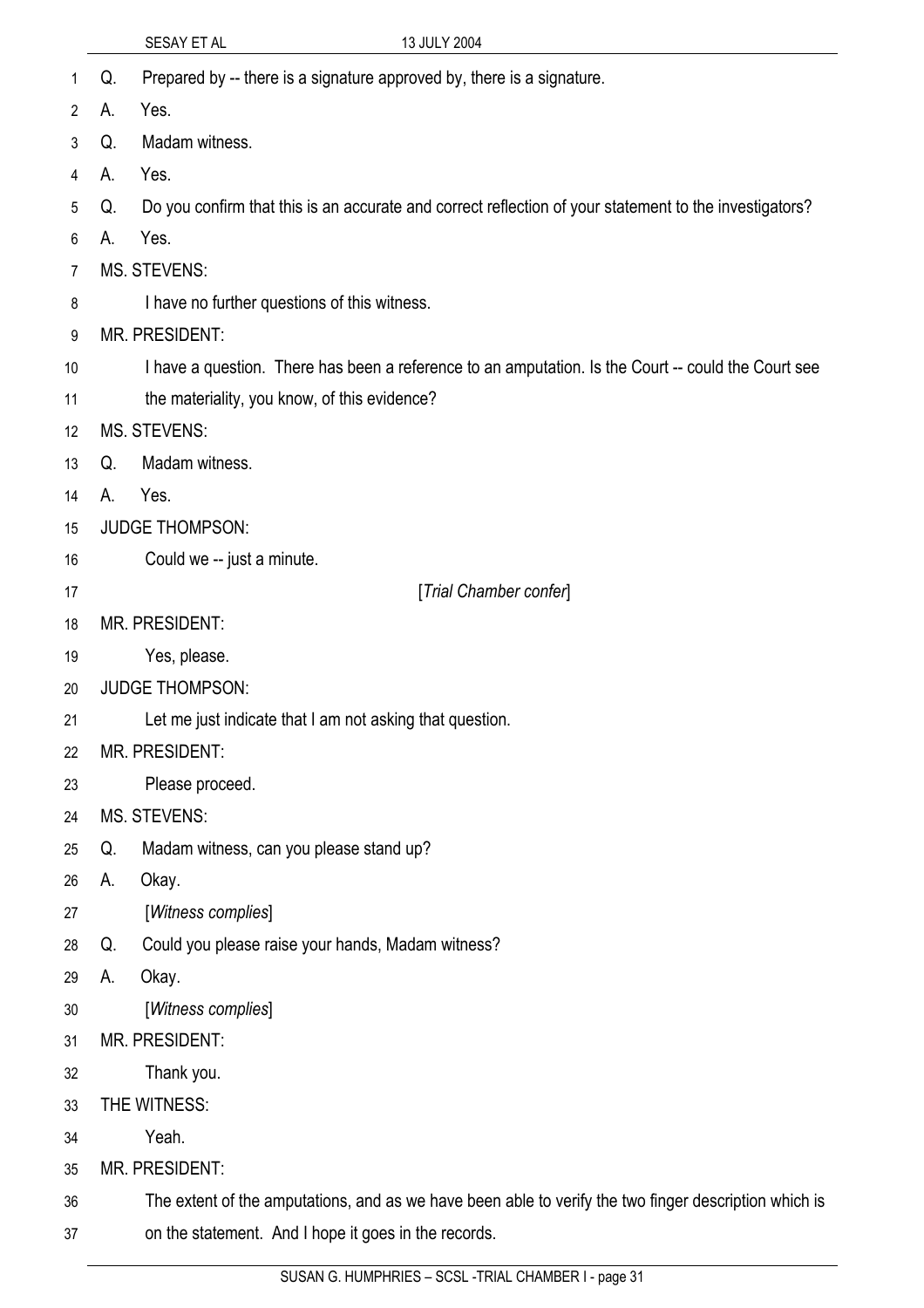Q. Prepared by -- there is a signature approved by, there is a signature.

A. Yes.

Q. Madam witness.

A. Yes.

Q. Do you confirm that this is an accurate and correct reflection of your statement to the investigators?

A. Yes.

MS. STEVENS:

I have no further questions of this witness.

MR. PRESIDENT:

I have a question. There has been a reference to an amputation. Is the Court -- could the Court see the materiality, you know, of this evidence?

MS. STEVENS:

Q. Madam witness.

A. Yes.

JUDGE THOMPSON:

Could we -- just a minute.

[*Trial Chamber confer*]

MR. PRESIDENT:

Yes, please.

JUDGE THOMPSON:

Let me just indicate that I am not asking that question.

MR. PRESIDENT:

Please proceed.

MS. STEVENS:

Q. Madam witness, can you please stand up?

A. Okay.

[*Witness complies*]

Q. Could you please raise your hands, Madam witness?

A. Okay.

[*Witness complies*]

MR. PRESIDENT:

Thank you.

THE WITNESS:

Yeah.

MR. PRESIDENT:

The extent of the amputations, and as we have been able to verify the two finger description which is on the statement. And I hope it goes in the records.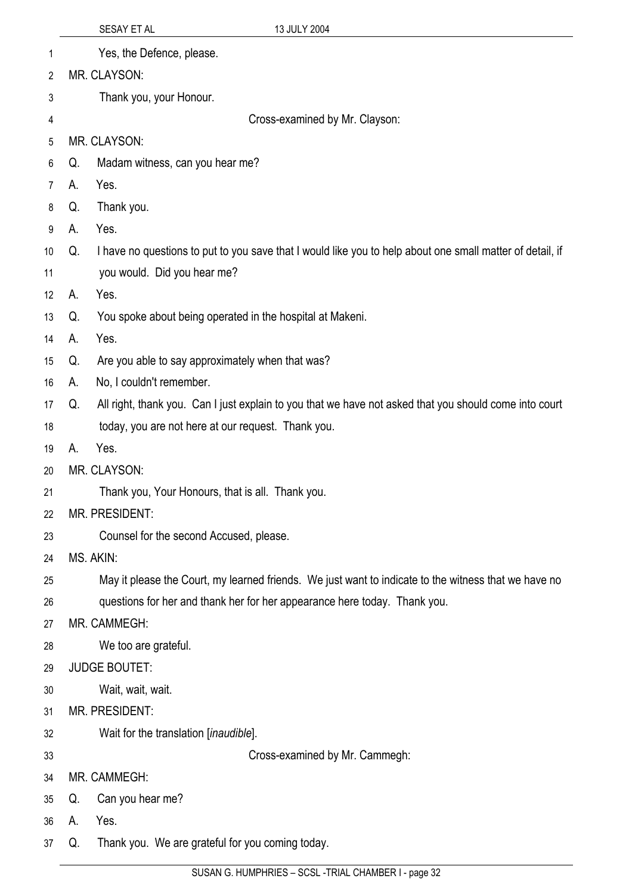Yes, the Defence, please.

MR. CLAYSON:

Thank you, your Honour.

Cross-examined by Mr. Clayson:

MR. CLAYSON:

Q. Madam witness, can you hear me?

A. Yes.

Q. Thank you.

A. Yes.

Q. I have no questions to put to you save that I would like you to help about one small matter of detail, if you would. Did you hear me?

A. Yes.

Q. You spoke about being operated in the hospital at Makeni.

A. Yes.

Q. Are you able to say approximately when that was?

A. No, I couldn't remember.

Q. All right, thank you. Can I just explain to you that we have not asked that you should come into court today, you are not here at our request. Thank you.

A. Yes.

MR. CLAYSON:

Thank you, Your Honours, that is all. Thank you.

MR. PRESIDENT:

Counsel for the second Accused, please.

MS. AKIN:

May it please the Court, my learned friends. We just want to indicate to the witness that we have no questions for her and thank her for her appearance here today. Thank you.

MR. CAMMEGH:

We too are grateful.

JUDGE BOUTET:

Wait, wait, wait.

MR. PRESIDENT:

Wait for the translation [*inaudible*].

Cross-examined by Mr. Cammegh:

MR. CAMMEGH:

Q. Can you hear me?

A. Yes.

Q. Thank you. We are grateful for you coming today.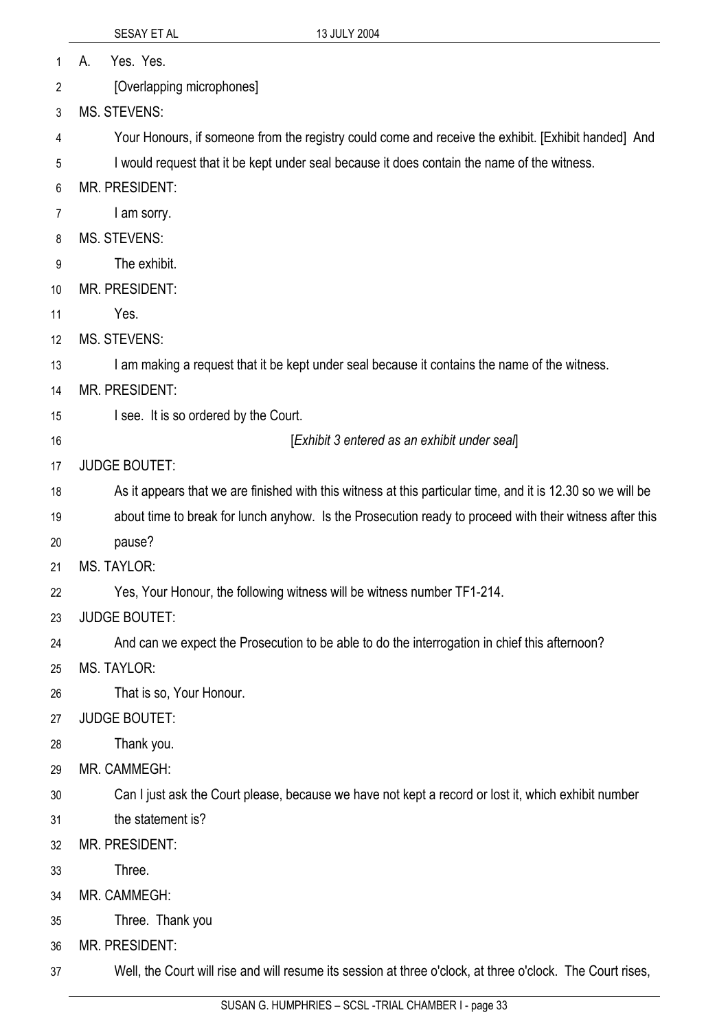A. Yes. Yes.

[Overlapping microphones]

MS. STEVENS:

Your Honours, if someone from the registry could come and receive the exhibit. [Exhibit handed] And I would request that it be kept under seal because it does contain the name of the witness.

MR. PRESIDENT:

I am sorry.

MS. STEVENS:

The exhibit.

MR. PRESIDENT:

Yes.

MS. STEVENS:

I am making a request that it be kept under seal because it contains the name of the witness.

MR. PRESIDENT:

I see. It is so ordered by the Court.

[*Exhibit 3 entered as an exhibit under seal*]

JUDGE BOUTET:

As it appears that we are finished with this witness at this particular time, and it is 12.30 so we will be about time to break for lunch anyhow. Is the Prosecution ready to proceed with their witness after this pause?

MS. TAYLOR:

Yes, Your Honour, the following witness will be witness number TF1-214.

JUDGE BOUTET:

And can we expect the Prosecution to be able to do the interrogation in chief this afternoon?

MS. TAYLOR:

That is so, Your Honour.

JUDGE BOUTET:

Thank you.

MR. CAMMEGH:

Can I just ask the Court please, because we have not kept a record or lost it, which exhibit number the statement is?

MR. PRESIDENT:

Three.

MR. CAMMEGH:

Three. Thank you

MR. PRESIDENT:

Well, the Court will rise and will resume its session at three o'clock, at three o'clock. The Court rises,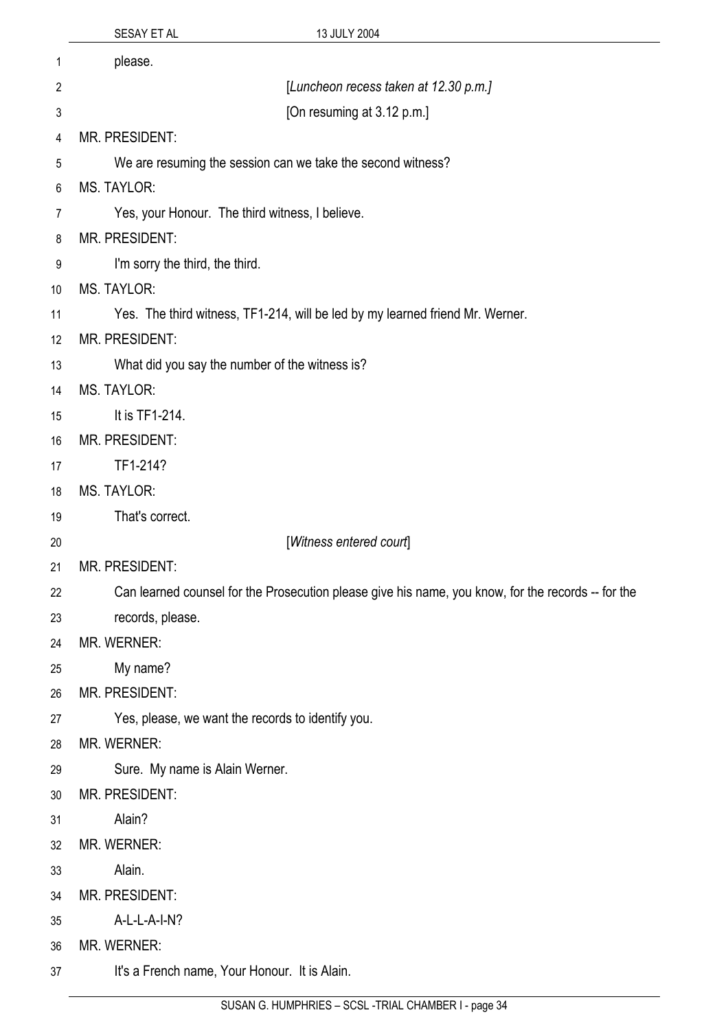please.

[*Luncheon recess taken at 12.30 p.m.]*

[On resuming at 3.12 p.m.]

MR. PRESIDENT:

We are resuming the session can we take the second witness?

MS. TAYLOR:

Yes, your Honour. The third witness, I believe.

MR. PRESIDENT:

I'm sorry the third, the third.

MS. TAYLOR:

Yes. The third witness, TF1-214, will be led by my learned friend Mr. Werner.

MR. PRESIDENT:

What did you say the number of the witness is?

MS. TAYLOR:

It is TF1-214.

MR. PRESIDENT:

TF1-214?

MS. TAYLOR:

That's correct.

[*Witness entered court*]

MR. PRESIDENT:

Can learned counsel for the Prosecution please give his name, you know, for the records -- for the records, please.

MR. WERNER:

My name?

MR. PRESIDENT:

Yes, please, we want the records to identify you.

MR. WERNER:

Sure. My name is Alain Werner.

MR. PRESIDENT:

Alain?

MR. WERNER:

Alain.

MR. PRESIDENT:

A-L-L-A-I-N?

MR. WERNER:

It's a French name, Your Honour. It is Alain.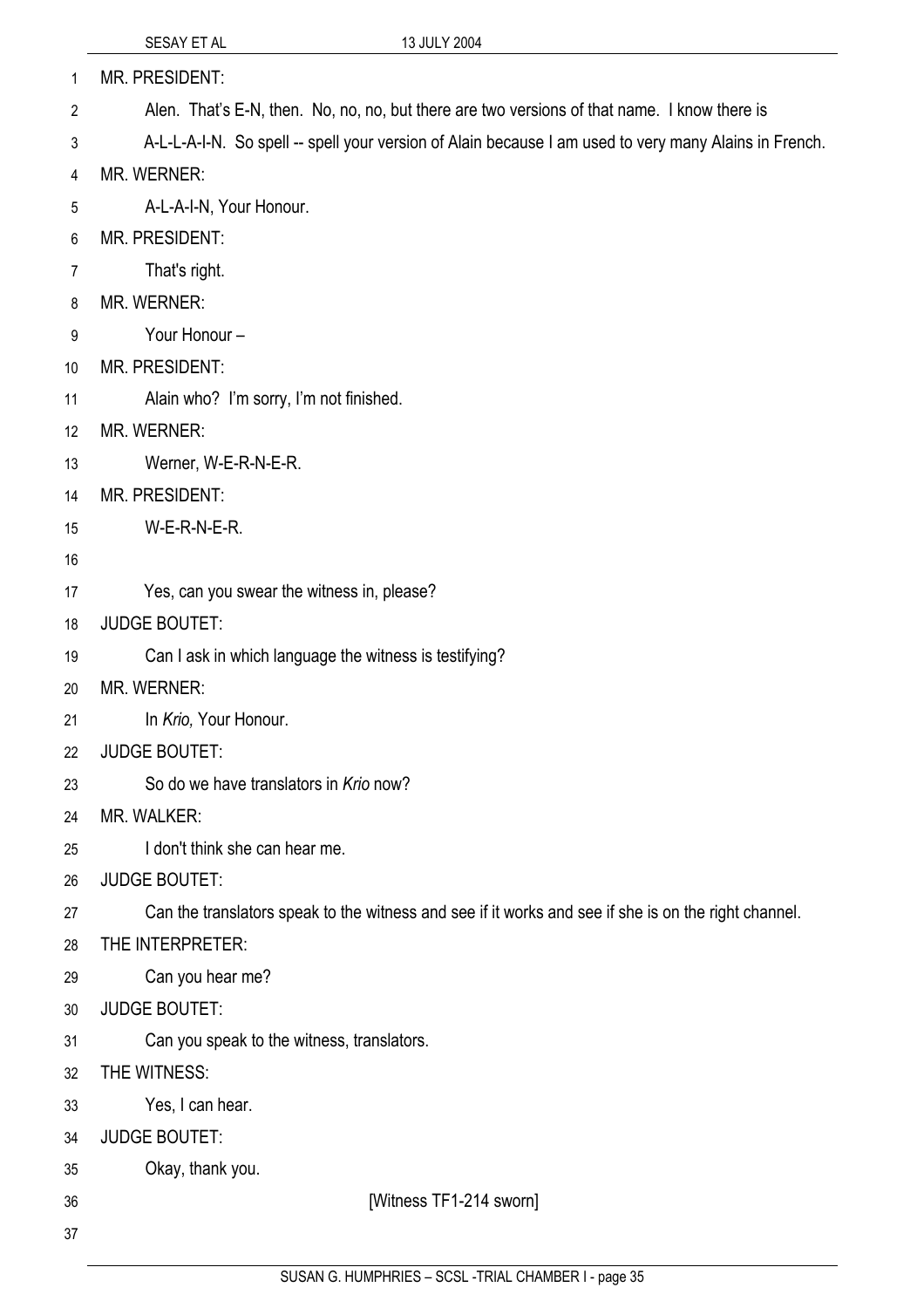MR. PRESIDENT:

Alen. That's E-N, then. No, no, no, but there are two versions of that name. I know there is A-L-L-A-I-N. So spell -- spell your version of Alain because I am used to very many Alains in French.

MR. WERNER:

A-L-A-I-N, Your Honour.

MR. PRESIDENT:

That's right.

MR. WERNER:

Your Honour –

MR. PRESIDENT:

Alain who? I'm sorry, I'm not finished.

MR. WERNER:

Werner, W-E-R-N-E-R.

MR. PRESIDENT:

W-E-R-N-E-R.

Yes, can you swear the witness in, please?

JUDGE BOUTET:

Can I ask in which language the witness is testifying?

MR. WERNER:

In *Krio,* Your Honour.

JUDGE BOUTET:

So do we have translators in *Krio* now?

MR. WALKER:

I don't think she can hear me.

JUDGE BOUTET:

Can the translators speak to the witness and see if it works and see if she is on the right channel.

THE INTERPRETER:

Can you hear me?

JUDGE BOUTET:

Can you speak to the witness, translators.

THE WITNESS:

Yes, I can hear.

JUDGE BOUTET:

Okay, thank you.

[Witness TF1-214 sworn]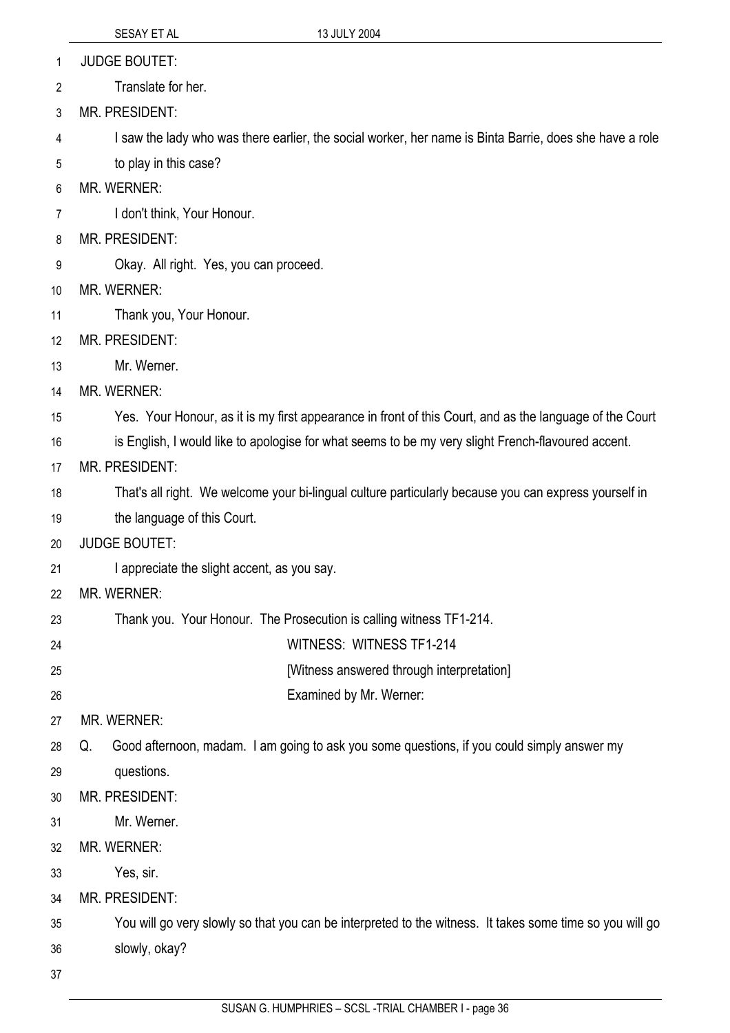JUDGE BOUTET:

Translate for her.

MR. PRESIDENT:

I saw the lady who was there earlier, the social worker, her name is Binta Barrie, does she have a role to play in this case?

MR. WERNER:

I don't think, Your Honour.

MR. PRESIDENT:

Okay. All right. Yes, you can proceed.

MR. WERNER:

Thank you, Your Honour.

MR. PRESIDENT:

Mr. Werner.

MR. WERNER:

Yes. Your Honour, as it is my first appearance in front of this Court, and as the language of the Court is English, I would like to apologise for what seems to be my very slight French-flavoured accent.

MR. PRESIDENT:

That's all right. We welcome your bi-lingual culture particularly because you can express yourself in the language of this Court.

JUDGE BOUTET:

I appreciate the slight accent, as you say.

MR. WERNER:

Thank you. Your Honour. The Prosecution is calling witness TF1-214.

WITNESS: WITNESS TF1-214

[Witness answered through interpretation]

Examined by Mr. Werner:

MR. WERNER:

Q. Good afternoon, madam. I am going to ask you some questions, if you could simply answer my questions.

MR. PRESIDENT:

Mr. Werner.

MR. WERNER:

Yes, sir.

MR. PRESIDENT:

You will go very slowly so that you can be interpreted to the witness. It takes some time so you will go slowly, okay?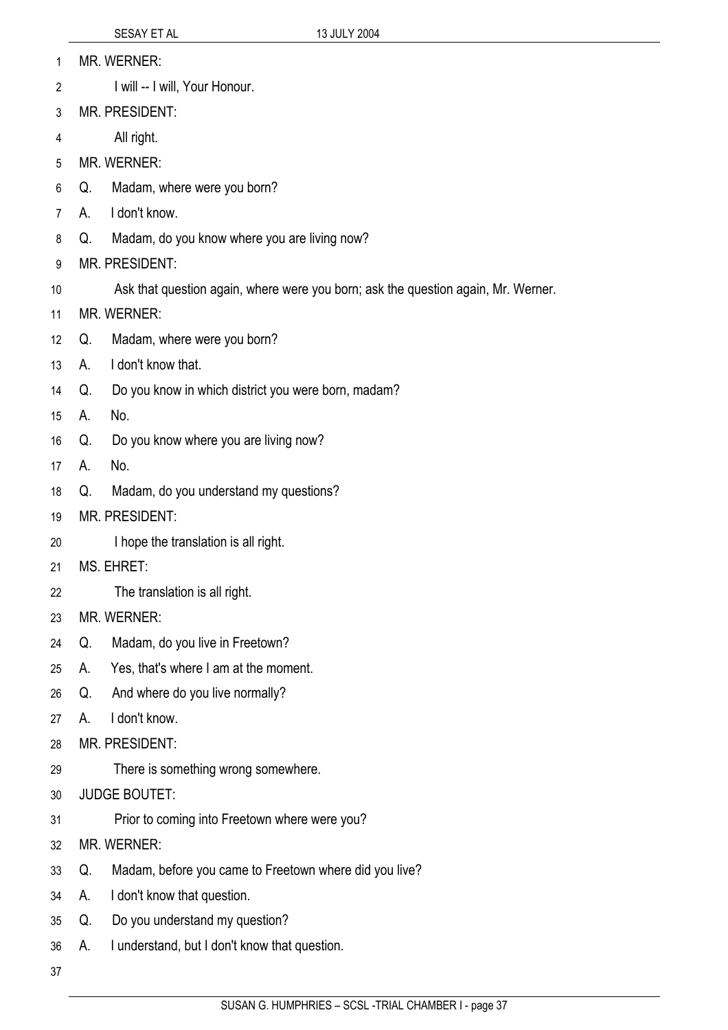MR. WERNER:

I will -- I will, Your Honour.

MR. PRESIDENT:

All right.

MR. WERNER:

Q. Madam, where were you born?

A. I don't know.

Q. Madam, do you know where you are living now?

MR. PRESIDENT:

Ask that question again, where were you born; ask the question again, Mr. Werner.

MR. WERNER:

Q. Madam, where were you born?

A. I don't know that.

Q. Do you know in which district you were born, madam?

A. No.

Q. Do you know where you are living now?

A. No.

Q. Madam, do you understand my questions?

MR. PRESIDENT:

I hope the translation is all right.

MS. EHRET:

The translation is all right.

MR. WERNER:

Q. Madam, do you live in Freetown?

A. Yes, that's where I am at the moment.

Q. And where do you live normally?

A. I don't know.

MR. PRESIDENT:

There is something wrong somewhere.

JUDGE BOUTET:

Prior to coming into Freetown where were you?

MR. WERNER:

Q. Madam, before you came to Freetown where did you live?

A. I don't know that question.

Q. Do you understand my question?

A. I understand, but I don't know that question.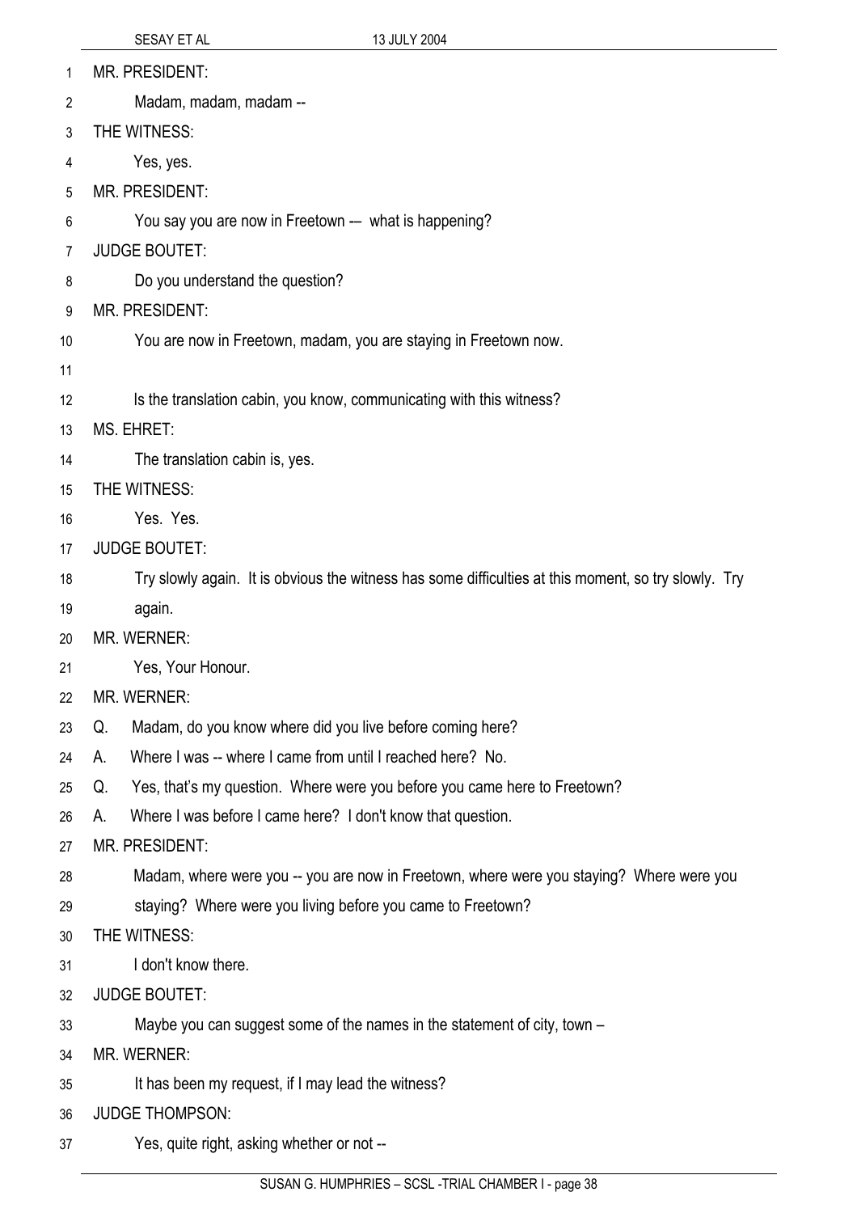MR. PRESIDENT:

Madam, madam, madam --

THE WITNESS:

Yes, yes.

MR. PRESIDENT:

You say you are now in Freetown -– what is happening?

JUDGE BOUTET:

Do you understand the question?

MR. PRESIDENT:

You are now in Freetown, madam, you are staying in Freetown now.

Is the translation cabin, you know, communicating with this witness?

MS. EHRET:

The translation cabin is, yes.

THE WITNESS:

Yes. Yes.

JUDGE BOUTET:

Try slowly again. It is obvious the witness has some difficulties at this moment, so try slowly. Try again.

MR. WERNER:

Yes, Your Honour.

MR. WERNER:

Q. Madam, do you know where did you live before coming here?

A. Where I was -- where I came from until I reached here? No.

Q. Yes, that's my question. Where were you before you came here to Freetown?

A. Where I was before I came here? I don't know that question.

MR. PRESIDENT:

Madam, where were you -- you are now in Freetown, where were you staying? Where were you staying? Where were you living before you came to Freetown?

THE WITNESS:

I don't know there.

JUDGE BOUTET:

Maybe you can suggest some of the names in the statement of city, town –

MR. WERNER:

It has been my request, if I may lead the witness?

JUDGE THOMPSON:

Yes, quite right, asking whether or not --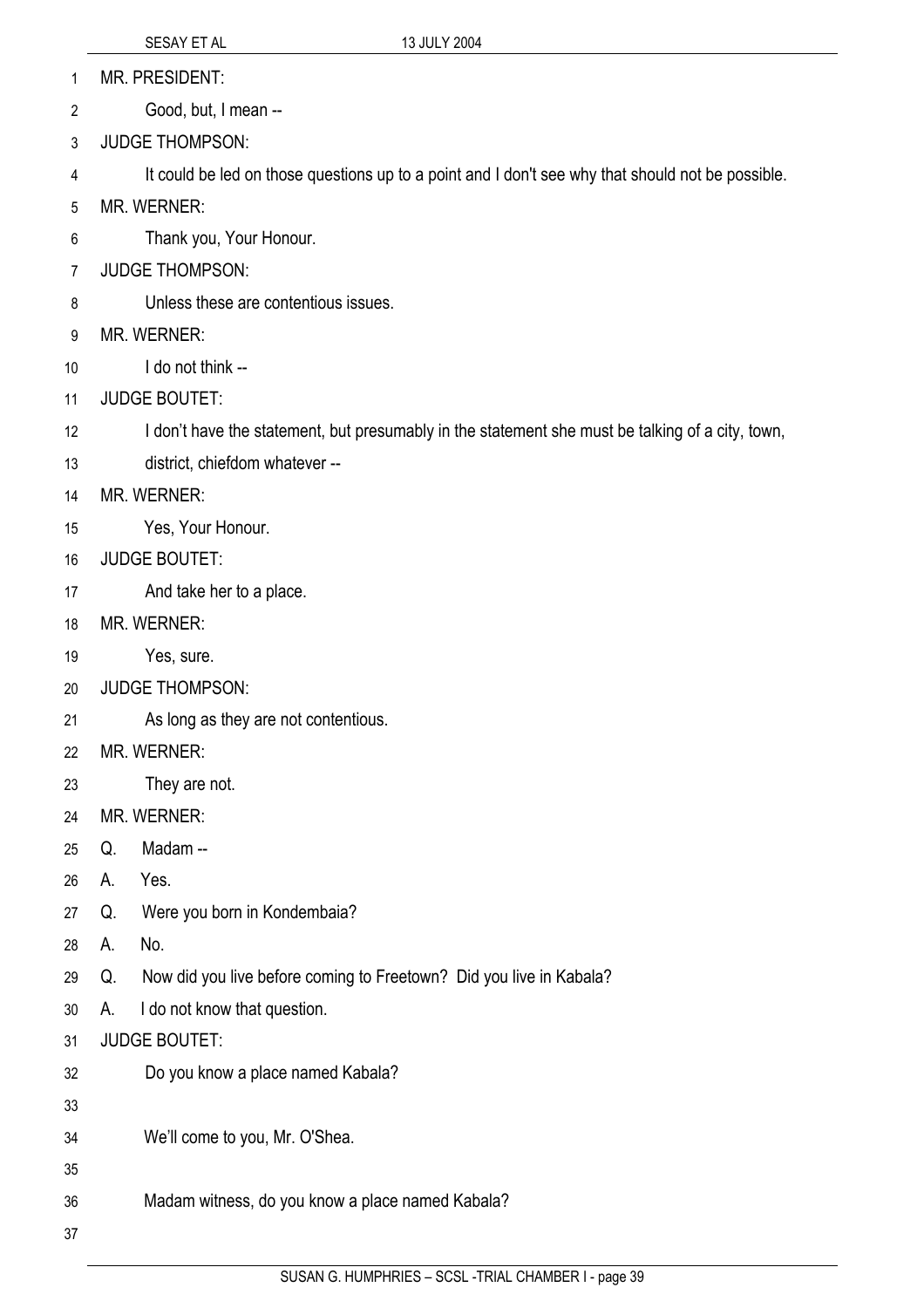MR. PRESIDENT:

Good, but, I mean --

JUDGE THOMPSON:

It could be led on those questions up to a point and I don't see why that should not be possible.

MR. WERNER:

Thank you, Your Honour.

JUDGE THOMPSON:

Unless these are contentious issues.

MR. WERNER:

I do not think --

JUDGE BOUTET:

I don't have the statement, but presumably in the statement she must be talking of a city, town, district, chiefdom whatever --

MR. WERNER:

Yes, Your Honour.

JUDGE BOUTET:

And take her to a place.

MR. WERNER:

Yes, sure.

JUDGE THOMPSON:

As long as they are not contentious.

MR. WERNER:

They are not.

MR. WERNER:

Q. Madam --

A. Yes.

Q. Were you born in Kondembaia?

A. No.

Q. Now did you live before coming to Freetown? Did you live in Kabala?

A. I do not know that question.

JUDGE BOUTET:

Do you know a place named Kabala?

We'll come to you, Mr. O'Shea.

Madam witness, do you know a place named Kabala?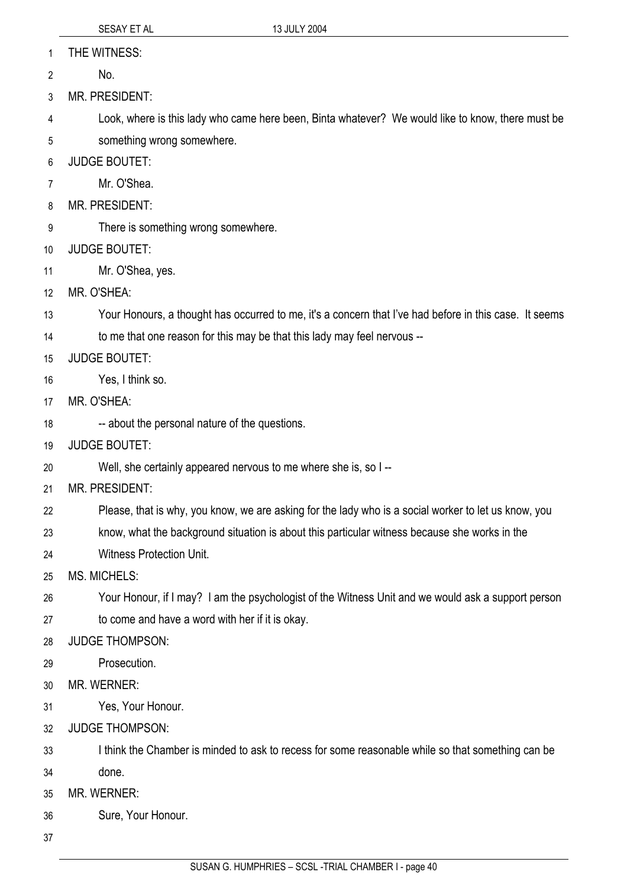THE WITNESS:

No.

MR. PRESIDENT:

Look, where is this lady who came here been, Binta whatever? We would like to know, there must be something wrong somewhere.

JUDGE BOUTET:

Mr. O'Shea.

MR. PRESIDENT:

There is something wrong somewhere.

JUDGE BOUTET:

Mr. O'Shea, yes.

MR. O'SHEA:

Your Honours, a thought has occurred to me, it's a concern that I've had before in this case. It seems to me that one reason for this may be that this lady may feel nervous --

JUDGE BOUTET:

Yes, I think so.

MR. O'SHEA:

-- about the personal nature of the questions.

JUDGE BOUTET:

Well, she certainly appeared nervous to me where she is, so I --

MR. PRESIDENT:

Please, that is why, you know, we are asking for the lady who is a social worker to let us know, you know, what the background situation is about this particular witness because she works in the Witness Protection Unit.

MS. MICHELS:

Your Honour, if I may? I am the psychologist of the Witness Unit and we would ask a support person to come and have a word with her if it is okay.

JUDGE THOMPSON:

Prosecution.

MR. WERNER:

Yes, Your Honour.

JUDGE THOMPSON:

I think the Chamber is minded to ask to recess for some reasonable while so that something can be done.

MR. WERNER:

Sure, Your Honour.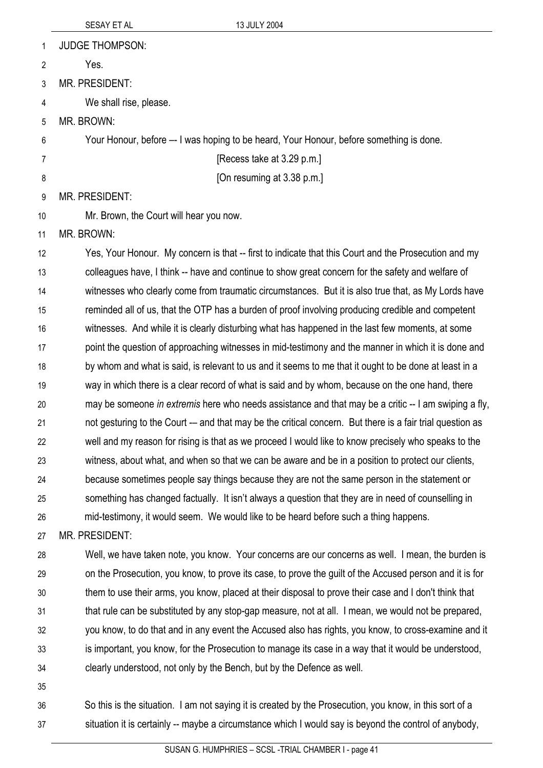JUDGE THOMPSON:

Yes.

MR. PRESIDENT:

We shall rise, please.

MR. BROWN:

Your Honour, before –- I was hoping to be heard, Your Honour, before something is done.

[Recess take at 3.29 p.m.]

[On resuming at 3.38 p.m.]

MR. PRESIDENT:

Mr. Brown, the Court will hear you now.

MR. BROWN:

Yes, Your Honour. My concern is that -- first to indicate that this Court and the Prosecution and my colleagues have, I think -- have and continue to show great concern for the safety and welfare of witnesses who clearly come from traumatic circumstances. But it is also true that, as My Lords have reminded all of us, that the OTP has a burden of proof involving producing credible and competent witnesses. And while it is clearly disturbing what has happened in the last few moments, at some point the question of approaching witnesses in mid-testimony and the manner in which it is done and by whom and what is said, is relevant to us and it seems to me that it ought to be done at least in a way in which there is a clear record of what is said and by whom, because on the one hand, there may be someone *in extremis* here who needs assistance and that may be a critic -- I am swiping a fly, not gesturing to the Court -– and that may be the critical concern. But there is a fair trial question as well and my reason for rising is that as we proceed I would like to know precisely who speaks to the witness, about what, and when so that we can be aware and be in a position to protect our clients, because sometimes people say things because they are not the same person in the statement or something has changed factually. It isn't always a question that they are in need of counselling in mid-testimony, it would seem. We would like to be heard before such a thing happens.

MR. PRESIDENT:

Well, we have taken note, you know. Your concerns are our concerns as well. I mean, the burden is on the Prosecution, you know, to prove its case, to prove the guilt of the Accused person and it is for them to use their arms, you know, placed at their disposal to prove their case and I don't think that that rule can be substituted by any stop-gap measure, not at all. I mean, we would not be prepared, you know, to do that and in any event the Accused also has rights, you know, to cross-examine and it is important, you know, for the Prosecution to manage its case in a way that it would be understood, clearly understood, not only by the Bench, but by the Defence as well.

So this is the situation. I am not saying it is created by the Prosecution, you know, in this sort of a situation it is certainly -- maybe a circumstance which I would say is beyond the control of anybody,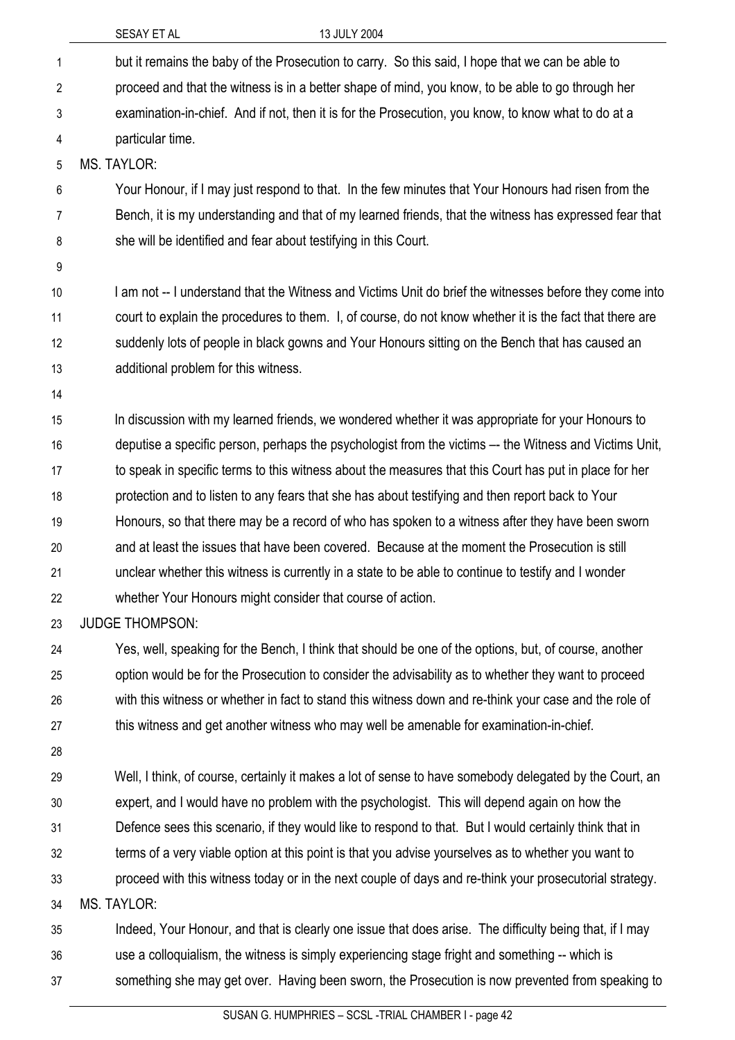but it remains the baby of the Prosecution to carry. So this said, I hope that we can be able to proceed and that the witness is in a better shape of mind, you know, to be able to go through her examination-in-chief. And if not, then it is for the Prosecution, you know, to know what to do at a particular time.

MS. TAYLOR:

Your Honour, if I may just respond to that. In the few minutes that Your Honours had risen from the Bench, it is my understanding and that of my learned friends, that the witness has expressed fear that she will be identified and fear about testifying in this Court.

I am not -- I understand that the Witness and Victims Unit do brief the witnesses before they come into court to explain the procedures to them. I, of course, do not know whether it is the fact that there are suddenly lots of people in black gowns and Your Honours sitting on the Bench that has caused an additional problem for this witness.

In discussion with my learned friends, we wondered whether it was appropriate for your Honours to deputise a specific person, perhaps the psychologist from the victims –- the Witness and Victims Unit, to speak in specific terms to this witness about the measures that this Court has put in place for her protection and to listen to any fears that she has about testifying and then report back to Your Honours, so that there may be a record of who has spoken to a witness after they have been sworn and at least the issues that have been covered. Because at the moment the Prosecution is still unclear whether this witness is currently in a state to be able to continue to testify and I wonder whether Your Honours might consider that course of action.

JUDGE THOMPSON:

Yes, well, speaking for the Bench, I think that should be one of the options, but, of course, another option would be for the Prosecution to consider the advisability as to whether they want to proceed with this witness or whether in fact to stand this witness down and re-think your case and the role of this witness and get another witness who may well be amenable for examination-in-chief.

Well, I think, of course, certainly it makes a lot of sense to have somebody delegated by the Court, an expert, and I would have no problem with the psychologist. This will depend again on how the Defence sees this scenario, if they would like to respond to that. But I would certainly think that in terms of a very viable option at this point is that you advise yourselves as to whether you want to proceed with this witness today or in the next couple of days and re-think your prosecutorial strategy.

MS. TAYLOR:

Indeed, Your Honour, and that is clearly one issue that does arise. The difficulty being that, if I may use a colloquialism, the witness is simply experiencing stage fright and something -- which is something she may get over. Having been sworn, the Prosecution is now prevented from speaking to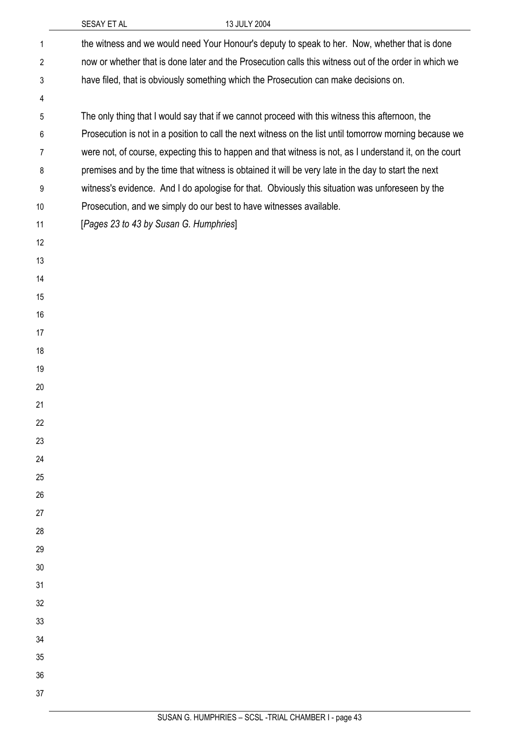the witness and we would need Your Honour's deputy to speak to her. Now, whether that is done now or whether that is done later and the Prosecution calls this witness out of the order in which we have filed, that is obviously something which the Prosecution can make decisions on.

The only thing that I would say that if we cannot proceed with this witness this afternoon, the Prosecution is not in a position to call the next witness on the list until tomorrow morning because we were not, of course, expecting this to happen and that witness is not, as I understand it, on the court premises and by the time that witness is obtained it will be very late in the day to start the next witness's evidence. And I do apologise for that. Obviously this situation was unforeseen by the Prosecution, and we simply do our best to have witnesses available.

[*Pages 23 to 43 by Susan G. Humphries*]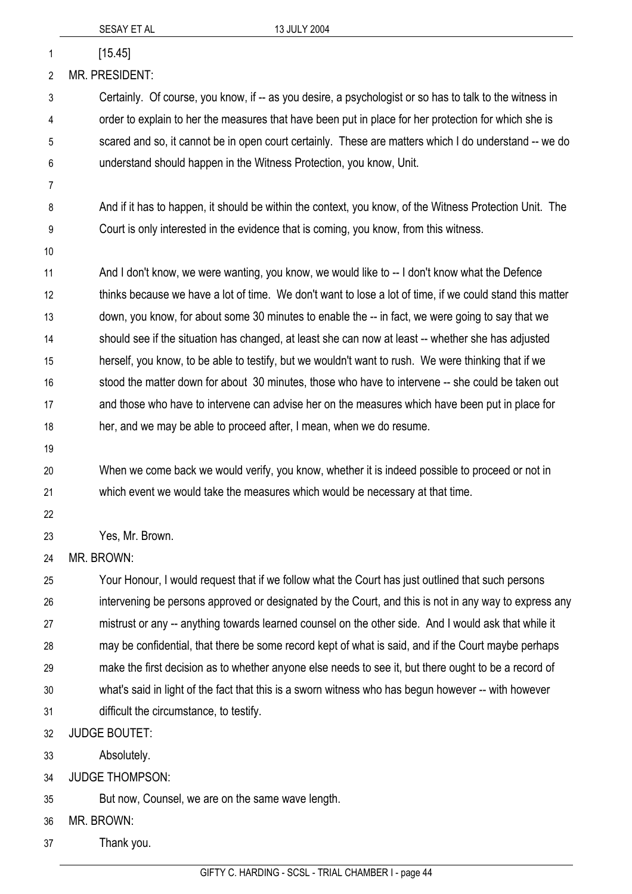[15.45]

MR. PRESIDENT:

Certainly. Of course, you know, if -- as you desire, a psychologist or so has to talk to the witness in order to explain to her the measures that have been put in place for her protection for which she is scared and so, it cannot be in open court certainly. These are matters which I do understand -- we do understand should happen in the Witness Protection, you know, Unit.

And if it has to happen, it should be within the context, you know, of the Witness Protection Unit. The Court is only interested in the evidence that is coming, you know, from this witness.

And I don't know, we were wanting, you know, we would like to -- I don't know what the Defence thinks because we have a lot of time. We don't want to lose a lot of time, if we could stand this matter down, you know, for about some 30 minutes to enable the -- in fact, we were going to say that we should see if the situation has changed, at least she can now at least -- whether she has adjusted herself, you know, to be able to testify, but we wouldn't want to rush. We were thinking that if we stood the matter down for about 30 minutes, those who have to intervene -- she could be taken out and those who have to intervene can advise her on the measures which have been put in place for her, and we may be able to proceed after, I mean, when we do resume.

When we come back we would verify, you know, whether it is indeed possible to proceed or not in which event we would take the measures which would be necessary at that time.

Yes, Mr. Brown.

MR. BROWN:

Your Honour, I would request that if we follow what the Court has just outlined that such persons intervening be persons approved or designated by the Court, and this is not in any way to express any mistrust or any -- anything towards learned counsel on the other side. And I would ask that while it may be confidential, that there be some record kept of what is said, and if the Court maybe perhaps make the first decision as to whether anyone else needs to see it, but there ought to be a record of what's said in light of the fact that this is a sworn witness who has begun however -- with however difficult the circumstance, to testify.

JUDGE BOUTET:

Absolutely.

JUDGE THOMPSON:

But now, Counsel, we are on the same wave length.

MR. BROWN:

Thank you.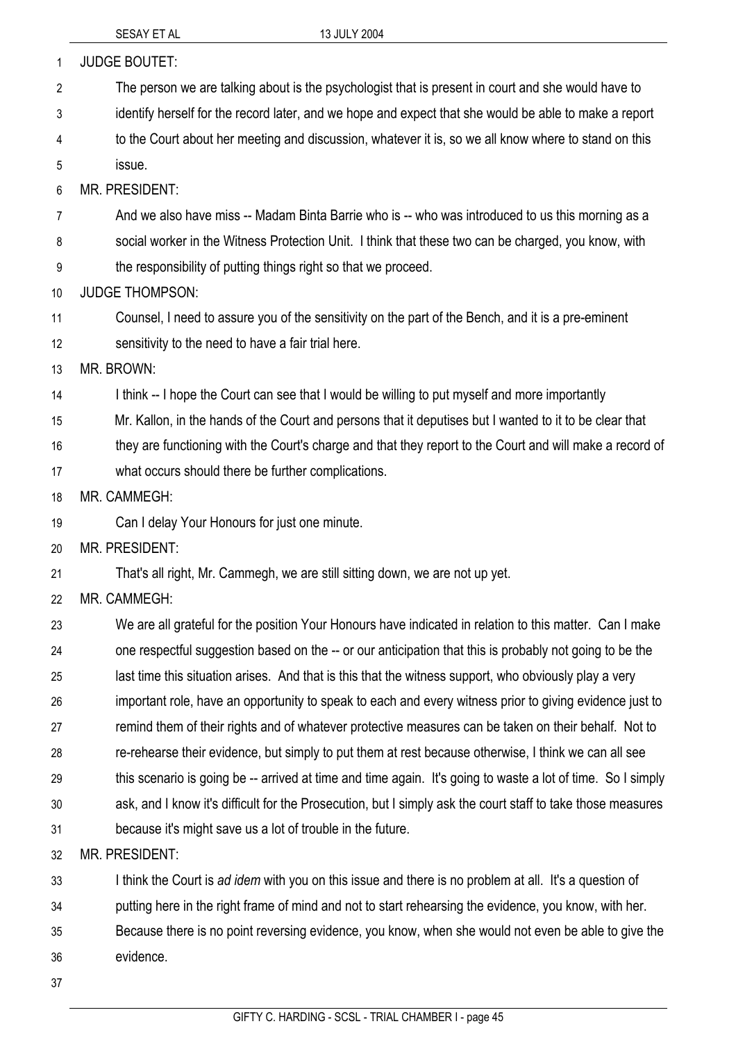JUDGE BOUTET:

The person we are talking about is the psychologist that is present in court and she would have to identify herself for the record later, and we hope and expect that she would be able to make a report to the Court about her meeting and discussion, whatever it is, so we all know where to stand on this issue.

MR. PRESIDENT:

And we also have miss -- Madam Binta Barrie who is -- who was introduced to us this morning as a social worker in the Witness Protection Unit. I think that these two can be charged, you know, with the responsibility of putting things right so that we proceed.

JUDGE THOMPSON:

Counsel, I need to assure you of the sensitivity on the part of the Bench, and it is a pre-eminent sensitivity to the need to have a fair trial here.

MR. BROWN:

I think -- I hope the Court can see that I would be willing to put myself and more importantly Mr. Kallon, in the hands of the Court and persons that it deputises but I wanted to it to be clear that they are functioning with the Court's charge and that they report to the Court and will make a record of what occurs should there be further complications.

MR. CAMMEGH:

Can I delay Your Honours for just one minute.

MR. PRESIDENT:

That's all right, Mr. Cammegh, we are still sitting down, we are not up yet.

MR. CAMMEGH:

We are all grateful for the position Your Honours have indicated in relation to this matter. Can I make one respectful suggestion based on the -- or our anticipation that this is probably not going to be the last time this situation arises. And that is this that the witness support, who obviously play a very important role, have an opportunity to speak to each and every witness prior to giving evidence just to remind them of their rights and of whatever protective measures can be taken on their behalf. Not to re-rehearse their evidence, but simply to put them at rest because otherwise, I think we can all see this scenario is going be -- arrived at time and time again. It's going to waste a lot of time. So I simply ask, and I know it's difficult for the Prosecution, but I simply ask the court staff to take those measures because it's might save us a lot of trouble in the future.

MR. PRESIDENT:

I think the Court is *ad idem* with you on this issue and there is no problem at all. It's a question of putting here in the right frame of mind and not to start rehearsing the evidence, you know, with her. Because there is no point reversing evidence, you know, when she would not even be able to give the evidence.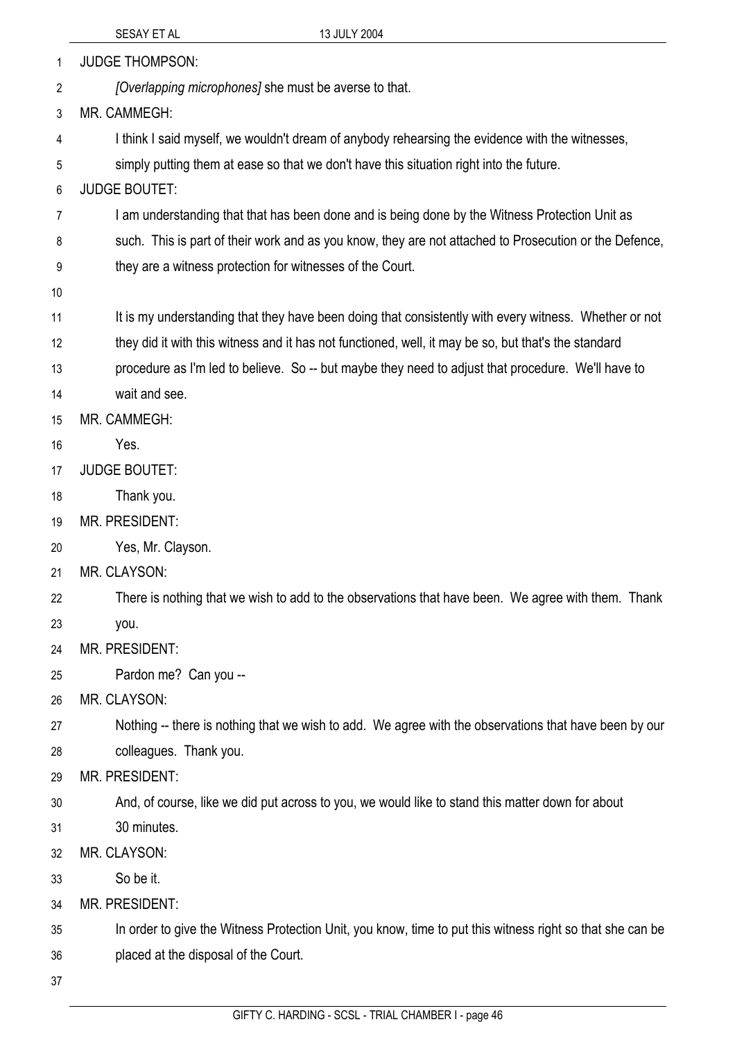JUDGE THOMPSON:

*[Overlapping microphones]* she must be averse to that.

MR. CAMMEGH:

I think I said myself, we wouldn't dream of anybody rehearsing the evidence with the witnesses, simply putting them at ease so that we don't have this situation right into the future.

JUDGE BOUTET:

I am understanding that that has been done and is being done by the Witness Protection Unit as such. This is part of their work and as you know, they are not attached to Prosecution or the Defence, they are a witness protection for witnesses of the Court.

It is my understanding that they have been doing that consistently with every witness. Whether or not they did it with this witness and it has not functioned, well, it may be so, but that's the standard procedure as I'm led to believe. So -- but maybe they need to adjust that procedure. We'll have to wait and see.

MR. CAMMEGH:

Yes.

JUDGE BOUTET:

Thank you.

MR. PRESIDENT:

Yes, Mr. Clayson.

MR. CLAYSON:

There is nothing that we wish to add to the observations that have been. We agree with them. Thank you.

MR. PRESIDENT:

Pardon me? Can you --

MR. CLAYSON:

Nothing -- there is nothing that we wish to add. We agree with the observations that have been by our colleagues. Thank you.

MR. PRESIDENT:

And, of course, like we did put across to you, we would like to stand this matter down for about 30 minutes.

MR. CLAYSON:

So be it.

MR. PRESIDENT:

In order to give the Witness Protection Unit, you know, time to put this witness right so that she can be placed at the disposal of the Court.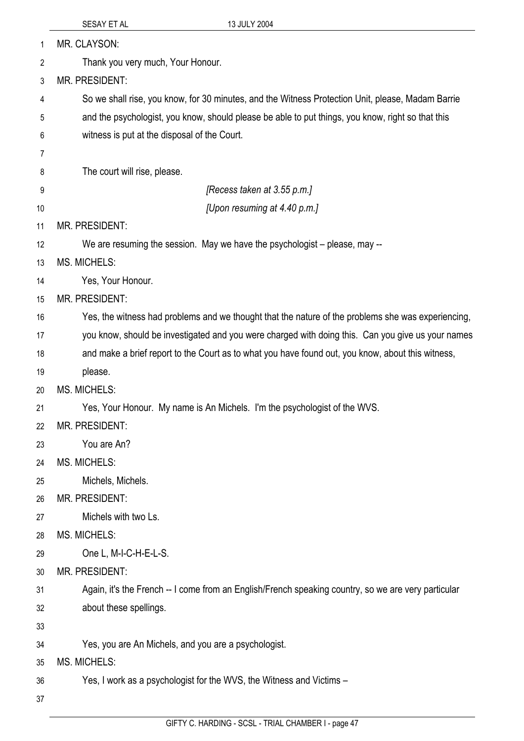MR. CLAYSON:

Thank you very much, Your Honour.

MR. PRESIDENT:

So we shall rise, you know, for 30 minutes, and the Witness Protection Unit, please, Madam Barrie and the psychologist, you know, should please be able to put things, you know, right so that this witness is put at the disposal of the Court.

The court will rise, please.

*[Recess taken at 3.55 p.m.]*

*[Upon resuming at 4.40 p.m.]*

MR. PRESIDENT:

We are resuming the session. May we have the psychologist – please, may --

MS. MICHELS:

Yes, Your Honour.

MR. PRESIDENT:

Yes, the witness had problems and we thought that the nature of the problems she was experiencing, you know, should be investigated and you were charged with doing this. Can you give us your names and make a brief report to the Court as to what you have found out, you know, about this witness, please.

MS. MICHELS:

Yes, Your Honour. My name is An Michels. I'm the psychologist of the WVS.

MR. PRESIDENT:

You are An?

MS. MICHELS:

Michels, Michels.

MR. PRESIDENT:

Michels with two Ls.

MS. MICHELS:

One L, M-I-C-H-E-L-S.

MR. PRESIDENT:

Again, it's the French -- I come from an English/French speaking country, so we are very particular about these spellings.

Yes, you are An Michels, and you are a psychologist.

MS. MICHELS:

Yes, I work as a psychologist for the WVS, the Witness and Victims –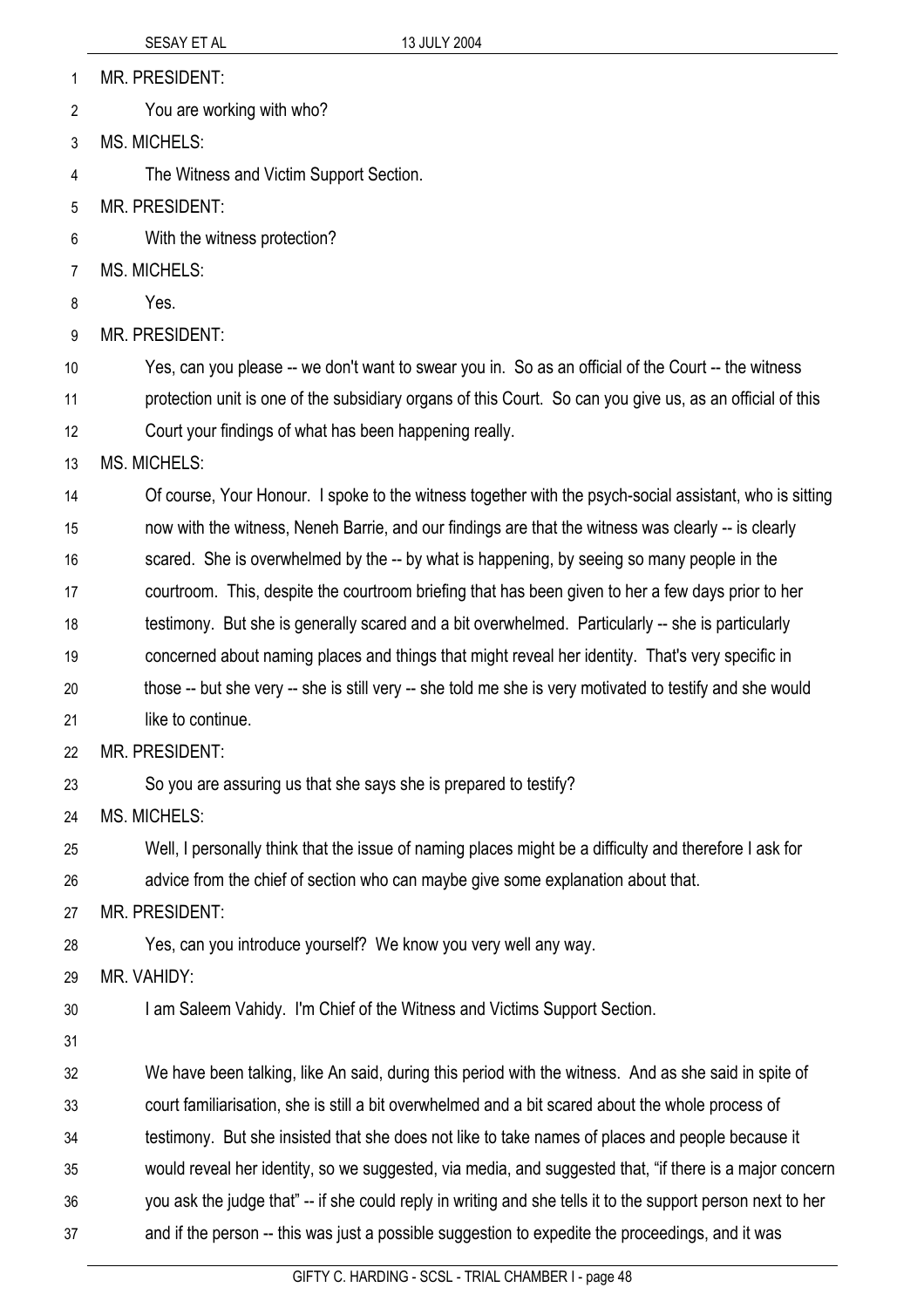MR. PRESIDENT:

You are working with who?

MS. MICHELS:

The Witness and Victim Support Section.

MR. PRESIDENT:

With the witness protection?

MS. MICHELS:

Yes.

MR. PRESIDENT:

Yes, can you please -- we don't want to swear you in. So as an official of the Court -- the witness protection unit is one of the subsidiary organs of this Court. So can you give us, as an official of this Court your findings of what has been happening really.

MS. MICHELS:

Of course, Your Honour. I spoke to the witness together with the psych-social assistant, who is sitting now with the witness, Neneh Barrie, and our findings are that the witness was clearly -- is clearly scared. She is overwhelmed by the -- by what is happening, by seeing so many people in the courtroom. This, despite the courtroom briefing that has been given to her a few days prior to her testimony. But she is generally scared and a bit overwhelmed. Particularly -- she is particularly concerned about naming places and things that might reveal her identity. That's very specific in those -- but she very -- she is still very -- she told me she is very motivated to testify and she would like to continue.

MR. PRESIDENT:

So you are assuring us that she says she is prepared to testify?

MS. MICHELS:

Well, I personally think that the issue of naming places might be a difficulty and therefore I ask for advice from the chief of section who can maybe give some explanation about that.

MR. PRESIDENT:

Yes, can you introduce yourself? We know you very well any way.

MR. VAHIDY:

I am Saleem Vahidy. I'm Chief of the Witness and Victims Support Section.

We have been talking, like An said, during this period with the witness. And as she said in spite of court familiarisation, she is still a bit overwhelmed and a bit scared about the whole process of testimony. But she insisted that she does not like to take names of places and people because it would reveal her identity, so we suggested, via media, and suggested that, "if there is a major concern you ask the judge that" -- if she could reply in writing and she tells it to the support person next to her and if the person -- this was just a possible suggestion to expedite the proceedings, and it was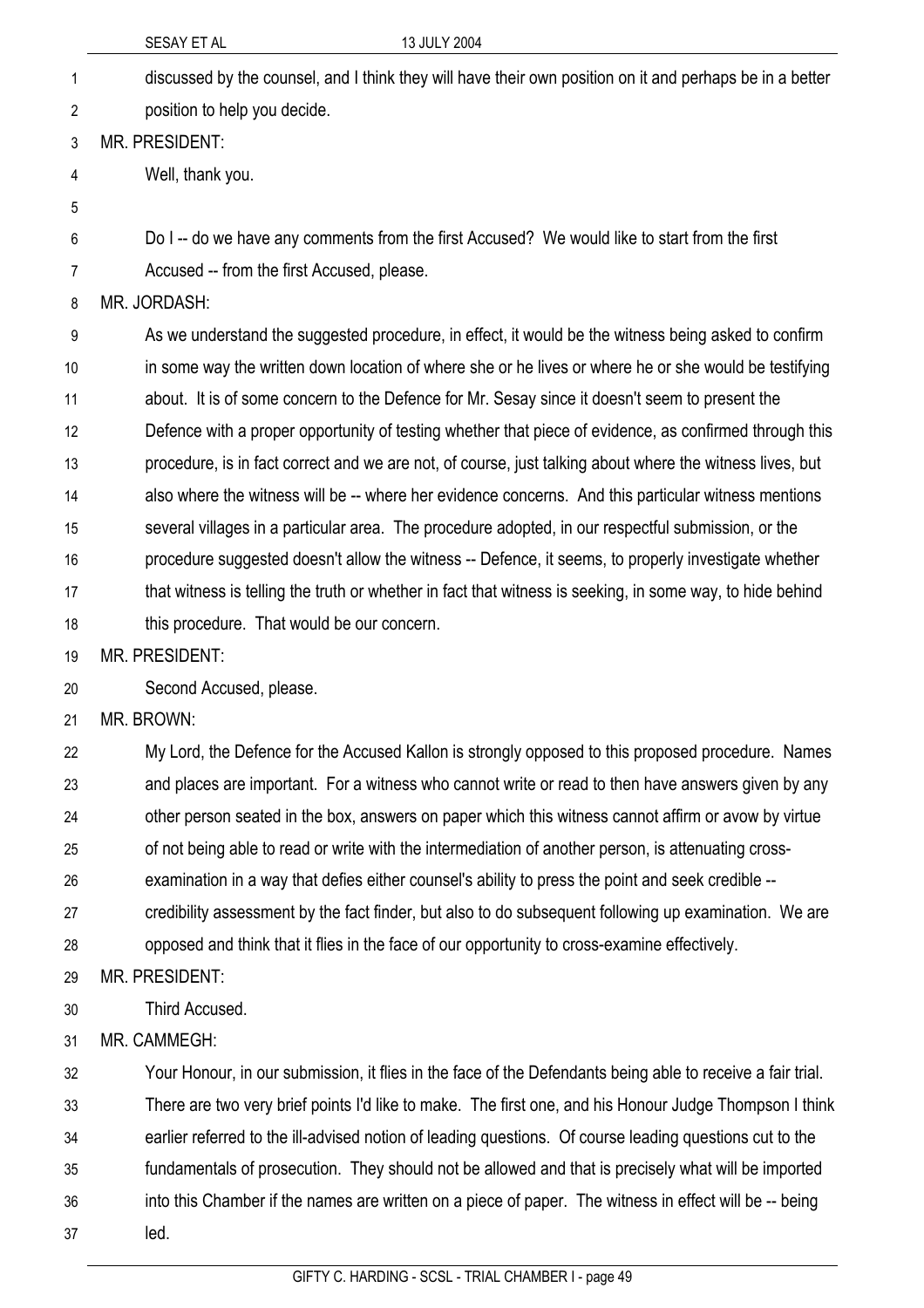discussed by the counsel, and I think they will have their own position on it and perhaps be in a better position to help you decide.

MR. PRESIDENT:

Well, thank you.

Do I -- do we have any comments from the first Accused? We would like to start from the first Accused -- from the first Accused, please.

MR. JORDASH:

As we understand the suggested procedure, in effect, it would be the witness being asked to confirm in some way the written down location of where she or he lives or where he or she would be testifying about. It is of some concern to the Defence for Mr. Sesay since it doesn't seem to present the Defence with a proper opportunity of testing whether that piece of evidence, as confirmed through this procedure, is in fact correct and we are not, of course, just talking about where the witness lives, but also where the witness will be -- where her evidence concerns. And this particular witness mentions several villages in a particular area. The procedure adopted, in our respectful submission, or the procedure suggested doesn't allow the witness -- Defence, it seems, to properly investigate whether that witness is telling the truth or whether in fact that witness is seeking, in some way, to hide behind this procedure. That would be our concern.

MR. PRESIDENT:

Second Accused, please.

MR. BROWN:

My Lord, the Defence for the Accused Kallon is strongly opposed to this proposed procedure. Names and places are important. For a witness who cannot write or read to then have answers given by any other person seated in the box, answers on paper which this witness cannot affirm or avow by virtue of not being able to read or write with the intermediation of another person, is attenuating cross-examination in a way that defies either counsel's ability to press the point and seek credible -- credibility assessment by the fact finder, but also to do subsequent following up examination. We are opposed and think that it flies in the face of our opportunity to cross-examine effectively.

MR. PRESIDENT:

Third Accused.

MR. CAMMEGH:

Your Honour, in our submission, it flies in the face of the Defendants being able to receive a fair trial. There are two very brief points I'd like to make. The first one, and his Honour Judge Thompson I think earlier referred to the ill-advised notion of leading questions. Of course leading questions cut to the fundamentals of prosecution. They should not be allowed and that is precisely what will be imported into this Chamber if the names are written on a piece of paper. The witness in effect will be -- being led.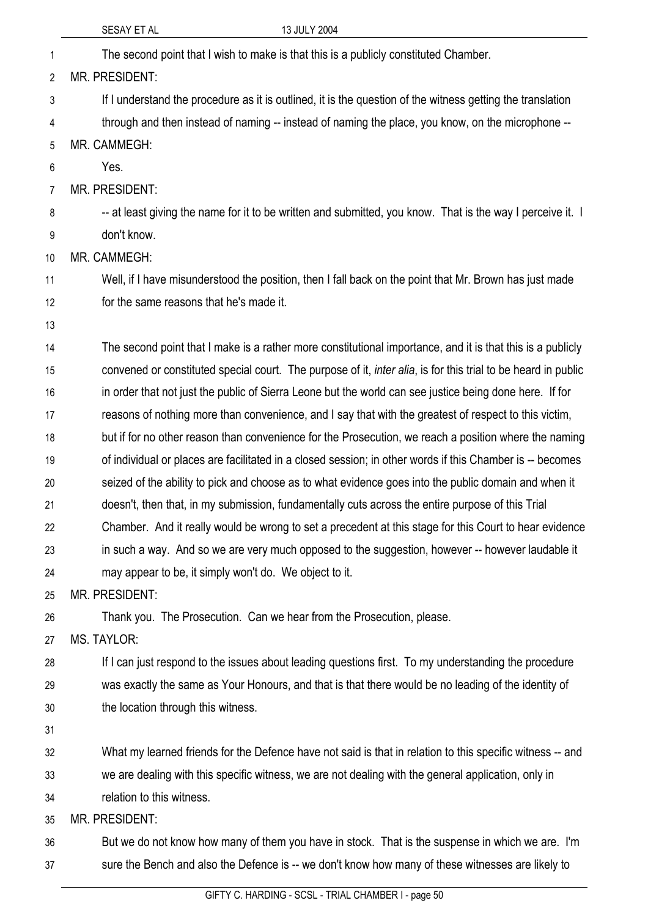The second point that I wish to make is that this is a publicly constituted Chamber.

MR. PRESIDENT:

If I understand the procedure as it is outlined, it is the question of the witness getting the translation through and then instead of naming -- instead of naming the place, you know, on the microphone --

MR. CAMMEGH:

Yes.

MR. PRESIDENT:

-- at least giving the name for it to be written and submitted, you know. That is the way I perceive it. I don't know.

MR. CAMMEGH:

Well, if I have misunderstood the position, then I fall back on the point that Mr. Brown has just made for the same reasons that he's made it.

The second point that I make is a rather more constitutional importance, and it is that this is a publicly convened or constituted special court. The purpose of it, *inter alia*, is for this trial to be heard in public in order that not just the public of Sierra Leone but the world can see justice being done here. If for reasons of nothing more than convenience, and I say that with the greatest of respect to this victim, but if for no other reason than convenience for the Prosecution, we reach a position where the naming of individual or places are facilitated in a closed session; in other words if this Chamber is -- becomes seized of the ability to pick and choose as to what evidence goes into the public domain and when it doesn't, then that, in my submission, fundamentally cuts across the entire purpose of this Trial Chamber. And it really would be wrong to set a precedent at this stage for this Court to hear evidence in such a way. And so we are very much opposed to the suggestion, however -- however laudable it may appear to be, it simply won't do. We object to it.

MR. PRESIDENT:

Thank you. The Prosecution. Can we hear from the Prosecution, please.

MS. TAYLOR:

If I can just respond to the issues about leading questions first. To my understanding the procedure was exactly the same as Your Honours, and that is that there would be no leading of the identity of the location through this witness.

What my learned friends for the Defence have not said is that in relation to this specific witness -- and we are dealing with this specific witness, we are not dealing with the general application, only in relation to this witness.

MR. PRESIDENT:

But we do not know how many of them you have in stock. That is the suspense in which we are. I'm sure the Bench and also the Defence is -- we don't know how many of these witnesses are likely to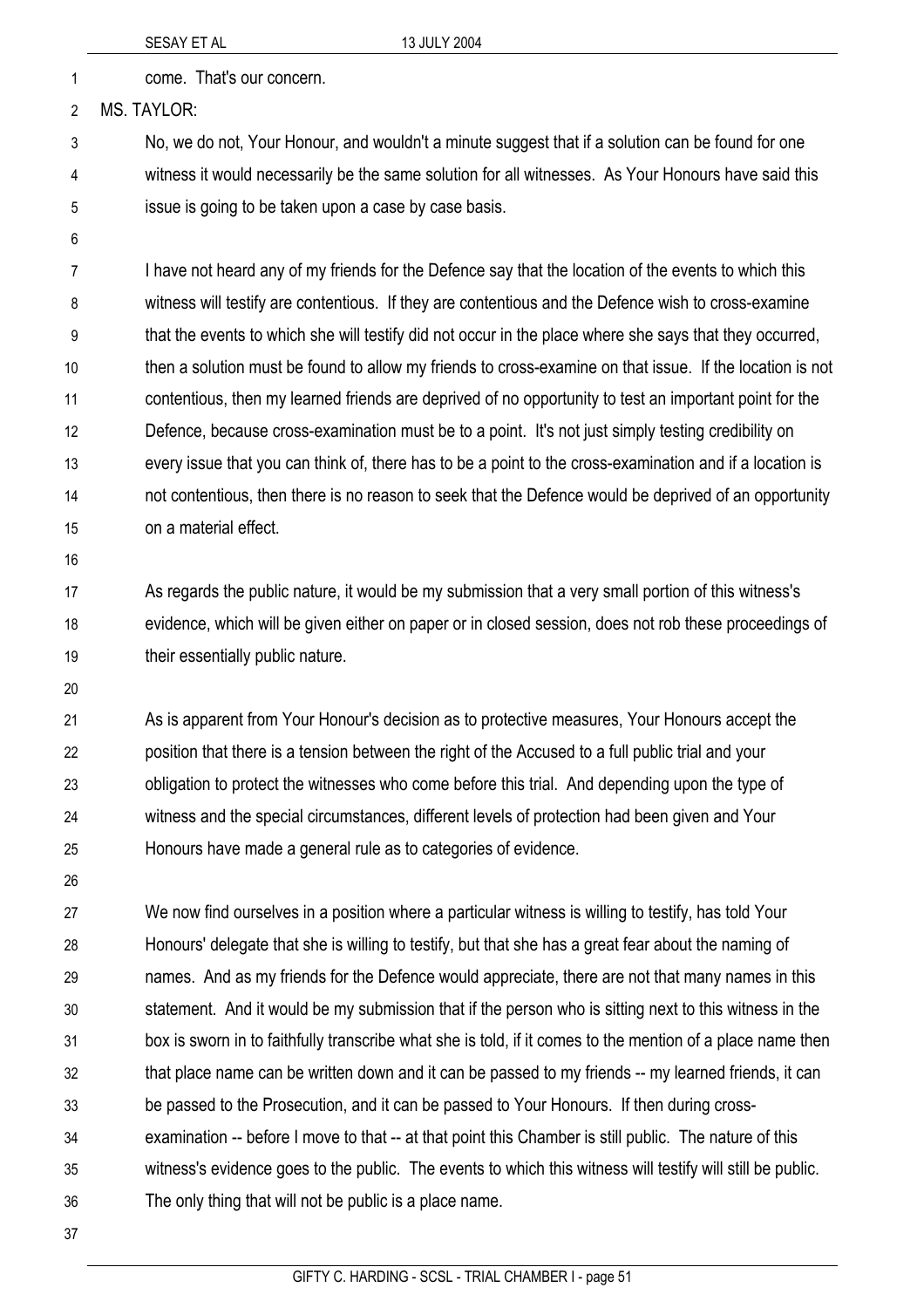come. That's our concern.

MS. TAYLOR:

No, we do not, Your Honour, and wouldn't a minute suggest that if a solution can be found for one witness it would necessarily be the same solution for all witnesses. As Your Honours have said this issue is going to be taken upon a case by case basis.

I have not heard any of my friends for the Defence say that the location of the events to which this witness will testify are contentious. If they are contentious and the Defence wish to cross-examine that the events to which she will testify did not occur in the place where she says that they occurred, then a solution must be found to allow my friends to cross-examine on that issue. If the location is not contentious, then my learned friends are deprived of no opportunity to test an important point for the Defence, because cross-examination must be to a point. It's not just simply testing credibility on every issue that you can think of, there has to be a point to the cross-examination and if a location is not contentious, then there is no reason to seek that the Defence would be deprived of an opportunity on a material effect.

As regards the public nature, it would be my submission that a very small portion of this witness's evidence, which will be given either on paper or in closed session, does not rob these proceedings of their essentially public nature.

As is apparent from Your Honour's decision as to protective measures, Your Honours accept the position that there is a tension between the right of the Accused to a full public trial and your obligation to protect the witnesses who come before this trial. And depending upon the type of witness and the special circumstances, different levels of protection had been given and Your Honours have made a general rule as to categories of evidence.

We now find ourselves in a position where a particular witness is willing to testify, has told Your Honours' delegate that she is willing to testify, but that she has a great fear about the naming of names. And as my friends for the Defence would appreciate, there are not that many names in this statement. And it would be my submission that if the person who is sitting next to this witness in the box is sworn in to faithfully transcribe what she is told, if it comes to the mention of a place name then that place name can be written down and it can be passed to my friends -- my learned friends, it can be passed to the Prosecution, and it can be passed to Your Honours. If then during cross-examination -- before I move to that -- at that point this Chamber is still public. The nature of this witness's evidence goes to the public. The events to which this witness will testify will still be public. The only thing that will not be public is a place name.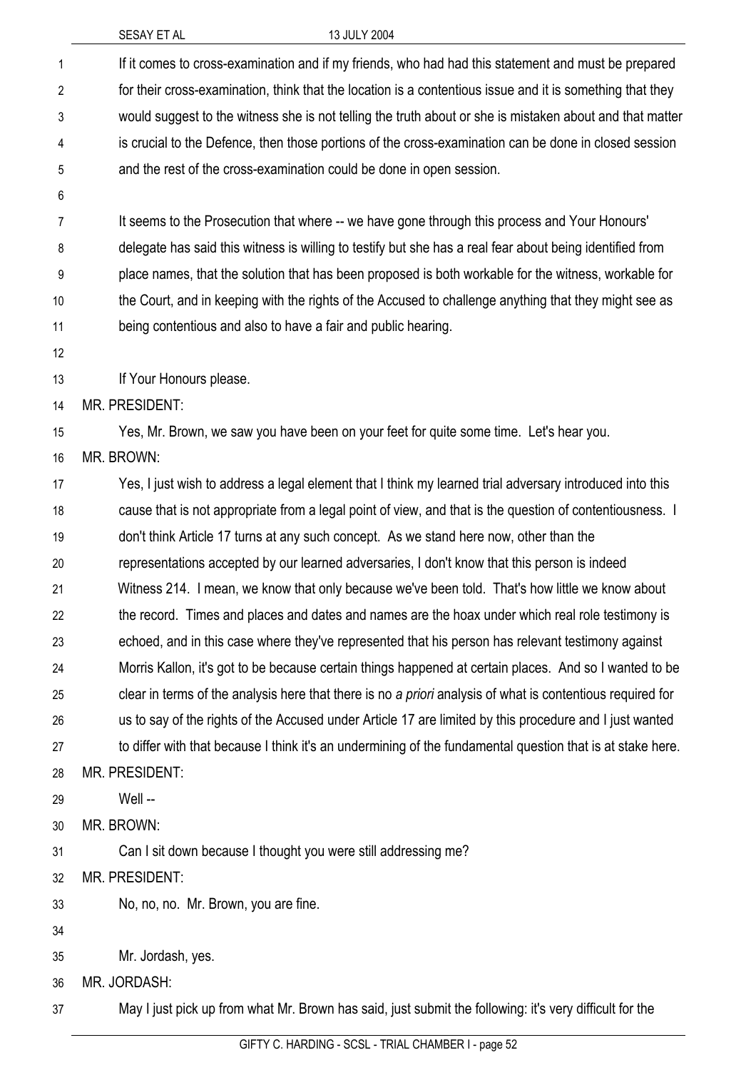If it comes to cross-examination and if my friends, who had had this statement and must be prepared for their cross-examination, think that the location is a contentious issue and it is something that they would suggest to the witness she is not telling the truth about or she is mistaken about and that matter is crucial to the Defence, then those portions of the cross-examination can be done in closed session and the rest of the cross-examination could be done in open session.

It seems to the Prosecution that where -- we have gone through this process and Your Honours' delegate has said this witness is willing to testify but she has a real fear about being identified from place names, that the solution that has been proposed is both workable for the witness, workable for the Court, and in keeping with the rights of the Accused to challenge anything that they might see as being contentious and also to have a fair and public hearing.

If Your Honours please.

MR. PRESIDENT:

Yes, Mr. Brown, we saw you have been on your feet for quite some time. Let's hear you.

MR. BROWN:

Yes, I just wish to address a legal element that I think my learned trial adversary introduced into this cause that is not appropriate from a legal point of view, and that is the question of contentiousness. I don't think Article 17 turns at any such concept. As we stand here now, other than the representations accepted by our learned adversaries, I don't know that this person is indeed Witness 214. I mean, we know that only because we've been told. That's how little we know about the record. Times and places and dates and names are the hoax under which real role testimony is echoed, and in this case where they've represented that his person has relevant testimony against Morris Kallon, it's got to be because certain things happened at certain places. And so I wanted to be clear in terms of the analysis here that there is no *a priori* analysis of what is contentious required for us to say of the rights of the Accused under Article 17 are limited by this procedure and I just wanted to differ with that because I think it's an undermining of the fundamental question that is at stake here.

MR. PRESIDENT:

Well --

MR. BROWN:

Can I sit down because I thought you were still addressing me?

MR. PRESIDENT:

No, no, no. Mr. Brown, you are fine.

Mr. Jordash, yes.

MR. JORDASH:

May I just pick up from what Mr. Brown has said, just submit the following: it's very difficult for the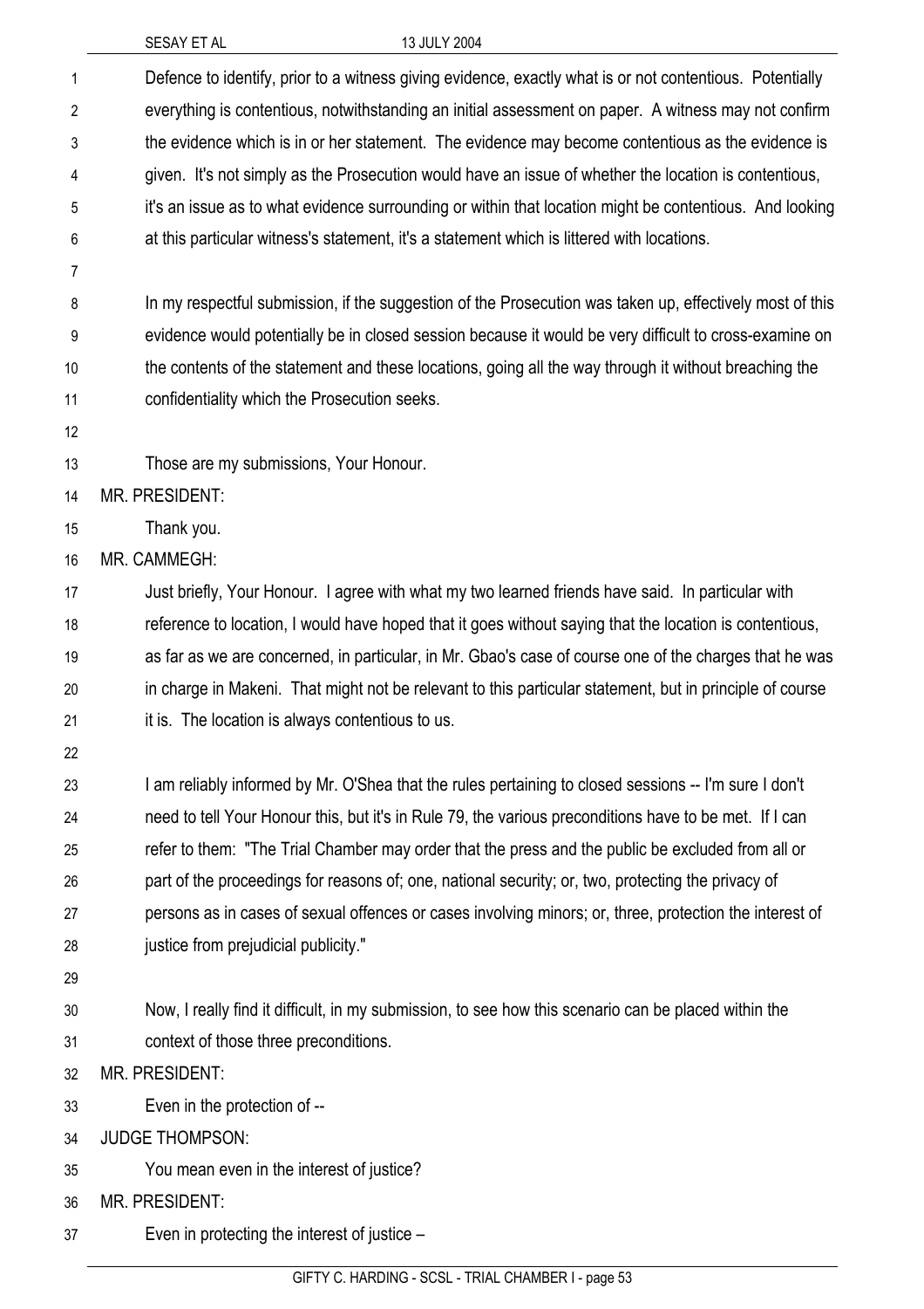Defence to identify, prior to a witness giving evidence, exactly what is or not contentious. Potentially everything is contentious, notwithstanding an initial assessment on paper. A witness may not confirm the evidence which is in or her statement. The evidence may become contentious as the evidence is given. It's not simply as the Prosecution would have an issue of whether the location is contentious, it's an issue as to what evidence surrounding or within that location might be contentious. And looking at this particular witness's statement, it's a statement which is littered with locations.

In my respectful submission, if the suggestion of the Prosecution was taken up, effectively most of this evidence would potentially be in closed session because it would be very difficult to cross-examine on the contents of the statement and these locations, going all the way through it without breaching the confidentiality which the Prosecution seeks.

Those are my submissions, Your Honour.

MR. PRESIDENT:

Thank you.

MR. CAMMEGH:

Just briefly, Your Honour. I agree with what my two learned friends have said. In particular with reference to location, I would have hoped that it goes without saying that the location is contentious, as far as we are concerned, in particular, in Mr. Gbao's case of course one of the charges that he was in charge in Makeni. That might not be relevant to this particular statement, but in principle of course it is. The location is always contentious to us.

I am reliably informed by Mr. O'Shea that the rules pertaining to closed sessions -- I'm sure I don't need to tell Your Honour this, but it's in Rule 79, the various preconditions have to be met. If I can refer to them: "The Trial Chamber may order that the press and the public be excluded from all or part of the proceedings for reasons of; one, national security; or, two, protecting the privacy of persons as in cases of sexual offences or cases involving minors; or, three, protection the interest of justice from prejudicial publicity."

Now, I really find it difficult, in my submission, to see how this scenario can be placed within the context of those three preconditions.

MR. PRESIDENT:

Even in the protection of --

JUDGE THOMPSON:

You mean even in the interest of justice?

MR. PRESIDENT:

Even in protecting the interest of justice –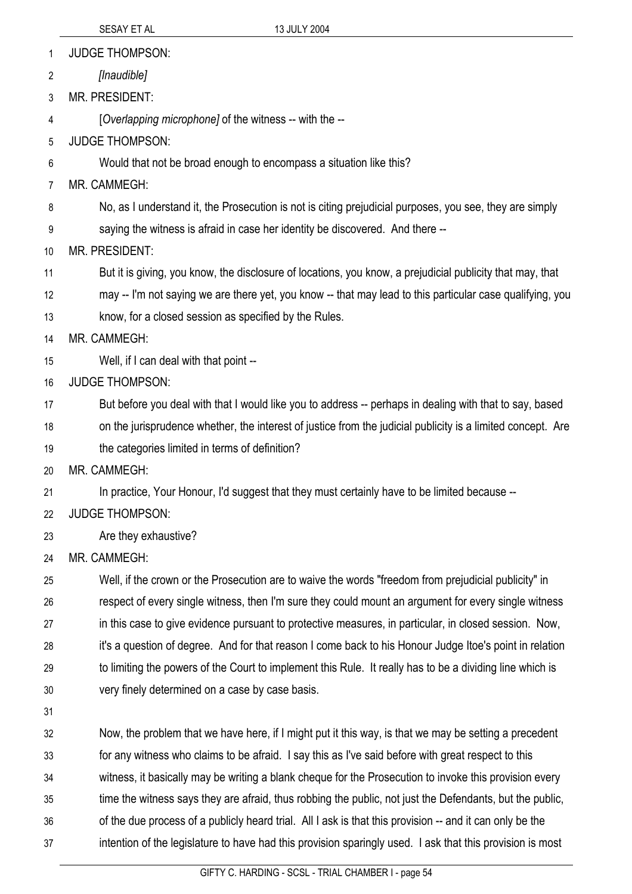JUDGE THOMPSON:

*[Inaudible]*

MR. PRESIDENT:

[*Overlapping microphone]* of the witness -- with the --

JUDGE THOMPSON:

Would that not be broad enough to encompass a situation like this?

MR. CAMMEGH:

No, as I understand it, the Prosecution is not is citing prejudicial purposes, you see, they are simply saying the witness is afraid in case her identity be discovered. And there --

MR. PRESIDENT:

But it is giving, you know, the disclosure of locations, you know, a prejudicial publicity that may, that may -- I'm not saying we are there yet, you know -- that may lead to this particular case qualifying, you know, for a closed session as specified by the Rules.

MR. CAMMEGH:

Well, if I can deal with that point --

JUDGE THOMPSON:

But before you deal with that I would like you to address -- perhaps in dealing with that to say, based on the jurisprudence whether, the interest of justice from the judicial publicity is a limited concept. Are the categories limited in terms of definition?

MR. CAMMEGH:

In practice, Your Honour, I'd suggest that they must certainly have to be limited because --

JUDGE THOMPSON:

Are they exhaustive?

MR. CAMMEGH:

Well, if the crown or the Prosecution are to waive the words "freedom from prejudicial publicity" in respect of every single witness, then I'm sure they could mount an argument for every single witness in this case to give evidence pursuant to protective measures, in particular, in closed session. Now, it's a question of degree. And for that reason I come back to his Honour Judge Itoe's point in relation to limiting the powers of the Court to implement this Rule. It really has to be a dividing line which is very finely determined on a case by case basis.

Now, the problem that we have here, if I might put it this way, is that we may be setting a precedent for any witness who claims to be afraid. I say this as I've said before with great respect to this witness, it basically may be writing a blank cheque for the Prosecution to invoke this provision every time the witness says they are afraid, thus robbing the public, not just the Defendants, but the public, of the due process of a publicly heard trial. All I ask is that this provision -- and it can only be the intention of the legislature to have had this provision sparingly used. I ask that this provision is most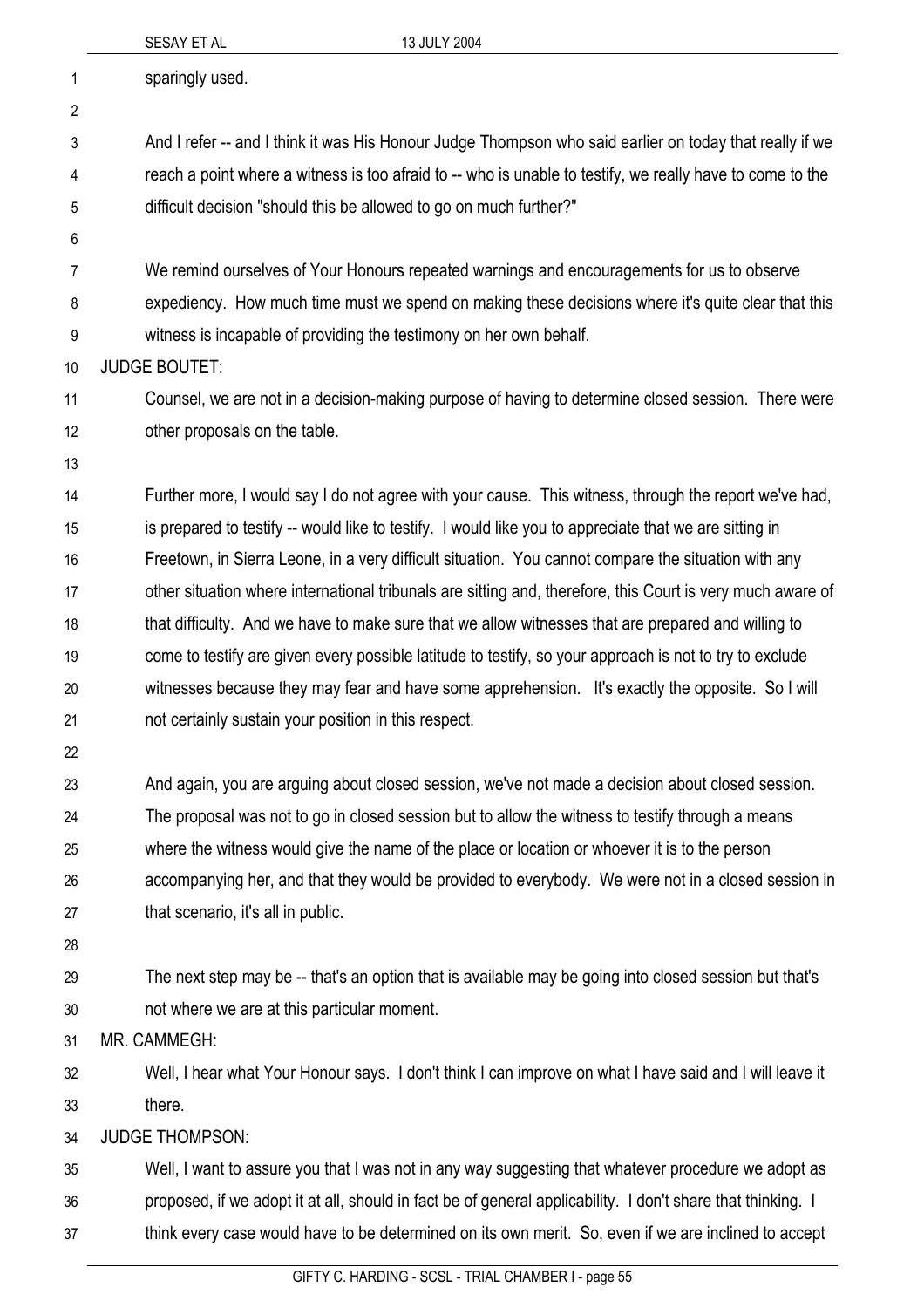sparingly used.

And I refer -- and I think it was His Honour Judge Thompson who said earlier on today that really if we reach a point where a witness is too afraid to -- who is unable to testify, we really have to come to the difficult decision "should this be allowed to go on much further?"

We remind ourselves of Your Honours repeated warnings and encouragements for us to observe expediency. How much time must we spend on making these decisions where it's quite clear that this witness is incapable of providing the testimony on her own behalf.

JUDGE BOUTET:

Counsel, we are not in a decision-making purpose of having to determine closed session. There were other proposals on the table.

Further more, I would say I do not agree with your cause. This witness, through the report we've had, is prepared to testify -- would like to testify. I would like you to appreciate that we are sitting in Freetown, in Sierra Leone, in a very difficult situation. You cannot compare the situation with any other situation where international tribunals are sitting and, therefore, this Court is very much aware of that difficulty. And we have to make sure that we allow witnesses that are prepared and willing to come to testify are given every possible latitude to testify, so your approach is not to try to exclude witnesses because they may fear and have some apprehension. It's exactly the opposite. So I will not certainly sustain your position in this respect.

And again, you are arguing about closed session, we've not made a decision about closed session. The proposal was not to go in closed session but to allow the witness to testify through a means where the witness would give the name of the place or location or whoever it is to the person accompanying her, and that they would be provided to everybody. We were not in a closed session in that scenario, it's all in public.

The next step may be -- that's an option that is available may be going into closed session but that's not where we are at this particular moment.

MR. CAMMEGH:

Well, I hear what Your Honour says. I don't think I can improve on what I have said and I will leave it there.

JUDGE THOMPSON:

Well, I want to assure you that I was not in any way suggesting that whatever procedure we adopt as proposed, if we adopt it at all, should in fact be of general applicability. I don't share that thinking. I think every case would have to be determined on its own merit. So, even if we are inclined to accept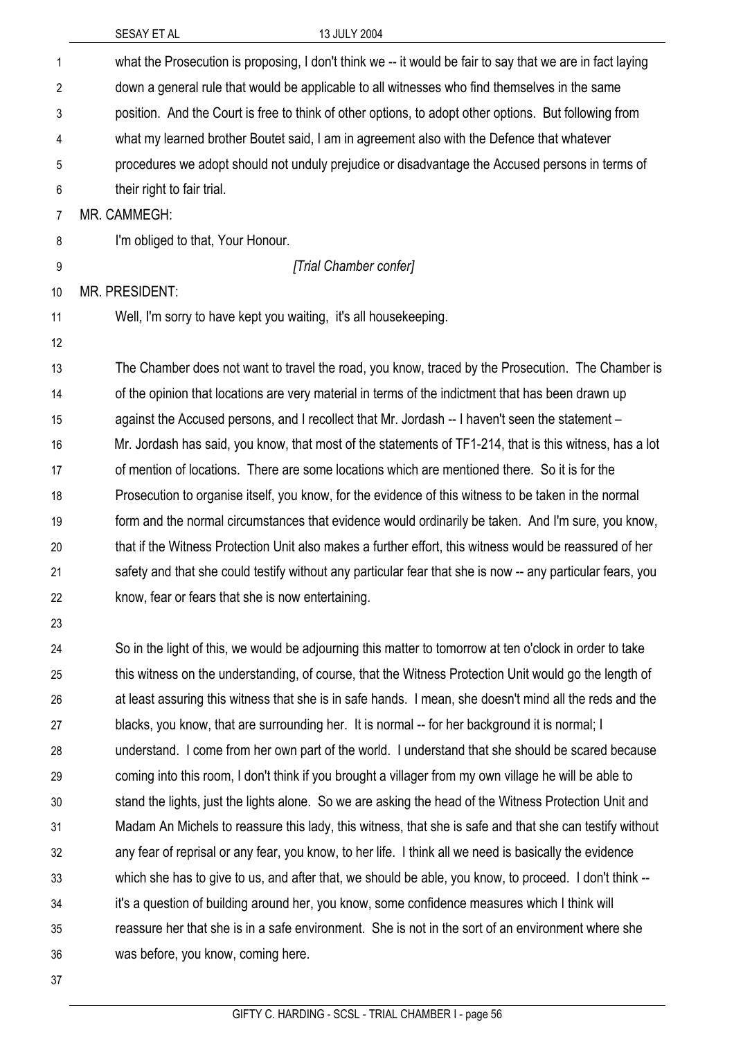what the Prosecution is proposing, I don't think we -- it would be fair to say that we are in fact laying down a general rule that would be applicable to all witnesses who find themselves in the same position. And the Court is free to think of other options, to adopt other options. But following from what my learned brother Boutet said, I am in agreement also with the Defence that whatever procedures we adopt should not unduly prejudice or disadvantage the Accused persons in terms of their right to fair trial.

MR. CAMMEGH:

I'm obliged to that, Your Honour.

*[Trial Chamber confer]*

MR. PRESIDENT:

Well, I'm sorry to have kept you waiting, it's all housekeeping.

The Chamber does not want to travel the road, you know, traced by the Prosecution. The Chamber is of the opinion that locations are very material in terms of the indictment that has been drawn up against the Accused persons, and I recollect that Mr. Jordash -- I haven't seen the statement – Mr. Jordash has said, you know, that most of the statements of TF1-214, that is this witness, has a lot of mention of locations. There are some locations which are mentioned there. So it is for the Prosecution to organise itself, you know, for the evidence of this witness to be taken in the normal form and the normal circumstances that evidence would ordinarily be taken. And I'm sure, you know, that if the Witness Protection Unit also makes a further effort, this witness would be reassured of her safety and that she could testify without any particular fear that she is now -- any particular fears, you know, fear or fears that she is now entertaining.

So in the light of this, we would be adjourning this matter to tomorrow at ten o'clock in order to take this witness on the understanding, of course, that the Witness Protection Unit would go the length of at least assuring this witness that she is in safe hands. I mean, she doesn't mind all the reds and the blacks, you know, that are surrounding her. It is normal -- for her background it is normal; I understand. I come from her own part of the world. I understand that she should be scared because coming into this room, I don't think if you brought a villager from my own village he will be able to stand the lights, just the lights alone. So we are asking the head of the Witness Protection Unit and Madam An Michels to reassure this lady, this witness, that she is safe and that she can testify without any fear of reprisal or any fear, you know, to her life. I think all we need is basically the evidence which she has to give to us, and after that, we should be able, you know, to proceed. I don't think -- it's a question of building around her, you know, some confidence measures which I think will reassure her that she is in a safe environment. She is not in the sort of an environment where she was before, you know, coming here.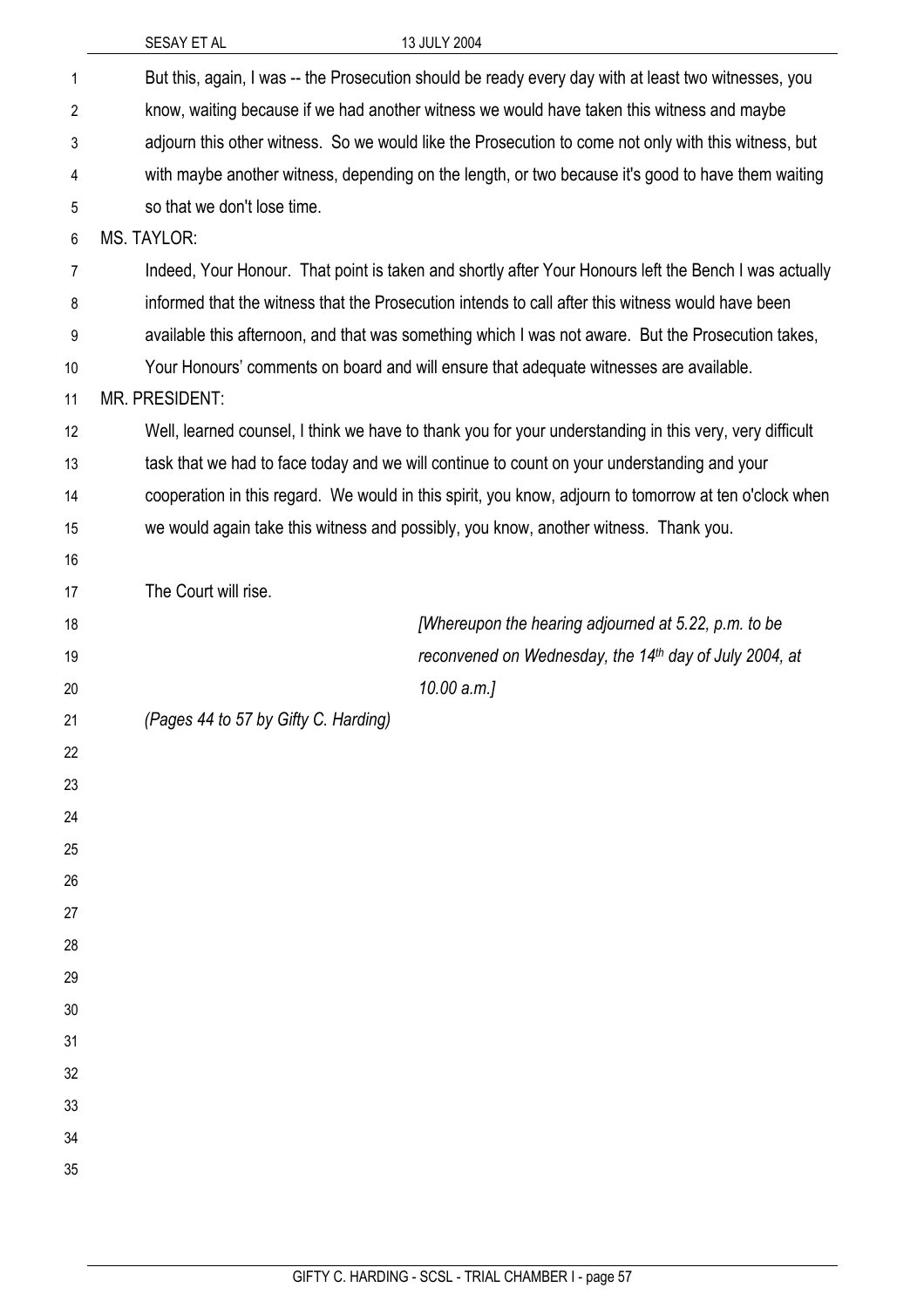But this, again, I was -- the Prosecution should be ready every day with at least two witnesses, you know, waiting because if we had another witness we would have taken this witness and maybe adjourn this other witness. So we would like the Prosecution to come not only with this witness, but with maybe another witness, depending on the length, or two because it's good to have them waiting so that we don't lose time.

MS. TAYLOR:

Indeed, Your Honour. That point is taken and shortly after Your Honours left the Bench I was actually informed that the witness that the Prosecution intends to call after this witness would have been available this afternoon, and that was something which I was not aware. But the Prosecution takes, Your Honours' comments on board and will ensure that adequate witnesses are available.

MR. PRESIDENT:

Well, learned counsel, I think we have to thank you for your understanding in this very, very difficult task that we had to face today and we will continue to count on your understanding and your cooperation in this regard. We would in this spirit, you know, adjourn to tomorrow at ten o'clock when we would again take this witness and possibly, you know, another witness. Thank you.

The Court will rise.

*[Whereupon the hearing adjourned at 5.22, p.m. to be reconvened on Wednesday, the 14th day of July 2004, at 10.00 a.m.]*

*(Pages 44 to 57 by Gifty C. Harding)*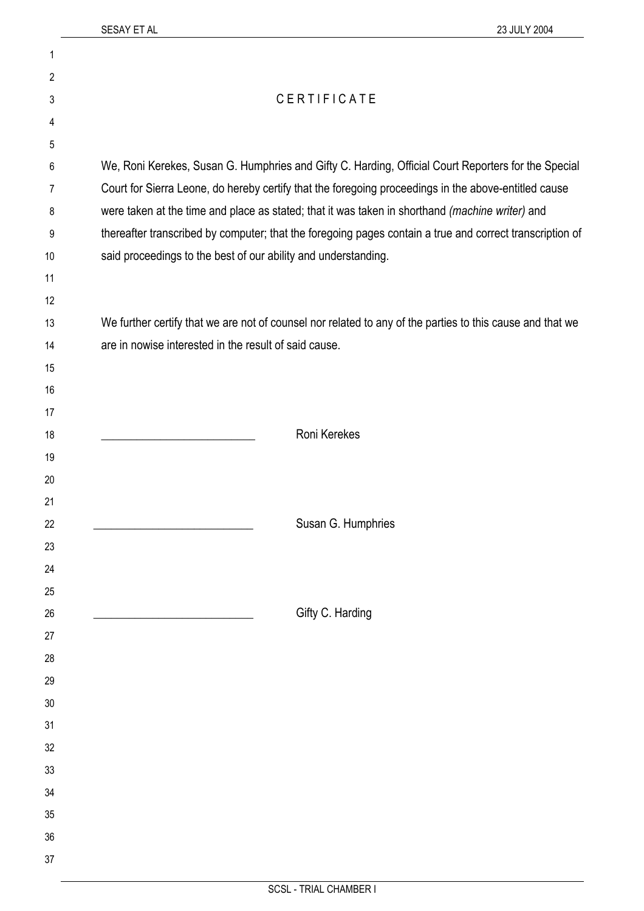# CERTIFICATE

We, Roni Kerekes, Susan G. Humphries and Gifty C. Harding, Official Court Reporters for the Special Court for Sierra Leone, do hereby certify that the foregoing proceedings in the above-entitled cause were taken at the time and place as stated; that it was taken in shorthand *(machine writer)* and thereafter transcribed by computer; that the foregoing pages contain a true and correct transcription of said proceedings to the best of our ability and understanding.

We further certify that we are not of counsel nor related to any of the parties to this cause and that we are in nowise interested in the result of said cause.

___________________________ Roni Kerekes

___________________________ Susan G. Humphries

___________________________ Gifty C. Harding